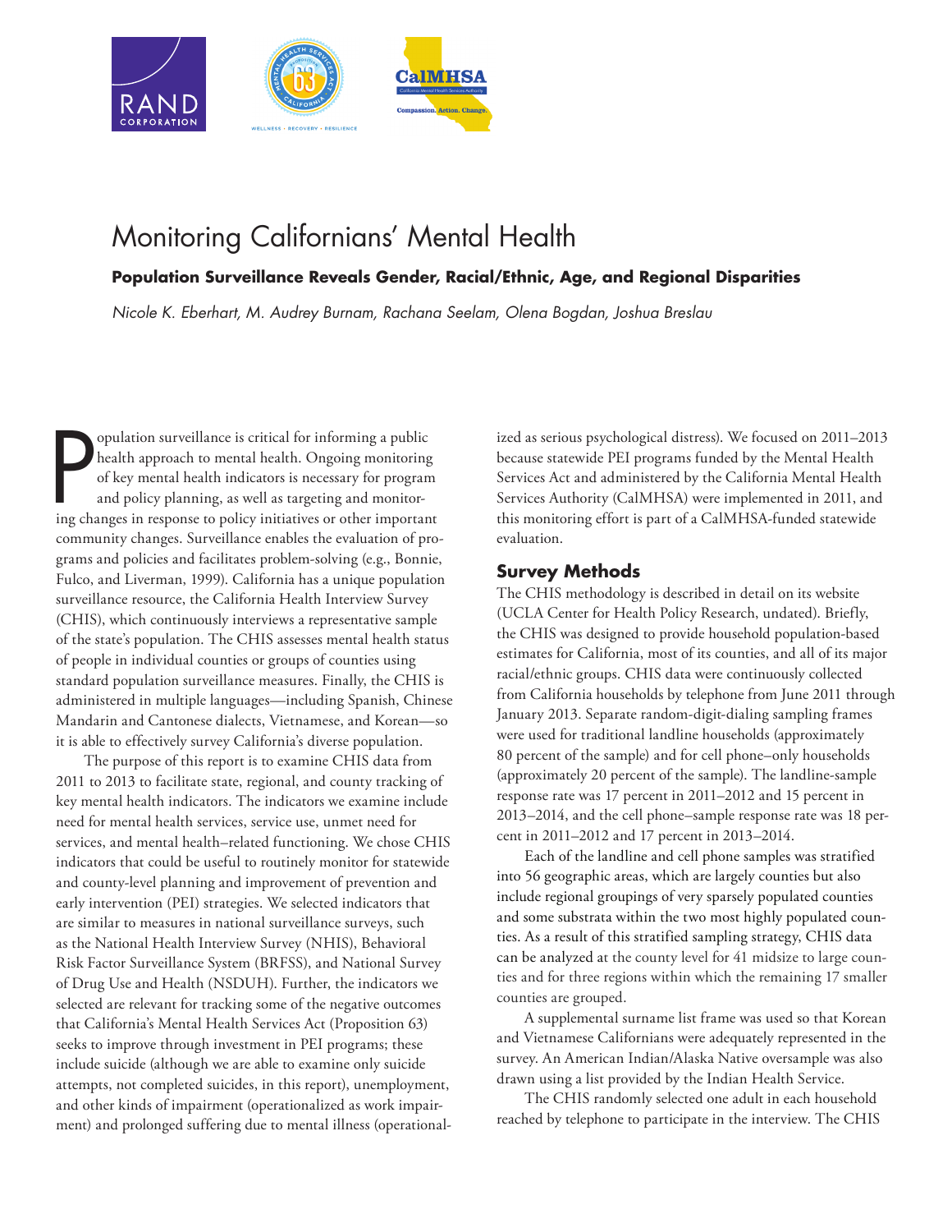# Monitoring Californians' Mental Health

**Population Surveillance Reveals Gender, Racial/Ethnic, Age, and Regional Disparities**

*Nicole K. Eberhart, M. Audrey Burnam, Rachana Seelam, Olena Bogdan, Joshua Breslau*

Population surveillance is critical for informing a public health approach to mental health. Ongoing monitoring of key mental health indicators is necessary for program and policy planning, as well as targeting and monitoring changes in response to policy initiatives or other important community changes. Surveillance enables the evaluation of programs and policies and facilitates problem-solving (e.g., Bonnie, Fulco, and Liverman, 1999). California has a unique population surveillance resource, the California Health Interview Survey (CHIS), which continuously interviews a representative sample of the state's population. The CHIS assesses mental health status of people in individual counties or groups of counties using standard population surveillance measures. Finally, the CHIS is administered in multiple languages—including Spanish, Chinese Mandarin and Cantonese dialects, Vietnamese, and Korean—so it is able to effectively survey California's diverse population.

The purpose of this report is to examine CHIS data from 2011 to 2013 to facilitate state, regional, and county tracking of key mental health indicators. The indicators we examine include need for mental health services, service use, unmet need for services, and mental health–related functioning. We chose CHIS indicators that could be useful to routinely monitor for statewide and county-level planning and improvement of prevention and early intervention (PEI) strategies. We selected indicators that are similar to measures in national surveillance surveys, such as the National Health Interview Survey (NHIS), Behavioral Risk Factor Surveillance System (BRFSS), and National Survey of Drug Use and Health (NSDUH). Further, the indicators we selected are relevant for tracking some of the negative outcomes that California's Mental Health Services Act (Proposition 63) seeks to improve through investment in PEI programs; these include suicide (although we are able to examine only suicide attempts, not completed suicides, in this report), unemployment, and other kinds of impairment (operationalized as work impairment) and prolonged suffering due to mental illness (operationalized as serious psychological distress). We focused on 2011–2013 because statewide PEI programs funded by the Mental Health Services Act and administered by the California Mental Health Services Authority (CalMHSA) were implemented in 2011, and this monitoring effort is part of a CalMHSA-funded statewide evaluation.

## Survey Methods

The CHIS methodology is described in detail on its website (UCLA Center for Health Policy Research, undated). Briefly, the CHIS was designed to provide household population-based estimates for California, most of its counties, and all of its major racial/ethnic groups. CHIS data were continuously collected from California households by telephone from June 2011 through January 2013. Separate random-digit-dialing sampling frames were used for traditional landline households (approximately 80 percent of the sample) and for cell phone–only households (approximately 20 percent of the sample). The landline-sample response rate was 17 percent in 2011–2012 and 15 percent in 2013–2014, and the cell phone–sample response rate was 18 percent in 2011–2012 and 17 percent in 2013–2014.

Each of the landline and cell phone samples was stratified into 56 geographic areas, which are largely counties but also include regional groupings of very sparsely populated counties and some substrata within the two most highly populated counties. As a result of this stratified sampling strategy, CHIS data can be analyzed at the county level for 41 midsize to large counties and for three regions within which the remaining 17 smaller counties are grouped.

A supplemental surname list frame was used so that Korean and Vietnamese Californians were adequately represented in the survey. An American Indian/Alaska Native oversample was also drawn using a list provided by the Indian Health Service.

The CHIS randomly selected one adult in each household reached by telephone to participate in the interview. The CHIS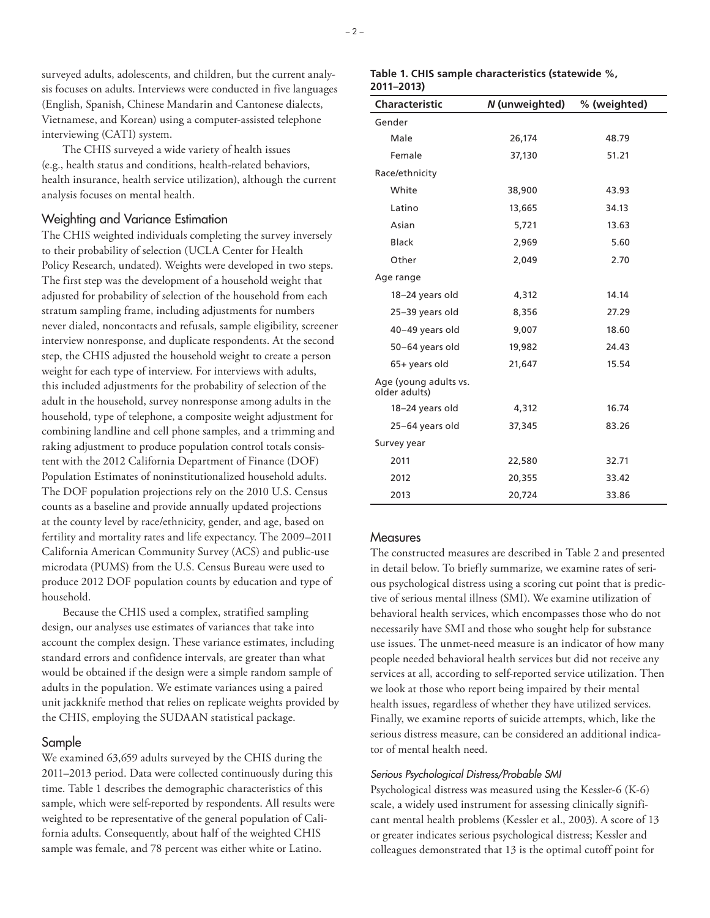surveyed adults, adolescents, and children, but the current analysis focuses on adults. Interviews were conducted in five languages (English, Spanish, Chinese Mandarin and Cantonese dialects, Vietnamese, and Korean) using a computer-assisted telephone interviewing (CATI) system.

The CHIS surveyed a wide variety of health issues (e.g., health status and conditions, health-related behaviors, health insurance, health service utilization), although the current analysis focuses on mental health.

## Weighting and Variance Estimation

The CHIS weighted individuals completing the survey inversely to their probability of selection (UCLA Center for Health Policy Research, undated). Weights were developed in two steps. The first step was the development of a household weight that adjusted for probability of selection of the household from each stratum sampling frame, including adjustments for numbers never dialed, noncontacts and refusals, sample eligibility, screener interview nonresponse, and duplicate respondents. At the second step, the CHIS adjusted the household weight to create a person weight for each type of interview. For interviews with adults, this included adjustments for the probability of selection of the adult in the household, survey nonresponse among adults in the household, type of telephone, a composite weight adjustment for combining landline and cell phone samples, and a trimming and raking adjustment to produce population control totals consistent with the 2012 California Department of Finance (DOF) Population Estimates of noninstitutionalized household adults. The DOF population projections rely on the 2010 U.S. Census counts as a baseline and provide annually updated projections at the county level by race/ethnicity, gender, and age, based on fertility and mortality rates and life expectancy. The 2009–2011 California American Community Survey (ACS) and public-use microdata (PUMS) from the U.S. Census Bureau were used to produce 2012 DOF population counts by education and type of household.

Because the CHIS used a complex, stratified sampling design, our analyses use estimates of variances that take into account the complex design. These variance estimates, including standard errors and confidence intervals, are greater than what would be obtained if the design were a simple random sample of adults in the population. We estimate variances using a paired unit jackknife method that relies on replicate weights provided by the CHIS, employing the SUDAAN statistical package.

## Sample

We examined 63,659 adults surveyed by the CHIS during the 2011–2013 period. Data were collected continuously during this time. Table 1 describes the demographic characteristics of this sample, which were self-reported by respondents. All results were weighted to be representative of the general population of California adults. Consequently, about half of the weighted CHIS sample was female, and 78 percent was either white or Latino.

**Table 1. CHIS sample characteristics (statewide %, 2011–2013)**

| Characteristic | *N* (unweighted) | % (weighted) |
|---|---|---|
| Gender | | |
| Male | 26,174 | 48.79 |
| Female | 37,130 | 51.21 |
| Race/ethnicity | | |
| White | 38,900 | 43.93 |
| Latino | 13,665 | 34.13 |
| Asian | 5,721 | 13.63 |
| Black | 2,969 | 5.60 |
| Other | 2,049 | 2.70 |
| Age range | | |
| 18–24 years old | 4,312 | 14.14 |
| 25–39 years old | 8,356 | 27.29 |
| 40–49 years old | 9,007 | 18.60 |
| 50–64 years old | 19,982 | 24.43 |
| 65+ years old | 21,647 | 15.54 |
| Age (young adults vs. older adults) | | |
| 18–24 years old | 4,312 | 16.74 |
| 25–64 years old | 37,345 | 83.26 |
| Survey year | | |
| 2011 | 22,580 | 32.71 |
| 2012 | 20,355 | 33.42 |
| 2013 | 20,724 | 33.86 |

## Measures

The constructed measures are described in Table 2 and presented in detail below. To briefly summarize, we examine rates of serious psychological distress using a scoring cut point that is predictive of serious mental illness (SMI). We examine utilization of behavioral health services, which encompasses those who do not necessarily have SMI and those who sought help for substance use issues. The unmet-need measure is an indicator of how many people needed behavioral health services but did not receive any services at all, according to self-reported service utilization. Then we look at those who report being impaired by their mental health issues, regardless of whether they have utilized services. Finally, we examine reports of suicide attempts, which, like the serious distress measure, can be considered an additional indicator of mental health need.

### *Serious Psychological Distress/Probable SMI*

Psychological distress was measured using the Kessler-6 (K-6) scale, a widely used instrument for assessing clinically significant mental health problems (Kessler et al., 2003). A score of 13 or greater indicates serious psychological distress; Kessler and colleagues demonstrated that 13 is the optimal cutoff point for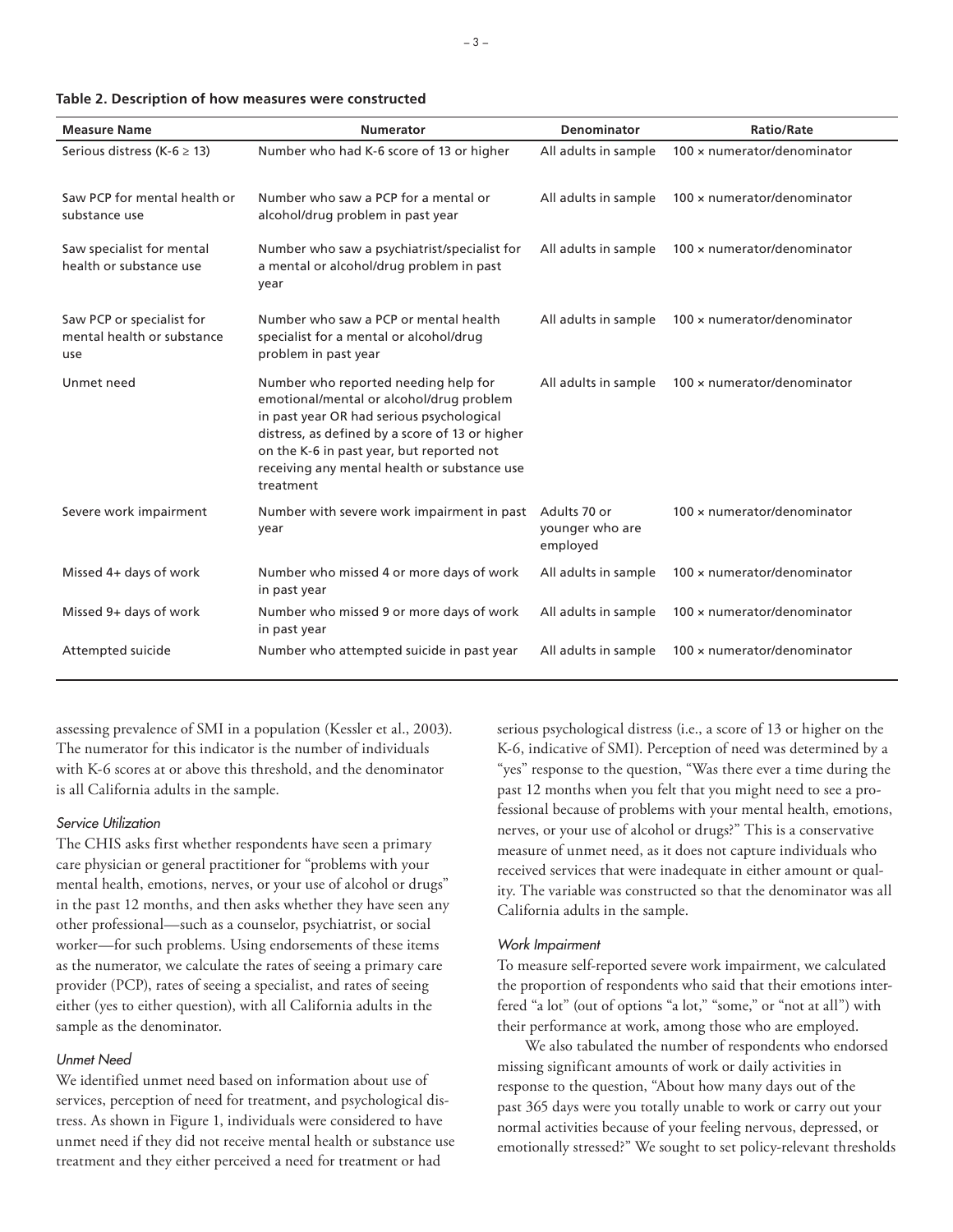**Table 2. Description of how measures were constructed**

| Measure Name | Numerator | Denominator | Ratio/Rate |
|---|---|---|---|
| Serious distress (K-6 ≥ 13) | Number who had K-6 score of 13 or higher | All adults in sample | 100 × numerator/denominator |
| Saw PCP for mental health or substance use | Number who saw a PCP for a mental or alcohol/drug problem in past year | All adults in sample | 100 × numerator/denominator |
| Saw specialist for mental health or substance use | Number who saw a psychiatrist/specialist for a mental or alcohol/drug problem in past year | All adults in sample | 100 × numerator/denominator |
| Saw PCP or specialist for mental health or substance use | Number who saw a PCP or mental health specialist for a mental or alcohol/drug problem in past year | All adults in sample | 100 × numerator/denominator |
| Unmet need | Number who reported needing help for emotional/mental or alcohol/drug problem in past year OR had serious psychological distress, as defined by a score of 13 or higher on the K-6 in past year, but reported not receiving any mental health or substance use treatment | All adults in sample | 100 × numerator/denominator |
| Severe work impairment | Number with severe work impairment in past year | Adults 70 or younger who are employed | 100 × numerator/denominator |
| Missed 4+ days of work | Number who missed 4 or more days of work in past year | All adults in sample | 100 × numerator/denominator |
| Missed 9+ days of work | Number who missed 9 or more days of work in past year | All adults in sample | 100 × numerator/denominator |
| Attempted suicide | Number who attempted suicide in past year | All adults in sample | 100 × numerator/denominator |

assessing prevalence of SMI in a population (Kessler et al., 2003). The numerator for this indicator is the number of individuals with K-6 scores at or above this threshold, and the denominator is all California adults in the sample.

*Service Utilization*

The CHIS asks first whether respondents have seen a primary care physician or general practitioner for "problems with your mental health, emotions, nerves, or your use of alcohol or drugs" in the past 12 months, and then asks whether they have seen any other professional—such as a counselor, psychiatrist, or social worker—for such problems. Using endorsements of these items as the numerator, we calculate the rates of seeing a primary care provider (PCP), rates of seeing a specialist, and rates of seeing either (yes to either question), with all California adults in the sample as the denominator.

*Unmet Need*

We identified unmet need based on information about use of services, perception of need for treatment, and psychological distress. As shown in Figure 1, individuals were considered to have unmet need if they did not receive mental health or substance use treatment and they either perceived a need for treatment or had serious psychological distress (i.e., a score of 13 or higher on the K-6, indicative of SMI). Perception of need was determined by a "yes" response to the question, "Was there ever a time during the past 12 months when you felt that you might need to see a professional because of problems with your mental health, emotions, nerves, or your use of alcohol or drugs?" This is a conservative measure of unmet need, as it does not capture individuals who received services that were inadequate in either amount or quality. The variable was constructed so that the denominator was all California adults in the sample.

*Work Impairment*

To measure self-reported severe work impairment, we calculated the proportion of respondents who said that their emotions interfered "a lot" (out of options "a lot," "some," or "not at all") with their performance at work, among those who are employed.

We also tabulated the number of respondents who endorsed missing significant amounts of work or daily activities in response to the question, "About how many days out of the past 365 days were you totally unable to work or carry out your normal activities because of your feeling nervous, depressed, or emotionally stressed?" We sought to set policy-relevant thresholds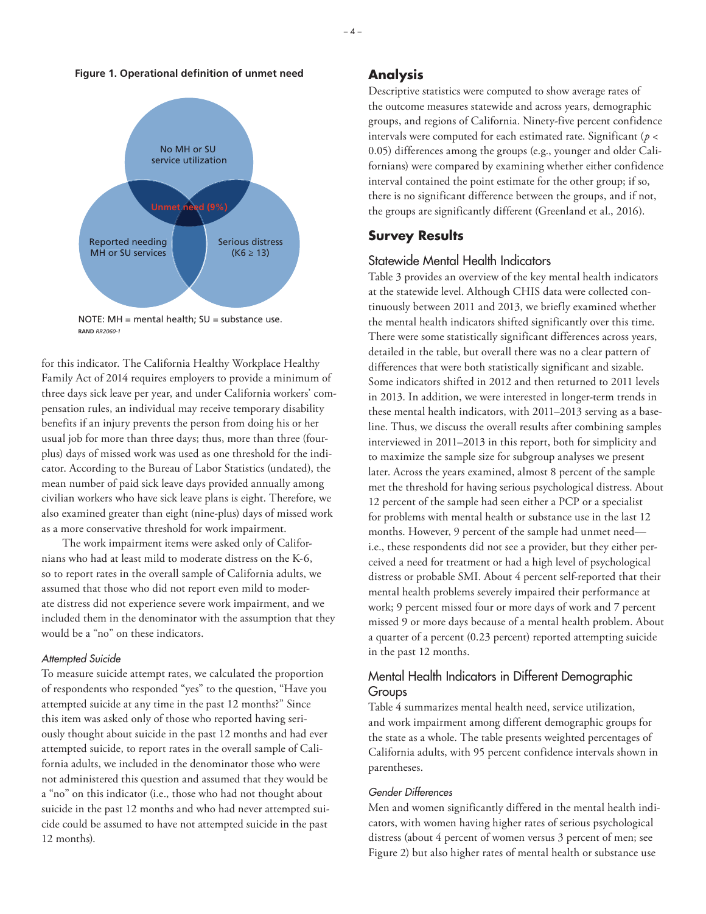**Figure 1. Operational definition of unmet need**

No MH or SU service utilization

Unmet need (9%)

Reported needing MH or SU services

Serious distress (K6 ≥ 13)

NOTE: MH = mental health; SU = substance use.

RAND *RR2060-1*

for this indicator. The California Healthy Workplace Healthy Family Act of 2014 requires employers to provide a minimum of three days sick leave per year, and under California workers' compensation rules, an individual may receive temporary disability benefits if an injury prevents the person from doing his or her usual job for more than three days; thus, more than three (four-plus) days of missed work was used as one threshold for the indicator. According to the Bureau of Labor Statistics (undated), the mean number of paid sick leave days provided annually among civilian workers who have sick leave plans is eight. Therefore, we also examined greater than eight (nine-plus) days of missed work as a more conservative threshold for work impairment.

The work impairment items were asked only of Californians who had at least mild to moderate distress on the K-6, so to report rates in the overall sample of California adults, we assumed that those who did not report even mild to moderate distress did not experience severe work impairment, and we included them in the denominator with the assumption that they would be a "no" on these indicators.

#### *Attempted Suicide*

To measure suicide attempt rates, we calculated the proportion of respondents who responded "yes" to the question, "Have you attempted suicide at any time in the past 12 months?" Since this item was asked only of those who reported having seriously thought about suicide in the past 12 months and had ever attempted suicide, to report rates in the overall sample of California adults, we included in the denominator those who were not administered this question and assumed that they would be a "no" on this indicator (i.e., those who had not thought about suicide in the past 12 months and who had never attempted suicide could be assumed to have not attempted suicide in the past 12 months).

## Analysis

Descriptive statistics were computed to show average rates of the outcome measures statewide and across years, demographic groups, and regions of California. Ninety-five percent confidence intervals were computed for each estimated rate. Significant ($p < 0.05$) differences among the groups (e.g., younger and older Californians) were compared by examining whether either confidence interval contained the point estimate for the other group; if so, there is no significant difference between the groups, and if not, the groups are significantly different (Greenland et al., 2016).

## Survey Results

### Statewide Mental Health Indicators

Table 3 provides an overview of the key mental health indicators at the statewide level. Although CHIS data were collected continuously between 2011 and 2013, we briefly examined whether the mental health indicators shifted significantly over this time. There were some statistically significant differences across years, detailed in the table, but overall there was no a clear pattern of differences that were both statistically significant and sizable. Some indicators shifted in 2012 and then returned to 2011 levels in 2013. In addition, we were interested in longer-term trends in these mental health indicators, with 2011–2013 serving as a baseline. Thus, we discuss the overall results after combining samples interviewed in 2011–2013 in this report, both for simplicity and to maximize the sample size for subgroup analyses we present later. Across the years examined, almost 8 percent of the sample met the threshold for having serious psychological distress. About 12 percent of the sample had seen either a PCP or a specialist for problems with mental health or substance use in the last 12 months. However, 9 percent of the sample had unmet need—i.e., these respondents did not see a provider, but they either perceived a need for treatment or had a high level of psychological distress or probable SMI. About 4 percent self-reported that their mental health problems severely impaired their performance at work; 9 percent missed four or more days of work and 7 percent missed 9 or more days because of a mental health problem. About a quarter of a percent (0.23 percent) reported attempting suicide in the past 12 months.

### Mental Health Indicators in Different Demographic Groups

Table 4 summarizes mental health need, service utilization, and work impairment among different demographic groups for the state as a whole. The table presents weighted percentages of California adults, with 95 percent confidence intervals shown in parentheses.

#### *Gender Differences*

Men and women significantly differed in the mental health indicators, with women having higher rates of serious psychological distress (about 4 percent of women versus 3 percent of men; see Figure 2) but also higher rates of mental health or substance use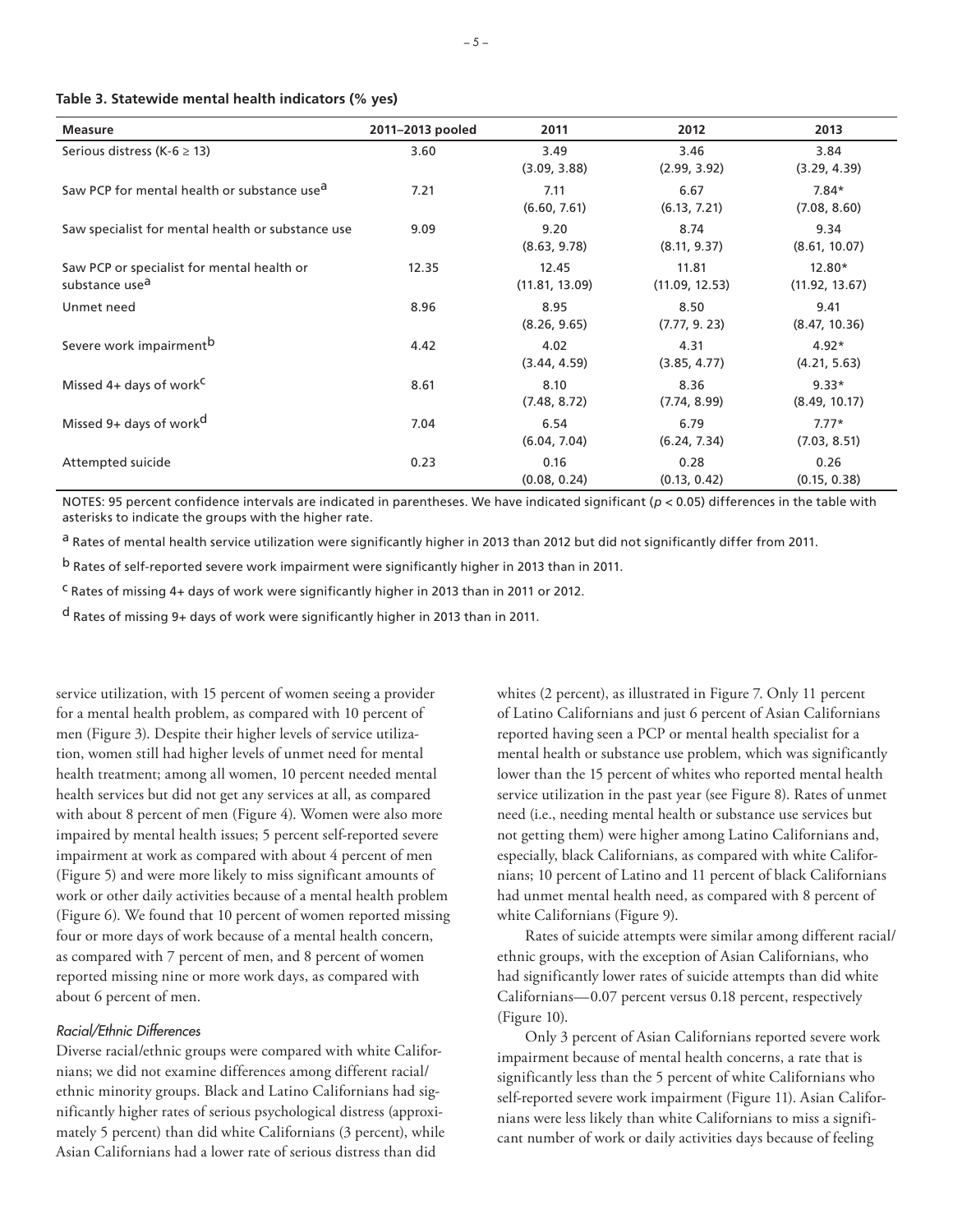**Table 3. Statewide mental health indicators (% yes)**

| Measure | 2011–2013 pooled | 2011 | 2012 | 2013 |
|---|---|---|---|---|
| Serious distress (K-6 ≥ 13) | 3.60 | 3.49 (3.09, 3.88) | 3.46 (2.99, 3.92) | 3.84 (3.29, 4.39) |
| Saw PCP for mental health or substance use[a] | 7.21 | 7.11 (6.60, 7.61) | 6.67 (6.13, 7.21) | 7.84* (7.08, 8.60) |
| Saw specialist for mental health or substance use | 9.09 | 9.20 (8.63, 9.78) | 8.74 (8.11, 9.37) | 9.34 (8.61, 10.07) |
| Saw PCP or specialist for mental health or substance use[a] | 12.35 | 12.45 (11.81, 13.09) | 11.81 (11.09, 12.53) | 12.80* (11.92, 13.67) |
| Unmet need | 8.96 | 8.95 (8.26, 9.65) | 8.50 (7.77, 9. 23) | 9.41 (8.47, 10.36) |
| Severe work impairment[b] | 4.42 | 4.02 (3.44, 4.59) | 4.31 (3.85, 4.77) | 4.92* (4.21, 5.63) |
| Missed 4+ days of work[c] | 8.61 | 8.10 (7.48, 8.72) | 8.36 (7.74, 8.99) | 9.33* (8.49, 10.17) |
| Missed 9+ days of work[d] | 7.04 | 6.54 (6.04, 7.04) | 6.79 (6.24, 7.34) | 7.77* (7.03, 8.51) |
| Attempted suicide | 0.23 | 0.16 (0.08, 0.24) | 0.28 (0.13, 0.42) | 0.26 (0.15, 0.38) |

NOTES: 95 percent confidence intervals are indicated in parentheses. We have indicated significant ($p < 0.05$) differences in the table with asterisks to indicate the groups with the higher rate.

[a] Rates of mental health service utilization were significantly higher in 2013 than 2012 but did not significantly differ from 2011.

[b] Rates of self-reported severe work impairment were significantly higher in 2013 than in 2011.

[c] Rates of missing 4+ days of work were significantly higher in 2013 than in 2011 or 2012.

[d] Rates of missing 9+ days of work were significantly higher in 2013 than in 2011.

service utilization, with 15 percent of women seeing a provider for a mental health problem, as compared with 10 percent of men (Figure 3). Despite their higher levels of service utilization, women still had higher levels of unmet need for mental health treatment; among all women, 10 percent needed mental health services but did not get any services at all, as compared with about 8 percent of men (Figure 4). Women were also more impaired by mental health issues; 5 percent self-reported severe impairment at work as compared with about 4 percent of men (Figure 5) and were more likely to miss significant amounts of work or other daily activities because of a mental health problem (Figure 6). We found that 10 percent of women reported missing four or more days of work because of a mental health concern, as compared with 7 percent of men, and 8 percent of women reported missing nine or more work days, as compared with about 6 percent of men.

### *Racial/Ethnic Differences*

Diverse racial/ethnic groups were compared with white Californians; we did not examine differences among different racial/ethnic minority groups. Black and Latino Californians had significantly higher rates of serious psychological distress (approximately 5 percent) than did white Californians (3 percent), while Asian Californians had a lower rate of serious distress than did whites (2 percent), as illustrated in Figure 7. Only 11 percent of Latino Californians and just 6 percent of Asian Californians reported having seen a PCP or mental health specialist for a mental health or substance use problem, which was significantly lower than the 15 percent of whites who reported mental health service utilization in the past year (see Figure 8). Rates of unmet need (i.e., needing mental health or substance use services but not getting them) were higher among Latino Californians and, especially, black Californians, as compared with white Californians; 10 percent of Latino and 11 percent of black Californians had unmet mental health need, as compared with 8 percent of white Californians (Figure 9).

Rates of suicide attempts were similar among different racial/ethnic groups, with the exception of Asian Californians, who had significantly lower rates of suicide attempts than did white Californians—0.07 percent versus 0.18 percent, respectively (Figure 10).

Only 3 percent of Asian Californians reported severe work impairment because of mental health concerns, a rate that is significantly less than the 5 percent of white Californians who self-reported severe work impairment (Figure 11). Asian Californians were less likely than white Californians to miss a significant number of work or daily activities days because of feeling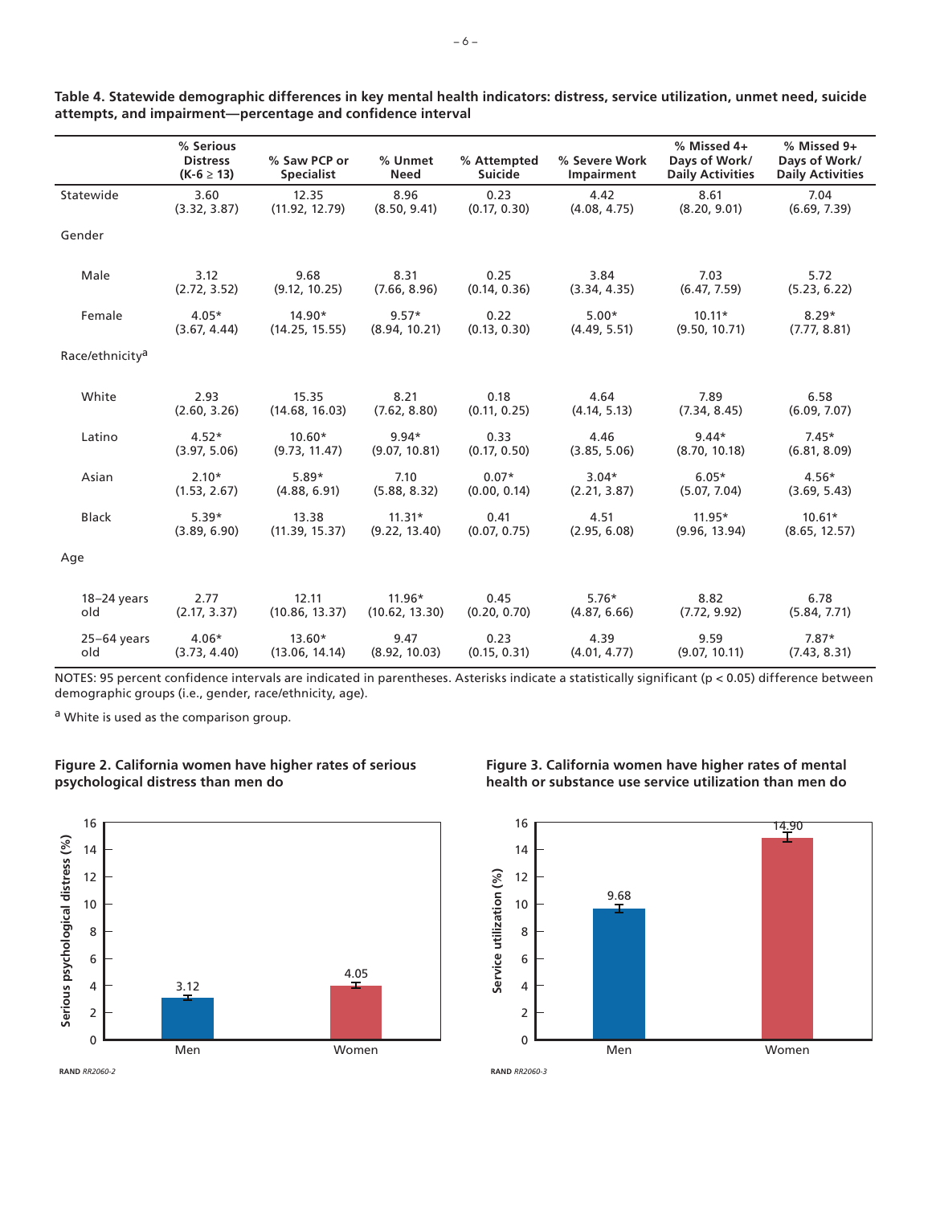**Table 4. Statewide demographic differences in key mental health indicators: distress, service utilization, unmet need, suicide attempts, and impairment—percentage and confidence interval**

| | % Serious Distress (K-6 ≥ 13) | % Saw PCP or Specialist | % Unmet Need | % Attempted Suicide | % Severe Work Impairment | % Missed 4+ Days of Work/ Daily Activities | % Missed 9+ Days of Work/ Daily Activities |
|---|---|---|---|---|---|---|---|
| Statewide | 3.60 (3.32, 3.87) | 12.35 (11.92, 12.79) | 8.96 (8.50, 9.41) | 0.23 (0.17, 0.30) | 4.42 (4.08, 4.75) | 8.61 (8.20, 9.01) | 7.04 (6.69, 7.39) |
| Gender | | | | | | | |
| Male | 3.12 (2.72, 3.52) | 9.68 (9.12, 10.25) | 8.31 (7.66, 8.96) | 0.25 (0.14, 0.36) | 3.84 (3.34, 4.35) | 7.03 (6.47, 7.59) | 5.72 (5.23, 6.22) |
| Female | 4.05* (3.67, 4.44) | 14.90* (14.25, 15.55) | 9.57* (8.94, 10.21) | 0.22 (0.13, 0.30) | 5.00* (4.49, 5.51) | 10.11* (9.50, 10.71) | 8.29* (7.77, 8.81) |
| Race/ethnicity[a] | | | | | | | |
| White | 2.93 (2.60, 3.26) | 15.35 (14.68, 16.03) | 8.21 (7.62, 8.80) | 0.18 (0.11, 0.25) | 4.64 (4.14, 5.13) | 7.89 (7.34, 8.45) | 6.58 (6.09, 7.07) |
| Latino | 4.52* (3.97, 5.06) | 10.60* (9.73, 11.47) | 9.94* (9.07, 10.81) | 0.33 (0.17, 0.50) | 4.46 (3.85, 5.06) | 9.44* (8.70, 10.18) | 7.45* (6.81, 8.09) |
| Asian | 2.10* (1.53, 2.67) | 5.89* (4.88, 6.91) | 7.10 (5.88, 8.32) | 0.07* (0.00, 0.14) | 3.04* (2.21, 3.87) | 6.05* (5.07, 7.04) | 4.56* (3.69, 5.43) |
| Black | 5.39* (3.89, 6.90) | 13.38 (11.39, 15.37) | 11.31* (9.22, 13.40) | 0.41 (0.07, 0.75) | 4.51 (2.95, 6.08) | 11.95* (9.96, 13.94) | 10.61* (8.65, 12.57) |
| Age | | | | | | | |
| 18–24 years old | 2.77 (2.17, 3.37) | 12.11 (10.86, 13.37) | 11.96* (10.62, 13.30) | 0.45 (0.20, 0.70) | 5.76* (4.87, 6.66) | 8.82 (7.72, 9.92) | 6.78 (5.84, 7.71) |
| 25–64 years old | 4.06* (3.73, 4.40) | 13.60* (13.06, 14.14) | 9.47 (8.92, 10.03) | 0.23 (0.15, 0.31) | 4.39 (4.01, 4.77) | 9.59 (9.07, 10.11) | 7.87* (7.43, 8.31) |

NOTES: 95 percent confidence intervals are indicated in parentheses. Asterisks indicate a statistically significant ($p < 0.05$) difference between demographic groups (i.e., gender, race/ethnicity, age).

[a] White is used as the comparison group.

**Figure 2. California women have higher rates of serious psychological distress than men do**

| | Serious psychological distress (%) |
|---|---|
| Men | 3.12 |
| Women | 4.05 |

RAND *RR2060-2*

**Figure 3. California women have higher rates of mental health or substance use service utilization than men do**

| | Service utilization (%) |
|---|---|
| Men | 9.68 |
| Women | 14.90 |

RAND *RR2060-3*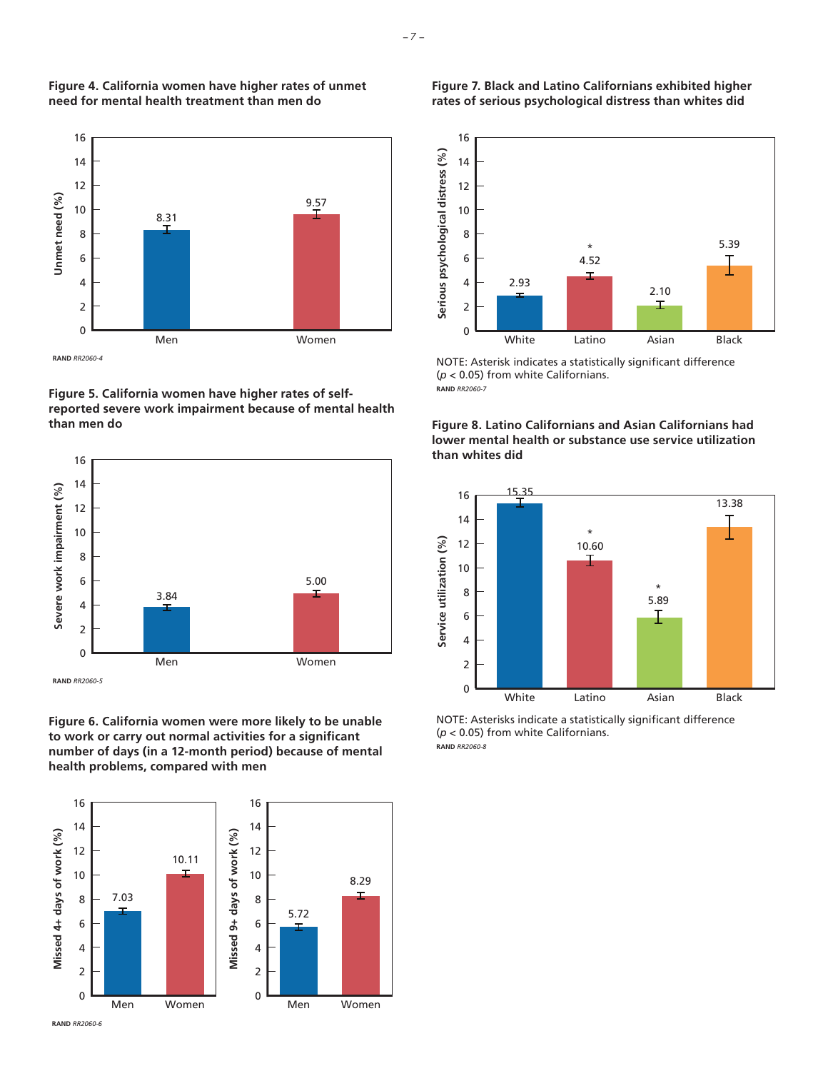**Figure 4. California women have higher rates of unmet need for mental health treatment than men do**

| | Unmet need (%) |
|---|---|
| Men | 8.31 |
| Women | 9.57 |

RAND *RR2060-4*

**Figure 5. California women have higher rates of self-reported severe work impairment because of mental health than men do**

| | Severe work impairment (%) |
|---|---|
| Men | 3.84 |
| Women | 5.00 |

RAND *RR2060-5*

**Figure 6. California women were more likely to be unable to work or carry out normal activities for a significant number of days (in a 12-month period) because of mental health problems, compared with men**

| | Missed 4+ days of work (%) | Missed 9+ days of work (%) |
|---|---|---|
| Men | 7.03 | 5.72 |
| Women | 10.11 | 8.29 |

RAND *RR2060-6*

**Figure 7. Black and Latino Californians exhibited higher rates of serious psychological distress than whites did**

| | Serious psychological distress (%) |
|---|---|
| White | 2.93 |
| Latino | 4.52* |
| Asian | 2.10 |
| Black | 5.39 |

NOTE: Asterisk indicates a statistically significant difference ($p < 0.05$) from white Californians.

RAND *RR2060-7*

**Figure 8. Latino Californians and Asian Californians had lower mental health or substance use service utilization than whites did**

| | Service utilization (%) |
|---|---|
| White | 15.35 |
| Latino | 10.60* |
| Asian | 5.89* |
| Black | 13.38 |

NOTE: Asterisks indicate a statistically significant difference ($p < 0.05$) from white Californians.

RAND *RR2060-8*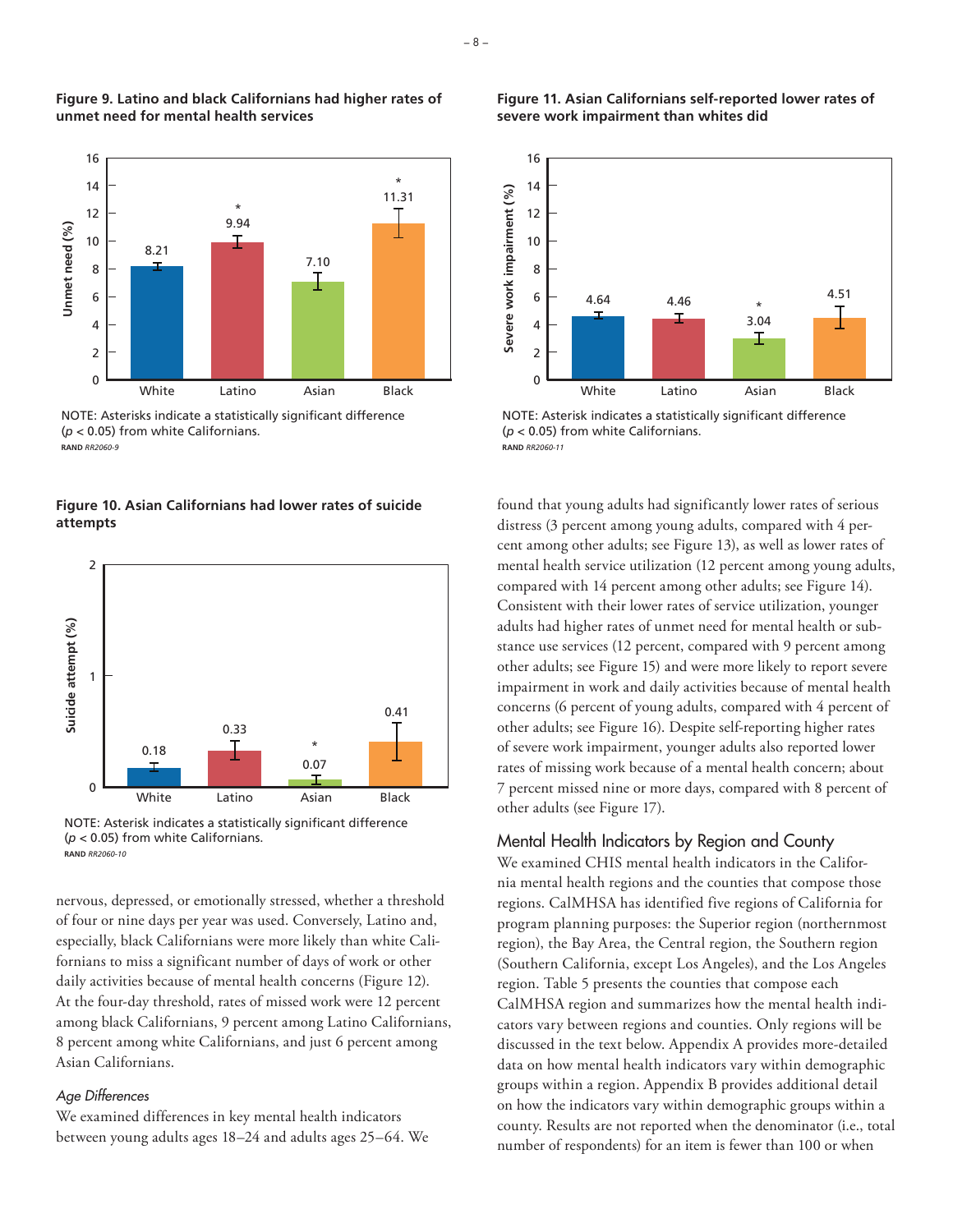**Figure 9. Latino and black Californians had higher rates of unmet need for mental health services**

| | White | Latino | Asian | Black |
|---|---|---|---|---|
| Unmet need (%) | 8.21 | 9.94* | 7.10 | 11.31* |

NOTE: Asterisks indicate a statistically significant difference ($p < 0.05$) from white Californians.

RAND *RR2060-9*

**Figure 10. Asian Californians had lower rates of suicide attempts**

| | White | Latino | Asian | Black |
|---|---|---|---|---|
| Suicide attempt (%) | 0.18 | 0.33 | 0.07* | 0.41 |

NOTE: Asterisk indicates a statistically significant difference ($p < 0.05$) from white Californians.

RAND *RR2060-10*

nervous, depressed, or emotionally stressed, whether a threshold of four or nine days per year was used. Conversely, Latino and, especially, black Californians were more likely than white Californians to miss a significant number of days of work or other daily activities because of mental health concerns (Figure 12). At the four-day threshold, rates of missed work were 12 percent among black Californians, 9 percent among Latino Californians, 8 percent among white Californians, and just 6 percent among Asian Californians.

### *Age Differences*

We examined differences in key mental health indicators between young adults ages 18–24 and adults ages 25–64. We

**Figure 11. Asian Californians self-reported lower rates of severe work impairment than whites did**

| | White | Latino | Asian | Black |
|---|---|---|---|---|
| Severe work impairment (%) | 4.64 | 4.46 | 3.04* | 4.51 |

NOTE: Asterisk indicates a statistically significant difference ($p < 0.05$) from white Californians.

RAND *RR2060-11*

found that young adults had significantly lower rates of serious distress (3 percent among young adults, compared with 4 percent among other adults; see Figure 13), as well as lower rates of mental health service utilization (12 percent among young adults, compared with 14 percent among other adults; see Figure 14). Consistent with their lower rates of service utilization, younger adults had higher rates of unmet need for mental health or substance use services (12 percent, compared with 9 percent among other adults; see Figure 15) and were more likely to report severe impairment in work and daily activities because of mental health concerns (6 percent of young adults, compared with 4 percent of other adults; see Figure 16). Despite self-reporting higher rates of severe work impairment, younger adults also reported lower rates of missing work because of a mental health concern; about 7 percent missed nine or more days, compared with 8 percent of other adults (see Figure 17).

## Mental Health Indicators by Region and County

We examined CHIS mental health indicators in the California mental health regions and the counties that compose those regions. CalMHSA has identified five regions of California for program planning purposes: the Superior region (northernmost region), the Bay Area, the Central region, the Southern region (Southern California, except Los Angeles), and the Los Angeles region. Table 5 presents the counties that compose each CalMHSA region and summarizes how the mental health indicators vary between regions and counties. Only regions will be discussed in the text below. Appendix A provides more-detailed data on how mental health indicators vary within demographic groups within a region. Appendix B provides additional detail on how the indicators vary within demographic groups within a county. Results are not reported when the denominator (i.e., total number of respondents) for an item is fewer than 100 or when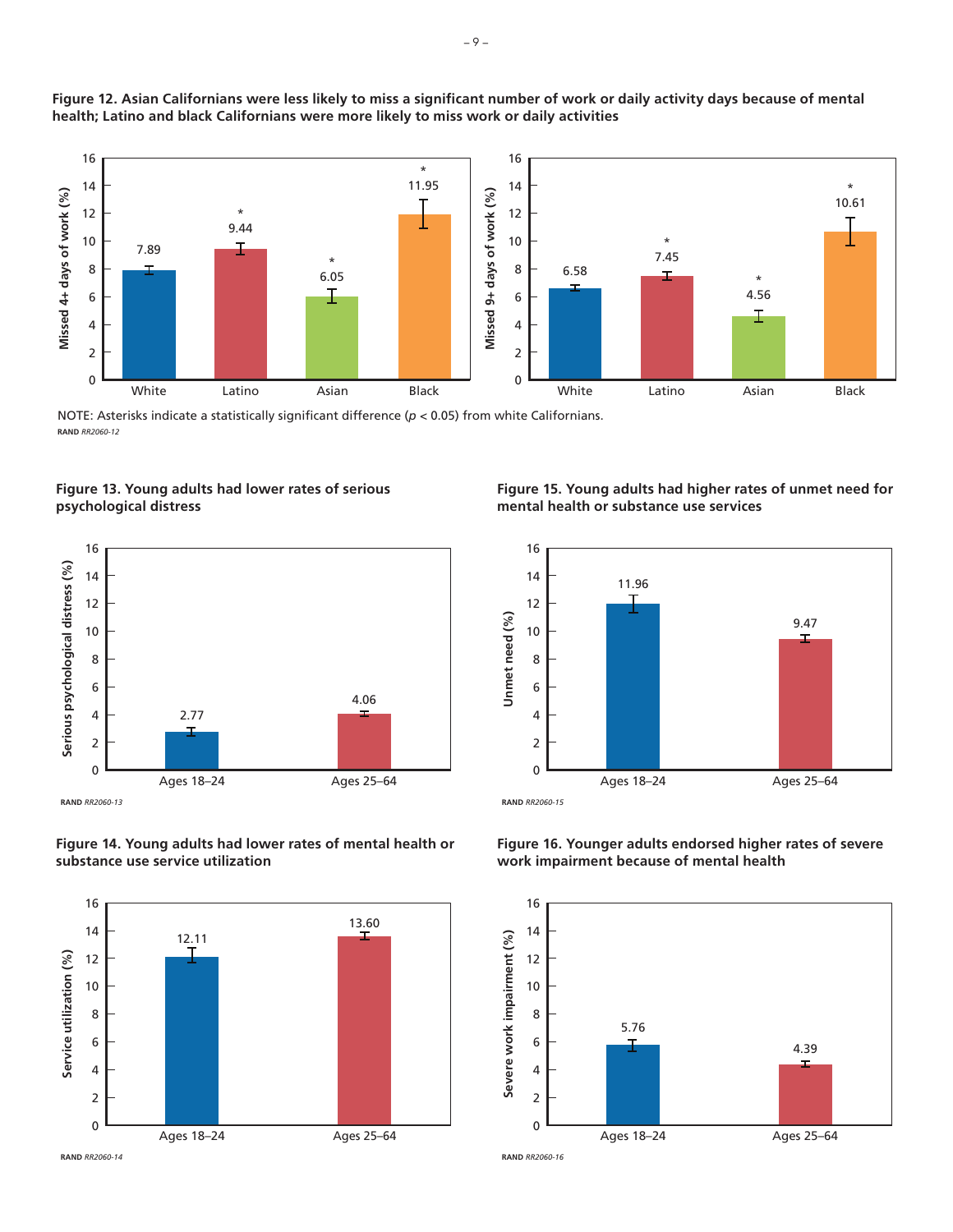**Figure 12. Asian Californians were less likely to miss a significant number of work or daily activity days because of mental health; Latino and black Californians were more likely to miss work or daily activities**

| | White | Latino | Asian | Black |
|---|---|---|---|---|
| Missed 4+ days of work (%) | 7.89 | 9.44* | 6.05* | 11.95* |
| Missed 9+ days of work (%) | 6.58 | 7.45* | 4.56* | 10.61* |

NOTE: Asterisks indicate a statistically significant difference ($p < 0.05$) from white Californians.

**RAND** *RR2060-12*

**Figure 13. Young adults had lower rates of serious psychological distress**

| | Ages 18–24 | Ages 25–64 |
|---|---|---|
| Serious psychological distress (%) | 2.77 | 4.06 |

**RAND** *RR2060-13*

**Figure 14. Young adults had lower rates of mental health or substance use service utilization**

| | Ages 18–24 | Ages 25–64 |
|---|---|---|
| Service utilization (%) | 12.11 | 13.60 |

**RAND** *RR2060-14*

**Figure 15. Young adults had higher rates of unmet need for mental health or substance use services**

| | Ages 18–24 | Ages 25–64 |
|---|---|---|
| Unmet need (%) | 11.96 | 9.47 |

**RAND** *RR2060-15*

**Figure 16. Younger adults endorsed higher rates of severe work impairment because of mental health**

| | Ages 18–24 | Ages 25–64 |
|---|---|---|
| Severe work impairment (%) | 5.76 | 4.39 |

**RAND** *RR2060-16*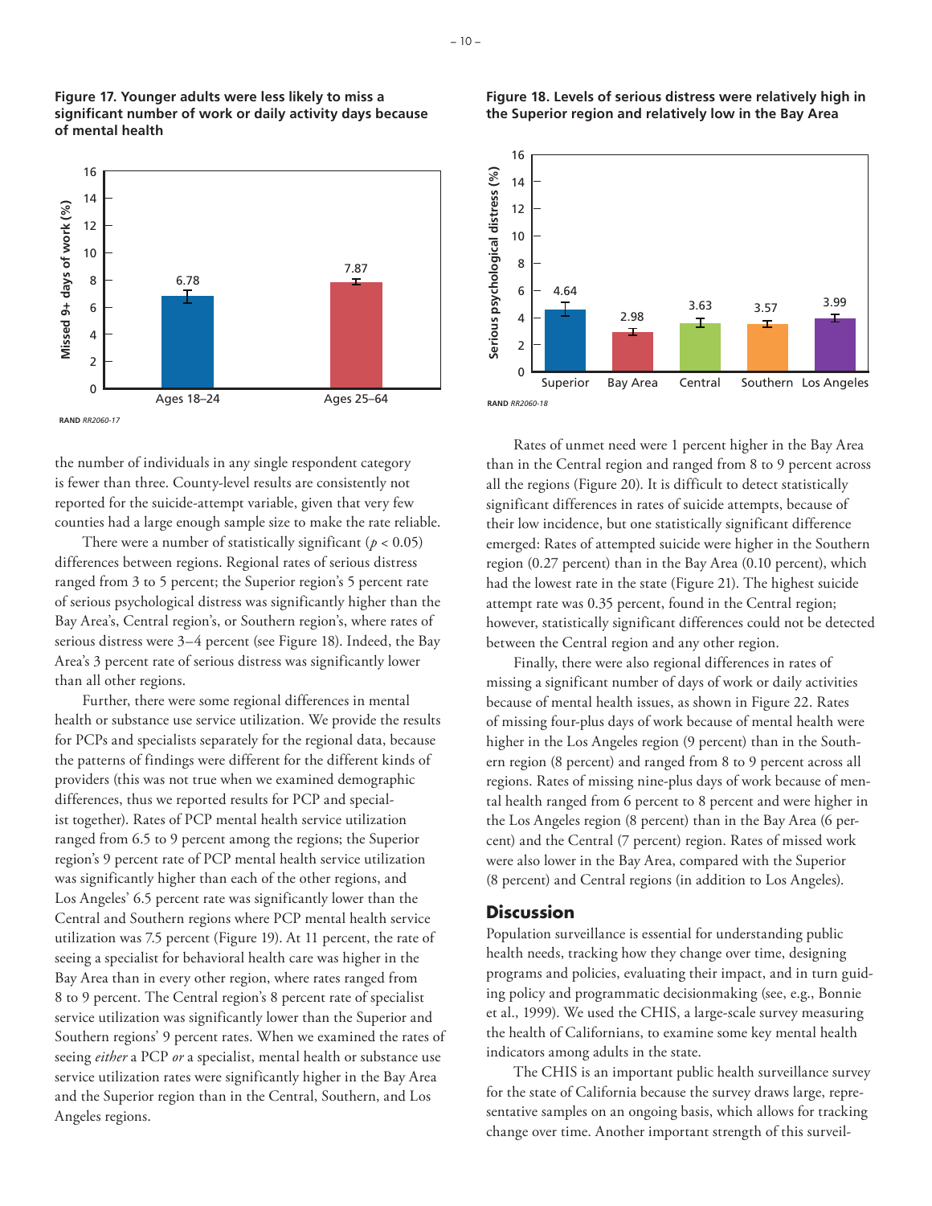**Figure 17. Younger adults were less likely to miss a significant number of work or daily activity days because of mental health**

| | Missed 9+ days of work (%) |
|---|---|
| Ages 18–24 | 6.78 |
| Ages 25–64 | 7.87 |

RAND *RR2060-17*

**Figure 18. Levels of serious distress were relatively high in the Superior region and relatively low in the Bay Area**

| | Serious psychological distress (%) |
|---|---|
| Superior | 4.64 |
| Bay Area | 2.98 |
| Central | 3.63 |
| Southern | 3.57 |
| Los Angeles | 3.99 |

RAND *RR2060-18*

the number of individuals in any single respondent category is fewer than three. County-level results are consistently not reported for the suicide-attempt variable, given that very few counties had a large enough sample size to make the rate reliable.

There were a number of statistically significant ($p < 0.05$) differences between regions. Regional rates of serious distress ranged from 3 to 5 percent; the Superior region's 5 percent rate of serious psychological distress was significantly higher than the Bay Area's, Central region's, or Southern region's, where rates of serious distress were 3–4 percent (see Figure 18). Indeed, the Bay Area's 3 percent rate of serious distress was significantly lower than all other regions.

Further, there were some regional differences in mental health or substance use service utilization. We provide the results for PCPs and specialists separately for the regional data, because the patterns of findings were different for the different kinds of providers (this was not true when we examined demographic differences, thus we reported results for PCP and specialist together). Rates of PCP mental health service utilization ranged from 6.5 to 9 percent among the regions; the Superior region's 9 percent rate of PCP mental health service utilization was significantly higher than each of the other regions, and Los Angeles' 6.5 percent rate was significantly lower than the Central and Southern regions where PCP mental health service utilization was 7.5 percent (Figure 19). At 11 percent, the rate of seeing a specialist for behavioral health care was higher in the Bay Area than in every other region, where rates ranged from 8 to 9 percent. The Central region's 8 percent rate of specialist service utilization was significantly lower than the Superior and Southern regions' 9 percent rates. When we examined the rates of seeing *either* a PCP *or* a specialist, mental health or substance use service utilization rates were significantly higher in the Bay Area and the Superior region than in the Central, Southern, and Los Angeles regions.

Rates of unmet need were 1 percent higher in the Bay Area than in the Central region and ranged from 8 to 9 percent across all the regions (Figure 20). It is difficult to detect statistically significant differences in rates of suicide attempts, because of their low incidence, but one statistically significant difference emerged: Rates of attempted suicide were higher in the Southern region (0.27 percent) than in the Bay Area (0.10 percent), which had the lowest rate in the state (Figure 21). The highest suicide attempt rate was 0.35 percent, found in the Central region; however, statistically significant differences could not be detected between the Central region and any other region.

Finally, there were also regional differences in rates of missing a significant number of days of work or daily activities because of mental health issues, as shown in Figure 22. Rates of missing four-plus days of work because of mental health were higher in the Los Angeles region (9 percent) than in the Southern region (8 percent) and ranged from 8 to 9 percent across all regions. Rates of missing nine-plus days of work because of mental health ranged from 6 percent to 8 percent and were higher in the Los Angeles region (8 percent) than in the Bay Area (6 percent) and the Central (7 percent) region. Rates of missed work were also lower in the Bay Area, compared with the Superior (8 percent) and Central regions (in addition to Los Angeles).

## Discussion

Population surveillance is essential for understanding public health needs, tracking how they change over time, designing programs and policies, evaluating their impact, and in turn guiding policy and programmatic decisionmaking (see, e.g., Bonnie et al., 1999). We used the CHIS, a large-scale survey measuring the health of Californians, to examine some key mental health indicators among adults in the state.

The CHIS is an important public health surveillance survey for the state of California because the survey draws large, representative samples on an ongoing basis, which allows for tracking change over time. Another important strength of this surveil-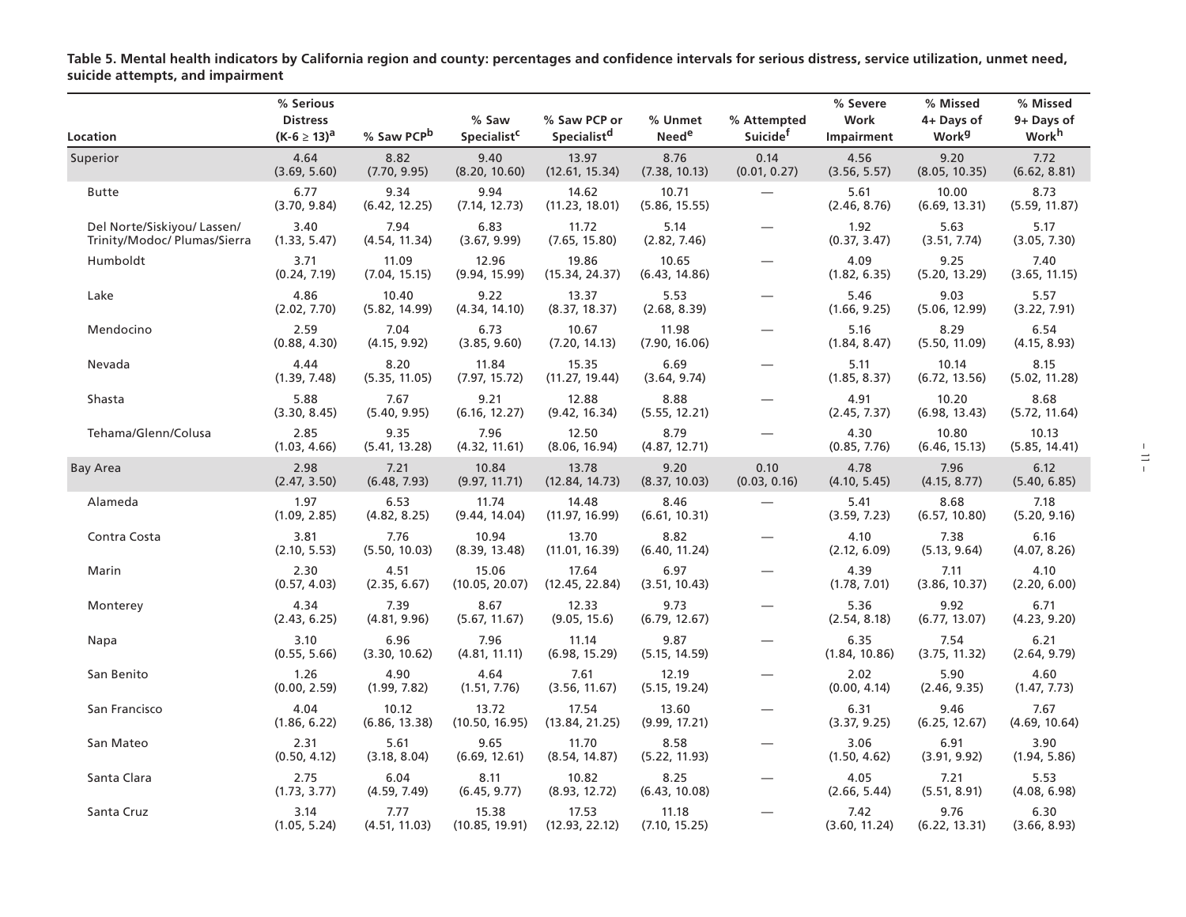**Table 5. Mental health indicators by California region and county: percentages and confidence intervals for serious distress, service utilization, unmet need, suicide attempts, and impairment**

| Location | % Serious Distress (K-6 ≥ 13)[a] | % Saw PCP[b] | % Saw Specialist[c] | % Saw PCP or Specialist[d] | % Unmet Need[e] | % Attempted Suicide[f] | % Severe Work Impairment | % Missed 4+ Days of Work[g] | % Missed 9+ Days of Work[h] |
|---|---|---|---|---|---|---|---|---|---|
| Superior | 4.64 (3.69, 5.60) | 8.82 (7.70, 9.95) | 9.40 (8.20, 10.60) | 13.97 (12.61, 15.34) | 8.76 (7.38, 10.13) | 0.14 (0.01, 0.27) | 4.56 (3.56, 5.57) | 9.20 (8.05, 10.35) | 7.72 (6.62, 8.81) |
| Butte | 6.77 (3.70, 9.84) | 9.34 (6.42, 12.25) | 9.94 (7.14, 12.73) | 14.62 (11.23, 18.01) | 10.71 (5.86, 15.55) | — | 5.61 (2.46, 8.76) | 10.00 (6.69, 13.31) | 8.73 (5.59, 11.87) |
| Del Norte/Siskiyou/ Lassen/ Trinity/Modoc/ Plumas/Sierra | 3.40 (1.33, 5.47) | 7.94 (4.54, 11.34) | 6.83 (3.67, 9.99) | 11.72 (7.65, 15.80) | 5.14 (2.82, 7.46) | — | 1.92 (0.37, 3.47) | 5.63 (3.51, 7.74) | 5.17 (3.05, 7.30) |
| Humboldt | 3.71 (0.24, 7.19) | 11.09 (7.04, 15.15) | 12.96 (9.94, 15.99) | 19.86 (15.34, 24.37) | 10.65 (6.43, 14.86) | — | 4.09 (1.82, 6.35) | 9.25 (5.20, 13.29) | 7.40 (3.65, 11.15) |
| Lake | 4.86 (2.02, 7.70) | 10.40 (5.82, 14.99) | 9.22 (4.34, 14.10) | 13.37 (8.37, 18.37) | 5.53 (2.68, 8.39) | — | 5.46 (1.66, 9.25) | 9.03 (5.06, 12.99) | 5.57 (3.22, 7.91) |
| Mendocino | 2.59 (0.88, 4.30) | 7.04 (4.15, 9.92) | 6.73 (3.85, 9.60) | 10.67 (7.20, 14.13) | 11.98 (7.90, 16.06) | — | 5.16 (1.84, 8.47) | 8.29 (5.50, 11.09) | 6.54 (4.15, 8.93) |
| Nevada | 4.44 (1.39, 7.48) | 8.20 (5.35, 11.05) | 11.84 (7.97, 15.72) | 15.35 (11.27, 19.44) | 6.69 (3.64, 9.74) | — | 5.11 (1.85, 8.37) | 10.14 (6.72, 13.56) | 8.15 (5.02, 11.28) |
| Shasta | 5.88 (3.30, 8.45) | 7.67 (5.40, 9.95) | 9.21 (6.16, 12.27) | 12.88 (9.42, 16.34) | 8.88 (5.55, 12.21) | — | 4.91 (2.45, 7.37) | 10.20 (6.98, 13.43) | 8.68 (5.72, 11.64) |
| Tehama/Glenn/Colusa | 2.85 (1.03, 4.66) | 9.35 (5.41, 13.28) | 7.96 (4.32, 11.61) | 12.50 (8.06, 16.94) | 8.79 (4.87, 12.71) | — | 4.30 (0.85, 7.76) | 10.80 (6.46, 15.13) | 10.13 (5.85, 14.41) |
| Bay Area | 2.98 (2.47, 3.50) | 7.21 (6.48, 7.93) | 10.84 (9.97, 11.71) | 13.78 (12.84, 14.73) | 9.20 (8.37, 10.03) | 0.10 (0.03, 0.16) | 4.78 (4.10, 5.45) | 7.96 (4.15, 8.77) | 6.12 (5.40, 6.85) |
| Alameda | 1.97 (1.09, 2.85) | 6.53 (4.82, 8.25) | 11.74 (9.44, 14.04) | 14.48 (11.97, 16.99) | 8.46 (6.61, 10.31) | — | 5.41 (3.59, 7.23) | 8.68 (6.57, 10.80) | 7.18 (5.20, 9.16) |
| Contra Costa | 3.81 (2.10, 5.53) | 7.76 (5.50, 10.03) | 10.94 (8.39, 13.48) | 13.70 (11.01, 16.39) | 8.82 (6.40, 11.24) | — | 4.10 (2.12, 6.09) | 7.38 (5.13, 9.64) | 6.16 (4.07, 8.26) |
| Marin | 2.30 (0.57, 4.03) | 4.51 (2.35, 6.67) | 15.06 (10.05, 20.07) | 17.64 (12.45, 22.84) | 6.97 (3.51, 10.43) | — | 4.39 (1.78, 7.01) | 7.11 (3.86, 10.37) | 4.10 (2.20, 6.00) |
| Monterey | 4.34 (2.43, 6.25) | 7.39 (4.81, 9.96) | 8.67 (5.67, 11.67) | 12.33 (9.05, 15.6) | 9.73 (6.79, 12.67) | — | 5.36 (2.54, 8.18) | 9.92 (6.77, 13.07) | 6.71 (4.23, 9.20) |
| Napa | 3.10 (0.55, 5.66) | 6.96 (3.30, 10.62) | 7.96 (4.81, 11.11) | 11.14 (6.98, 15.29) | 9.87 (5.15, 14.59) | — | 6.35 (1.84, 10.86) | 7.54 (3.75, 11.32) | 6.21 (2.64, 9.79) |
| San Benito | 1.26 (0.00, 2.59) | 4.90 (1.99, 7.82) | 4.64 (1.51, 7.76) | 7.61 (3.56, 11.67) | 12.19 (5.15, 19.24) | — | 2.02 (0.00, 4.14) | 5.90 (2.46, 9.35) | 4.60 (1.47, 7.73) |
| San Francisco | 4.04 (1.86, 6.22) | 10.12 (6.86, 13.38) | 13.72 (10.50, 16.95) | 17.54 (13.84, 21.25) | 13.60 (9.99, 17.21) | — | 6.31 (3.37, 9.25) | 9.46 (6.25, 12.67) | 7.67 (4.69, 10.64) |
| San Mateo | 2.31 (0.50, 4.12) | 5.61 (3.18, 8.04) | 9.65 (6.69, 12.61) | 11.70 (8.54, 14.87) | 8.58 (5.22, 11.93) | — | 3.06 (1.50, 4.62) | 6.91 (3.91, 9.92) | 3.90 (1.94, 5.86) |
| Santa Clara | 2.75 (1.73, 3.77) | 6.04 (4.59, 7.49) | 8.11 (6.45, 9.77) | 10.82 (8.93, 12.72) | 8.25 (6.43, 10.08) | — | 4.05 (2.66, 5.44) | 7.21 (5.51, 8.91) | 5.53 (4.08, 6.98) |
| Santa Cruz | 3.14 (1.05, 5.24) | 7.77 (4.51, 11.03) | 15.38 (10.85, 19.91) | 17.53 (12.93, 22.12) | 11.18 (7.10, 15.25) | — | 7.42 (3.60, 11.24) | 9.76 (6.22, 13.31) | 6.30 (3.66, 8.93) |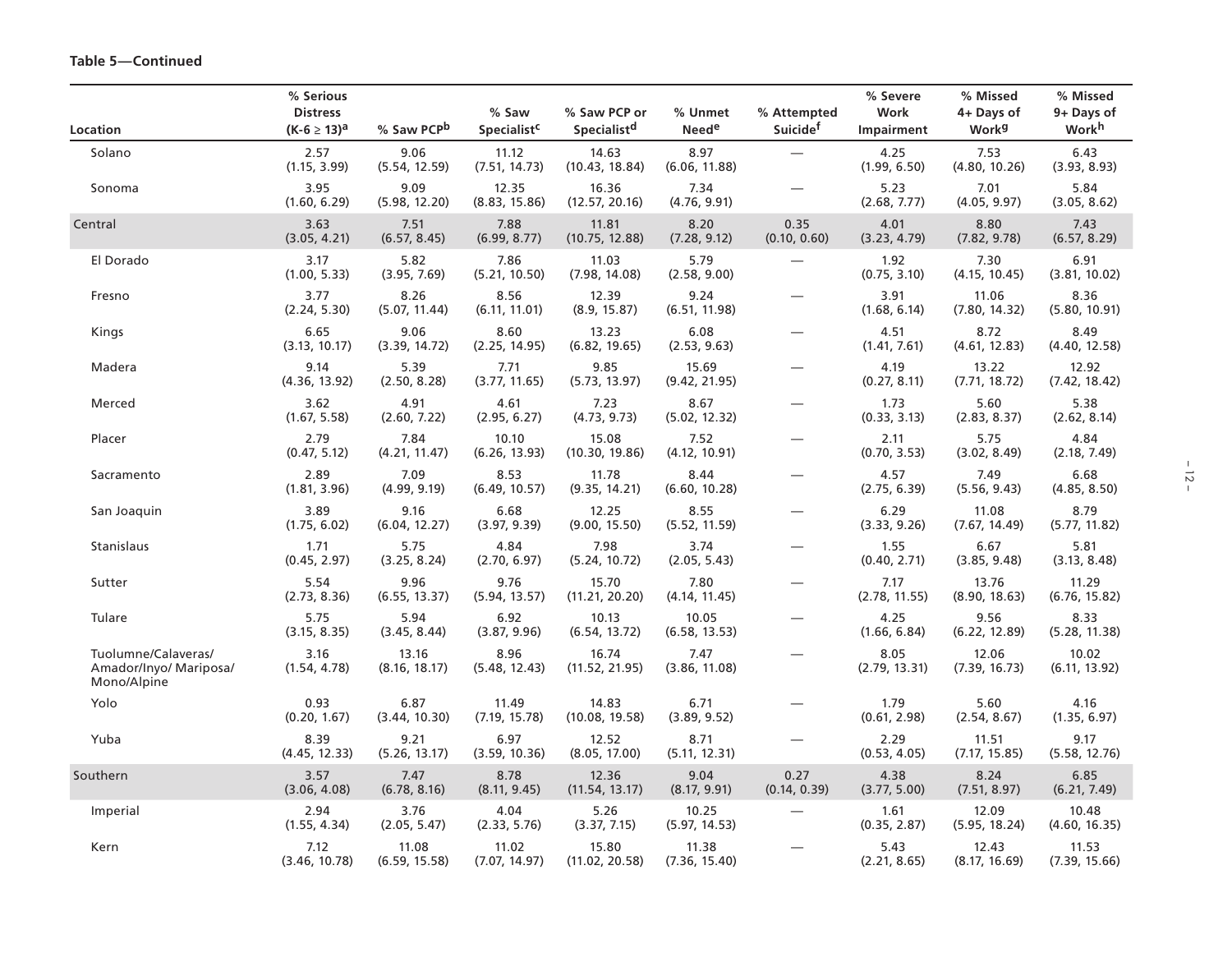**Table 5—Continued**

| Location | % Serious Distress (K-6 ≥ 13)[a] | % Saw PCP[b] | % Saw Specialist[c] | % Saw PCP or Specialist[d] | % Unmet Need[e] | % Attempted Suicide[f] | % Severe Work Impairment | % Missed 4+ Days of Work[g] | % Missed 9+ Days of Work[h] |
|---|---|---|---|---|---|---|---|---|---|
| Solano | 2.57 (1.15, 3.99) | 9.06 (5.54, 12.59) | 11.12 (7.51, 14.73) | 14.63 (10.43, 18.84) | 8.97 (6.06, 11.88) | — | 4.25 (1.99, 6.50) | 7.53 (4.80, 10.26) | 6.43 (3.93, 8.93) |
| Sonoma | 3.95 (1.60, 6.29) | 9.09 (5.98, 12.20) | 12.35 (8.83, 15.86) | 16.36 (12.57, 20.16) | 7.34 (4.76, 9.91) | — | 5.23 (2.68, 7.77) | 7.01 (4.05, 9.97) | 5.84 (3.05, 8.62) |
| Central | 3.63 (3.05, 4.21) | 7.51 (6.57, 8.45) | 7.88 (6.99, 8.77) | 11.81 (10.75, 12.88) | 8.20 (7.28, 9.12) | 0.35 (0.10, 0.60) | 4.01 (3.23, 4.79) | 8.80 (7.82, 9.78) | 7.43 (6.57, 8.29) |
| El Dorado | 3.17 (1.00, 5.33) | 5.82 (3.95, 7.69) | 7.86 (5.21, 10.50) | 11.03 (7.98, 14.08) | 5.79 (2.58, 9.00) | — | 1.92 (0.75, 3.10) | 7.30 (4.15, 10.45) | 6.91 (3.81, 10.02) |
| Fresno | 3.77 (2.24, 5.30) | 8.26 (5.07, 11.44) | 8.56 (6.11, 11.01) | 12.39 (8.9, 15.87) | 9.24 (6.51, 11.98) | — | 3.91 (1.68, 6.14) | 11.06 (7.80, 14.32) | 8.36 (5.80, 10.91) |
| Kings | 6.65 (3.13, 10.17) | 9.06 (3.39, 14.72) | 8.60 (2.25, 14.95) | 13.23 (6.82, 19.65) | 6.08 (2.53, 9.63) | — | 4.51 (1.41, 7.61) | 8.72 (4.61, 12.83) | 8.49 (4.40, 12.58) |
| Madera | 9.14 (4.36, 13.92) | 5.39 (2.50, 8.28) | 7.71 (3.77, 11.65) | 9.85 (5.73, 13.97) | 15.69 (9.42, 21.95) | — | 4.19 (0.27, 8.11) | 13.22 (7.71, 18.72) | 12.92 (7.42, 18.42) |
| Merced | 3.62 (1.67, 5.58) | 4.91 (2.60, 7.22) | 4.61 (2.95, 6.27) | 7.23 (4.73, 9.73) | 8.67 (5.02, 12.32) | — | 1.73 (0.33, 3.13) | 5.60 (2.83, 8.37) | 5.38 (2.62, 8.14) |
| Placer | 2.79 (0.47, 5.12) | 7.84 (4.21, 11.47) | 10.10 (6.26, 13.93) | 15.08 (10.30, 19.86) | 7.52 (4.12, 10.91) | — | 2.11 (0.70, 3.53) | 5.75 (3.02, 8.49) | 4.84 (2.18, 7.49) |
| Sacramento | 2.89 (1.81, 3.96) | 7.09 (4.99, 9.19) | 8.53 (6.49, 10.57) | 11.78 (9.35, 14.21) | 8.44 (6.60, 10.28) | — | 4.57 (2.75, 6.39) | 7.49 (5.56, 9.43) | 6.68 (4.85, 8.50) |
| San Joaquin | 3.89 (1.75, 6.02) | 9.16 (6.04, 12.27) | 6.68 (3.97, 9.39) | 12.25 (9.00, 15.50) | 8.55 (5.52, 11.59) | — | 6.29 (3.33, 9.26) | 11.08 (7.67, 14.49) | 8.79 (5.77, 11.82) |
| Stanislaus | 1.71 (0.45, 2.97) | 5.75 (3.25, 8.24) | 4.84 (2.70, 6.97) | 7.98 (5.24, 10.72) | 3.74 (2.05, 5.43) | — | 1.55 (0.40, 2.71) | 6.67 (3.85, 9.48) | 5.81 (3.13, 8.48) |
| Sutter | 5.54 (2.73, 8.36) | 9.96 (6.55, 13.37) | 9.76 (5.94, 13.57) | 15.70 (11.21, 20.20) | 7.80 (4.14, 11.45) | — | 7.17 (2.78, 11.55) | 13.76 (8.90, 18.63) | 11.29 (6.76, 15.82) |
| Tulare | 5.75 (3.15, 8.35) | 5.94 (3.45, 8.44) | 6.92 (3.87, 9.96) | 10.13 (6.54, 13.72) | 10.05 (6.58, 13.53) | — | 4.25 (1.66, 6.84) | 9.56 (6.22, 12.89) | 8.33 (5.28, 11.38) |
| Tuolumne/Calaveras/ Amador/Inyo/ Mariposa/ Mono/Alpine | 3.16 (1.54, 4.78) | 13.16 (8.16, 18.17) | 8.96 (5.48, 12.43) | 16.74 (11.52, 21.95) | 7.47 (3.86, 11.08) | — | 8.05 (2.79, 13.31) | 12.06 (7.39, 16.73) | 10.02 (6.11, 13.92) |
| Yolo | 0.93 (0.20, 1.67) | 6.87 (3.44, 10.30) | 11.49 (7.19, 15.78) | 14.83 (10.08, 19.58) | 6.71 (3.89, 9.52) | — | 1.79 (0.61, 2.98) | 5.60 (2.54, 8.67) | 4.16 (1.35, 6.97) |
| Yuba | 8.39 (4.45, 12.33) | 9.21 (5.26, 13.17) | 6.97 (3.59, 10.36) | 12.52 (8.05, 17.00) | 8.71 (5.11, 12.31) | — | 2.29 (0.53, 4.05) | 11.51 (7.17, 15.85) | 9.17 (5.58, 12.76) |
| Southern | 3.57 (3.06, 4.08) | 7.47 (6.78, 8.16) | 8.78 (8.11, 9.45) | 12.36 (11.54, 13.17) | 9.04 (8.17, 9.91) | 0.27 (0.14, 0.39) | 4.38 (3.77, 5.00) | 8.24 (7.51, 8.97) | 6.85 (6.21, 7.49) |
| Imperial | 2.94 (1.55, 4.34) | 3.76 (2.05, 5.47) | 4.04 (2.33, 5.76) | 5.26 (3.37, 7.15) | 10.25 (5.97, 14.53) | — | 1.61 (0.35, 2.87) | 12.09 (5.95, 18.24) | 10.48 (4.60, 16.35) |
| Kern | 7.12 (3.46, 10.78) | 11.08 (6.59, 15.58) | 11.02 (7.07, 14.97) | 15.80 (11.02, 20.58) | 11.38 (7.36, 15.40) | — | 5.43 (2.21, 8.65) | 12.43 (8.17, 16.69) | 11.53 (7.39, 15.66) |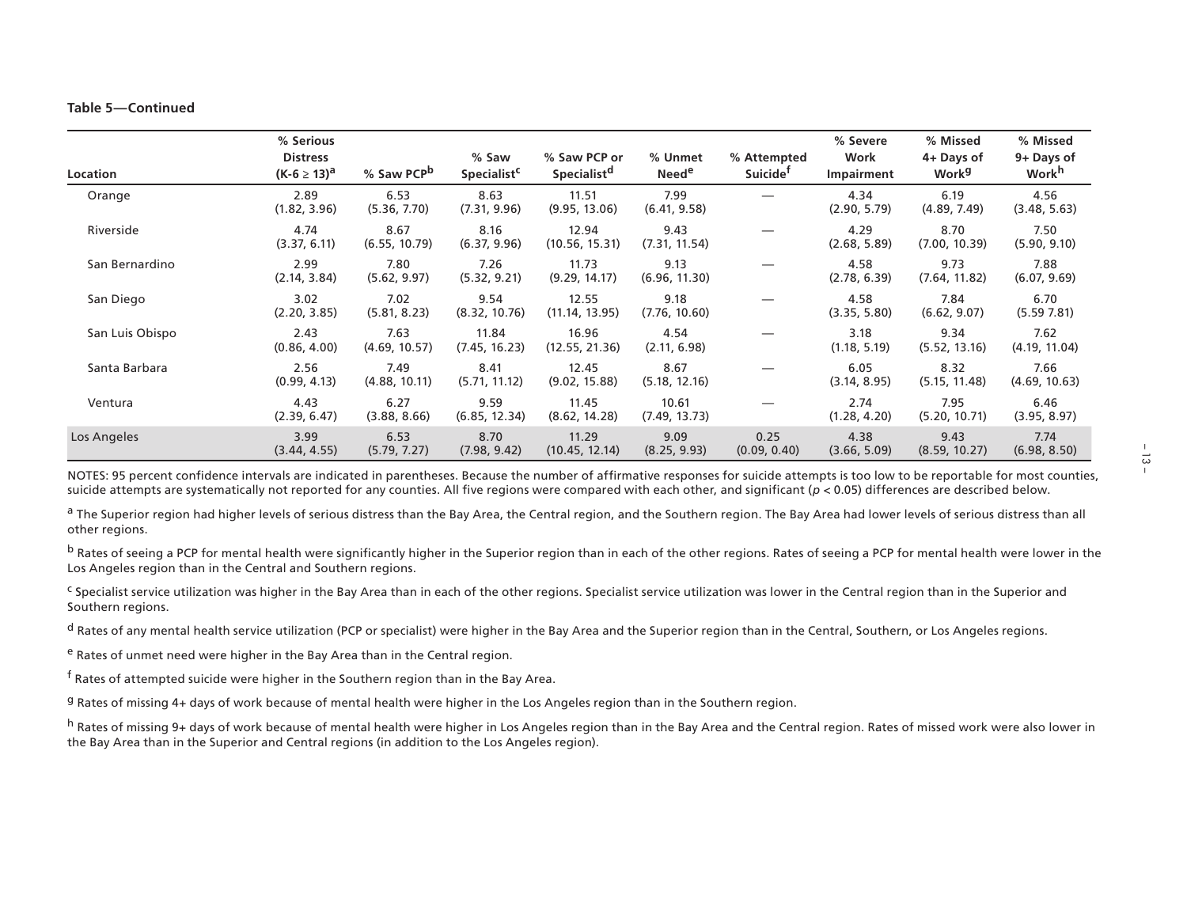**Table 5—Continued**

| Location | % Serious Distress (K-6 ≥ 13)[a] | % Saw PCP[b] | % Saw Specialist[c] | % Saw PCP or Specialist[d] | % Unmet Need[e] | % Attempted Suicide[f] | % Severe Work Impairment | % Missed 4+ Days of Work[g] | % Missed 9+ Days of Work[h] |
|---|---|---|---|---|---|---|---|---|---|
| Orange | 2.89 (1.82, 3.96) | 6.53 (5.36, 7.70) | 8.63 (7.31, 9.96) | 11.51 (9.95, 13.06) | 7.99 (6.41, 9.58) | — | 4.34 (2.90, 5.79) | 6.19 (4.89, 7.49) | 4.56 (3.48, 5.63) |
| Riverside | 4.74 (3.37, 6.11) | 8.67 (6.55, 10.79) | 8.16 (6.37, 9.96) | 12.94 (10.56, 15.31) | 9.43 (7.31, 11.54) | — | 4.29 (2.68, 5.89) | 8.70 (7.00, 10.39) | 7.50 (5.90, 9.10) |
| San Bernardino | 2.99 (2.14, 3.84) | 7.80 (5.62, 9.97) | 7.26 (5.32, 9.21) | 11.73 (9.29, 14.17) | 9.13 (6.96, 11.30) | — | 4.58 (2.78, 6.39) | 9.73 (7.64, 11.82) | 7.88 (6.07, 9.69) |
| San Diego | 3.02 (2.20, 3.85) | 7.02 (5.81, 8.23) | 9.54 (8.32, 10.76) | 12.55 (11.14, 13.95) | 9.18 (7.76, 10.60) | — | 4.58 (3.35, 5.80) | 7.84 (6.62, 9.07) | 6.70 (5.59 7.81) |
| San Luis Obispo | 2.43 (0.86, 4.00) | 7.63 (4.69, 10.57) | 11.84 (7.45, 16.23) | 16.96 (12.55, 21.36) | 4.54 (2.11, 6.98) | — | 3.18 (1.18, 5.19) | 9.34 (5.52, 13.16) | 7.62 (4.19, 11.04) |
| Santa Barbara | 2.56 (0.99, 4.13) | 7.49 (4.88, 10.11) | 8.41 (5.71, 11.12) | 12.45 (9.02, 15.88) | 8.67 (5.18, 12.16) | — | 6.05 (3.14, 8.95) | 8.32 (5.15, 11.48) | 7.66 (4.69, 10.63) |
| Ventura | 4.43 (2.39, 6.47) | 6.27 (3.88, 8.66) | 9.59 (6.85, 12.34) | 11.45 (8.62, 14.28) | 10.61 (7.49, 13.73) | — | 2.74 (1.28, 4.20) | 7.95 (5.20, 10.71) | 6.46 (3.95, 8.97) |
| Los Angeles | 3.99 (3.44, 4.55) | 6.53 (5.79, 7.27) | 8.70 (7.98, 9.42) | 11.29 (10.45, 12.14) | 9.09 (8.25, 9.93) | 0.25 (0.09, 0.40) | 4.38 (3.66, 5.09) | 9.43 (8.59, 10.27) | 7.74 (6.98, 8.50) |

NOTES: 95 percent confidence intervals are indicated in parentheses. Because the number of affirmative responses for suicide attempts is too low to be reportable for most counties, suicide attempts are systematically not reported for any counties. All five regions were compared with each other, and significant ($p < 0.05$) differences are described below.

[a] The Superior region had higher levels of serious distress than the Bay Area, the Central region, and the Southern region. The Bay Area had lower levels of serious distress than all other regions.

[b] Rates of seeing a PCP for mental health were significantly higher in the Superior region than in each of the other regions. Rates of seeing a PCP for mental health were lower in the Los Angeles region than in the Central and Southern regions.

[c] Specialist service utilization was higher in the Bay Area than in each of the other regions. Specialist service utilization was lower in the Central region than in the Superior and Southern regions.

[d] Rates of any mental health service utilization (PCP or specialist) were higher in the Bay Area and the Superior region than in the Central, Southern, or Los Angeles regions.

[e] Rates of unmet need were higher in the Bay Area than in the Central region.

[f] Rates of attempted suicide were higher in the Southern region than in the Bay Area.

[g] Rates of missing 4+ days of work because of mental health were higher in the Los Angeles region than in the Southern region.

[h] Rates of missing 9+ days of work because of mental health were higher in Los Angeles region than in the Bay Area and the Central region. Rates of missed work were also lower in the Bay Area than in the Superior and Central regions (in addition to the Los Angeles region).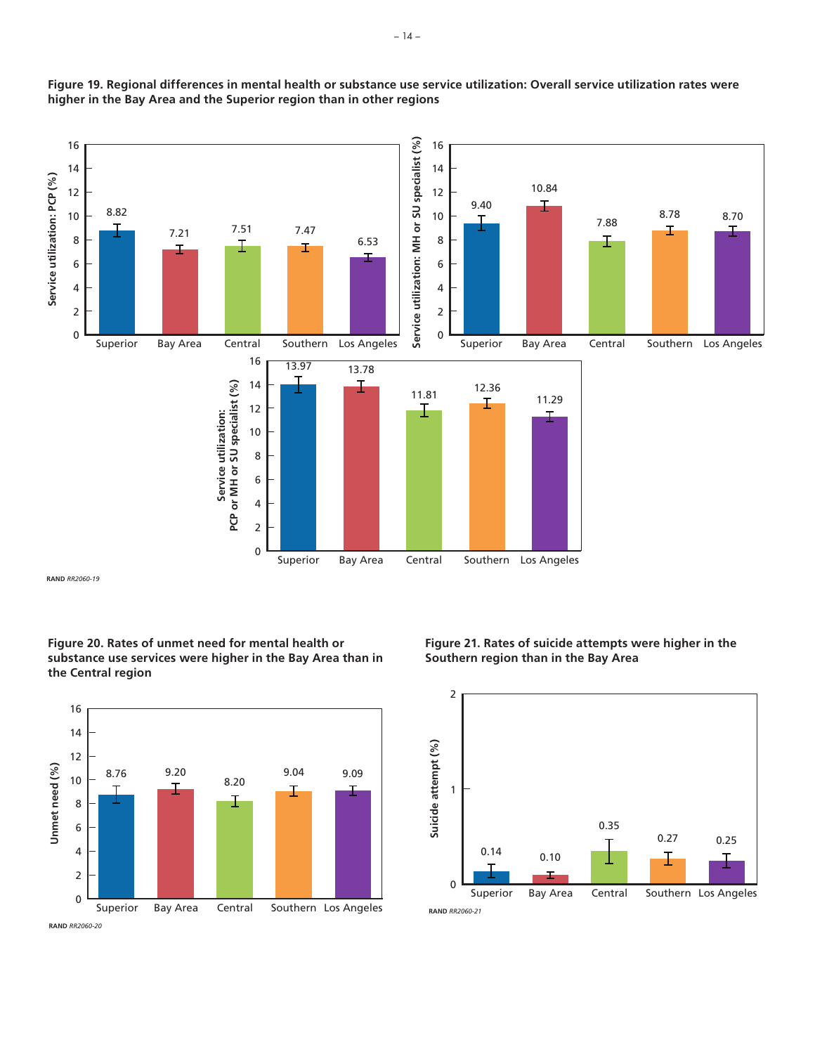**Figure 19. Regional differences in mental health or substance use service utilization: Overall service utilization rates were higher in the Bay Area and the Superior region than in other regions**

| Region | Service utilization: PCP (%) | Service utilization: MH or SU specialist (%) | Service utilization: PCP or MH or SU specialist (%) |
|---|---|---|---|
| Superior | 8.82 | 9.40 | 13.97 |
| Bay Area | 7.21 | 10.84 | 13.78 |
| Central | 7.51 | 7.88 | 11.81 |
| Southern | 7.47 | 8.78 | 12.36 |
| Los Angeles | 6.53 | 8.70 | 11.29 |

RAND *RR2060-19*

**Figure 20. Rates of unmet need for mental health or substance use services were higher in the Bay Area than in the Central region**

| Region | Unmet need (%) |
|---|---|
| Superior | 8.76 |
| Bay Area | 9.20 |
| Central | 8.20 |
| Southern | 9.04 |
| Los Angeles | 9.09 |

RAND *RR2060-20*

**Figure 21. Rates of suicide attempts were higher in the Southern region than in the Bay Area**

| Region | Suicide attempt (%) |
|---|---|
| Superior | 0.14 |
| Bay Area | 0.10 |
| Central | 0.35 |
| Southern | 0.27 |
| Los Angeles | 0.25 |

RAND *RR2060-21*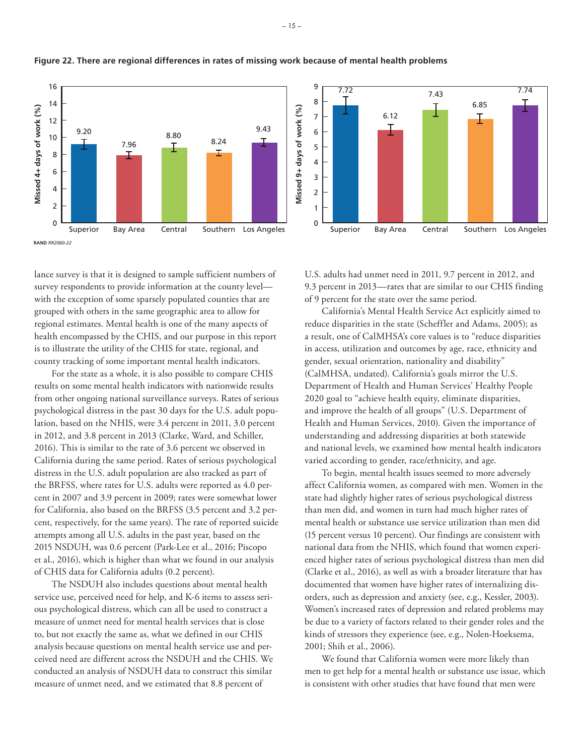**Figure 22. There are regional differences in rates of missing work because of mental health problems**

| Region | Missed 4+ days of work (%) | Missed 9+ days of work (%) |
|---|---|---|
| Superior | 9.20 | 7.72 |
| Bay Area | 7.96 | 6.12 |
| Central | 8.80 | 7.43 |
| Southern | 8.24 | 6.85 |
| Los Angeles | 9.43 | 7.74 |

RAND *RR2060-22*

lance survey is that it is designed to sample sufficient numbers of survey respondents to provide information at the county level—with the exception of some sparsely populated counties that are grouped with others in the same geographic area to allow for regional estimates. Mental health is one of the many aspects of health encompassed by the CHIS, and our purpose in this report is to illustrate the utility of the CHIS for state, regional, and county tracking of some important mental health indicators.

For the state as a whole, it is also possible to compare CHIS results on some mental health indicators with nationwide results from other ongoing national surveillance surveys. Rates of serious psychological distress in the past 30 days for the U.S. adult population, based on the NHIS, were 3.4 percent in 2011, 3.0 percent in 2012, and 3.8 percent in 2013 (Clarke, Ward, and Schiller, 2016). This is similar to the rate of 3.6 percent we observed in California during the same period. Rates of serious psychological distress in the U.S. adult population are also tracked as part of the BRFSS, where rates for U.S. adults were reported as 4.0 percent in 2007 and 3.9 percent in 2009; rates were somewhat lower for California, also based on the BRFSS (3.5 percent and 3.2 percent, respectively, for the same years). The rate of reported suicide attempts among all U.S. adults in the past year, based on the 2015 NSDUH, was 0.6 percent (Park-Lee et al., 2016; Piscopo et al., 2016), which is higher than what we found in our analysis of CHIS data for California adults (0.2 percent).

The NSDUH also includes questions about mental health service use, perceived need for help, and K-6 items to assess serious psychological distress, which can all be used to construct a measure of unmet need for mental health services that is close to, but not exactly the same as, what we defined in our CHIS analysis because questions on mental health service use and perceived need are different across the NSDUH and the CHIS. We conducted an analysis of NSDUH data to construct this similar measure of unmet need, and we estimated that 8.8 percent of U.S. adults had unmet need in 2011, 9.7 percent in 2012, and 9.3 percent in 2013—rates that are similar to our CHIS finding of 9 percent for the state over the same period.

California's Mental Health Service Act explicitly aimed to reduce disparities in the state (Scheffler and Adams, 2005); as a result, one of CalMHSA's core values is to "reduce disparities in access, utilization and outcomes by age, race, ethnicity and gender, sexual orientation, nationality and disability" (CalMHSA, undated). California's goals mirror the U.S. Department of Health and Human Services' Healthy People 2020 goal to "achieve health equity, eliminate disparities, and improve the health of all groups" (U.S. Department of Health and Human Services, 2010). Given the importance of understanding and addressing disparities at both statewide and national levels, we examined how mental health indicators varied according to gender, race/ethnicity, and age.

To begin, mental health issues seemed to more adversely affect California women, as compared with men. Women in the state had slightly higher rates of serious psychological distress than men did, and women in turn had much higher rates of mental health or substance use service utilization than men did (15 percent versus 10 percent). Our findings are consistent with national data from the NHIS, which found that women experienced higher rates of serious psychological distress than men did (Clarke et al., 2016), as well as with a broader literature that has documented that women have higher rates of internalizing disorders, such as depression and anxiety (see, e.g., Kessler, 2003). Women's increased rates of depression and related problems may be due to a variety of factors related to their gender roles and the kinds of stressors they experience (see, e.g., Nolen-Hoeksema, 2001; Shih et al., 2006).

We found that California women were more likely than men to get help for a mental health or substance use issue, which is consistent with other studies that have found that men were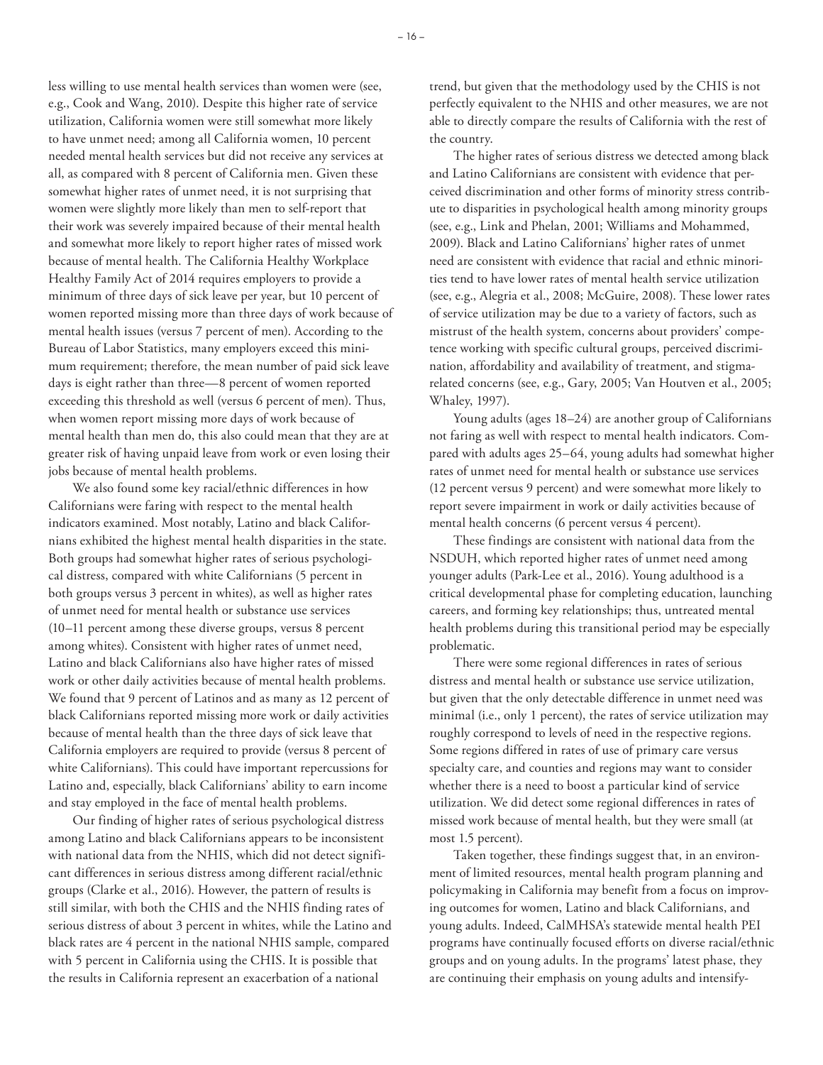less willing to use mental health services than women were (see, e.g., Cook and Wang, 2010). Despite this higher rate of service utilization, California women were still somewhat more likely to have unmet need; among all California women, 10 percent needed mental health services but did not receive any services at all, as compared with 8 percent of California men. Given these somewhat higher rates of unmet need, it is not surprising that women were slightly more likely than men to self-report that their work was severely impaired because of their mental health and somewhat more likely to report higher rates of missed work because of mental health. The California Healthy Workplace Healthy Family Act of 2014 requires employers to provide a minimum of three days of sick leave per year, but 10 percent of women reported missing more than three days of work because of mental health issues (versus 7 percent of men). According to the Bureau of Labor Statistics, many employers exceed this minimum requirement; therefore, the mean number of paid sick leave days is eight rather than three—8 percent of women reported exceeding this threshold as well (versus 6 percent of men). Thus, when women report missing more days of work because of mental health than men do, this also could mean that they are at greater risk of having unpaid leave from work or even losing their jobs because of mental health problems.

We also found some key racial/ethnic differences in how Californians were faring with respect to the mental health indicators examined. Most notably, Latino and black Californians exhibited the highest mental health disparities in the state. Both groups had somewhat higher rates of serious psychological distress, compared with white Californians (5 percent in both groups versus 3 percent in whites), as well as higher rates of unmet need for mental health or substance use services (10–11 percent among these diverse groups, versus 8 percent among whites). Consistent with higher rates of unmet need, Latino and black Californians also have higher rates of missed work or other daily activities because of mental health problems. We found that 9 percent of Latinos and as many as 12 percent of black Californians reported missing more work or daily activities because of mental health than the three days of sick leave that California employers are required to provide (versus 8 percent of white Californians). This could have important repercussions for Latino and, especially, black Californians' ability to earn income and stay employed in the face of mental health problems.

Our finding of higher rates of serious psychological distress among Latino and black Californians appears to be inconsistent with national data from the NHIS, which did not detect significant differences in serious distress among different racial/ethnic groups (Clarke et al., 2016). However, the pattern of results is still similar, with both the CHIS and the NHIS finding rates of serious distress of about 3 percent in whites, while the Latino and black rates are 4 percent in the national NHIS sample, compared with 5 percent in California using the CHIS. It is possible that the results in California represent an exacerbation of a national trend, but given that the methodology used by the CHIS is not perfectly equivalent to the NHIS and other measures, we are not able to directly compare the results of California with the rest of the country.

The higher rates of serious distress we detected among black and Latino Californians are consistent with evidence that perceived discrimination and other forms of minority stress contribute to disparities in psychological health among minority groups (see, e.g., Link and Phelan, 2001; Williams and Mohammed, 2009). Black and Latino Californians' higher rates of unmet need are consistent with evidence that racial and ethnic minorities tend to have lower rates of mental health service utilization (see, e.g., Alegria et al., 2008; McGuire, 2008). These lower rates of service utilization may be due to a variety of factors, such as mistrust of the health system, concerns about providers' competence working with specific cultural groups, perceived discrimination, affordability and availability of treatment, and stigma-related concerns (see, e.g., Gary, 2005; Van Houtven et al., 2005; Whaley, 1997).

Young adults (ages 18–24) are another group of Californians not faring as well with respect to mental health indicators. Compared with adults ages 25–64, young adults had somewhat higher rates of unmet need for mental health or substance use services (12 percent versus 9 percent) and were somewhat more likely to report severe impairment in work or daily activities because of mental health concerns (6 percent versus 4 percent).

These findings are consistent with national data from the NSDUH, which reported higher rates of unmet need among younger adults (Park-Lee et al., 2016). Young adulthood is a critical developmental phase for completing education, launching careers, and forming key relationships; thus, untreated mental health problems during this transitional period may be especially problematic.

There were some regional differences in rates of serious distress and mental health or substance use service utilization, but given that the only detectable difference in unmet need was minimal (i.e., only 1 percent), the rates of service utilization may roughly correspond to levels of need in the respective regions. Some regions differed in rates of use of primary care versus specialty care, and counties and regions may want to consider whether there is a need to boost a particular kind of service utilization. We did detect some regional differences in rates of missed work because of mental health, but they were small (at most 1.5 percent).

Taken together, these findings suggest that, in an environment of limited resources, mental health program planning and policymaking in California may benefit from a focus on improving outcomes for women, Latino and black Californians, and young adults. Indeed, CalMHSA's statewide mental health PEI programs have continually focused efforts on diverse racial/ethnic groups and on young adults. In the programs' latest phase, they are continuing their emphasis on young adults and intensify-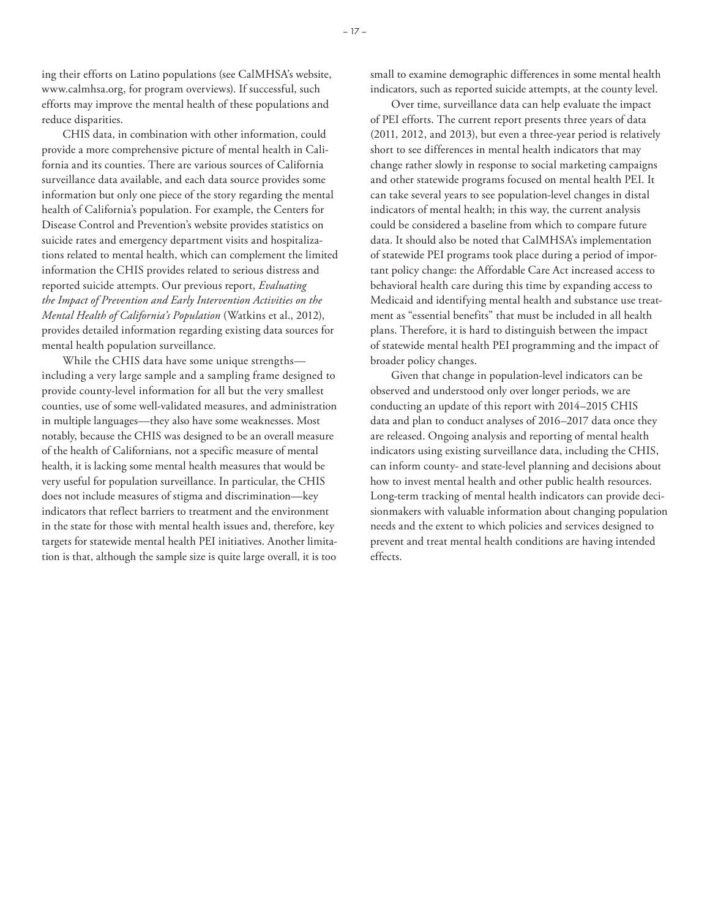ing their efforts on Latino populations (see CalMHSA's website, www.calmhsa.org, for program overviews). If successful, such efforts may improve the mental health of these populations and reduce disparities.

CHIS data, in combination with other information, could provide a more comprehensive picture of mental health in California and its counties. There are various sources of California surveillance data available, and each data source provides some information but only one piece of the story regarding the mental health of California's population. For example, the Centers for Disease Control and Prevention's website provides statistics on suicide rates and emergency department visits and hospitalizations related to mental health, which can complement the limited information the CHIS provides related to serious distress and reported suicide attempts. Our previous report, *Evaluating the Impact of Prevention and Early Intervention Activities on the Mental Health of California's Population* (Watkins et al., 2012), provides detailed information regarding existing data sources for mental health population surveillance.

While the CHIS data have some unique strengths—including a very large sample and a sampling frame designed to provide county-level information for all but the very smallest counties, use of some well-validated measures, and administration in multiple languages—they also have some weaknesses. Most notably, because the CHIS was designed to be an overall measure of the health of Californians, not a specific measure of mental health, it is lacking some mental health measures that would be very useful for population surveillance. In particular, the CHIS does not include measures of stigma and discrimination—key indicators that reflect barriers to treatment and the environment in the state for those with mental health issues and, therefore, key targets for statewide mental health PEI initiatives. Another limitation is that, although the sample size is quite large overall, it is too small to examine demographic differences in some mental health indicators, such as reported suicide attempts, at the county level.

Over time, surveillance data can help evaluate the impact of PEI efforts. The current report presents three years of data (2011, 2012, and 2013), but even a three-year period is relatively short to see differences in mental health indicators that may change rather slowly in response to social marketing campaigns and other statewide programs focused on mental health PEI. It can take several years to see population-level changes in distal indicators of mental health; in this way, the current analysis could be considered a baseline from which to compare future data. It should also be noted that CalMHSA's implementation of statewide PEI programs took place during a period of important policy change: the Affordable Care Act increased access to behavioral health care during this time by expanding access to Medicaid and identifying mental health and substance use treatment as "essential benefits" that must be included in all health plans. Therefore, it is hard to distinguish between the impact of statewide mental health PEI programming and the impact of broader policy changes.

Given that change in population-level indicators can be observed and understood only over longer periods, we are conducting an update of this report with 2014–2015 CHIS data and plan to conduct analyses of 2016–2017 data once they are released. Ongoing analysis and reporting of mental health indicators using existing surveillance data, including the CHIS, can inform county- and state-level planning and decisions about how to invest mental health and other public health resources. Long-term tracking of mental health indicators can provide decisionmakers with valuable information about changing population needs and the extent to which policies and services designed to prevent and treat mental health conditions are having intended effects.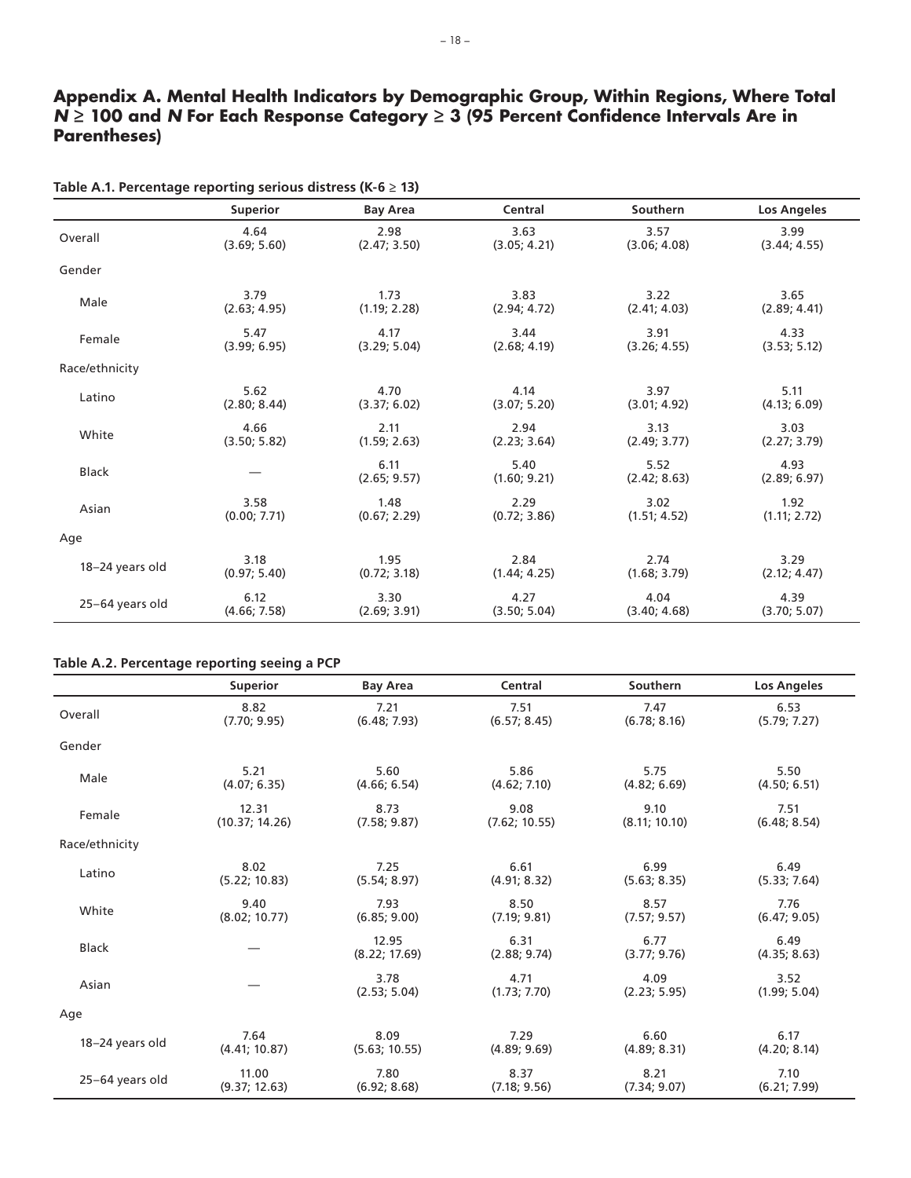## Appendix A. Mental Health Indicators by Demographic Group, Within Regions, Where Total *N* ≥ 100 and *N* For Each Response Category ≥ 3 (95 Percent Confidence Intervals Are in Parentheses)

**Table A.1. Percentage reporting serious distress (K-6 ≥ 13)**

| | Superior | Bay Area | Central | Southern | Los Angeles |
|---|---|---|---|---|---|
| Overall | 4.64 (3.69; 5.60) | 2.98 (2.47; 3.50) | 3.63 (3.05; 4.21) | 3.57 (3.06; 4.08) | 3.99 (3.44; 4.55) |
| Gender | | | | | |
| Male | 3.79 (2.63; 4.95) | 1.73 (1.19; 2.28) | 3.83 (2.94; 4.72) | 3.22 (2.41; 4.03) | 3.65 (2.89; 4.41) |
| Female | 5.47 (3.99; 6.95) | 4.17 (3.29; 5.04) | 3.44 (2.68; 4.19) | 3.91 (3.26; 4.55) | 4.33 (3.53; 5.12) |
| Race/ethnicity | | | | | |
| Latino | 5.62 (2.80; 8.44) | 4.70 (3.37; 6.02) | 4.14 (3.07; 5.20) | 3.97 (3.01; 4.92) | 5.11 (4.13; 6.09) |
| White | 4.66 (3.50; 5.82) | 2.11 (1.59; 2.63) | 2.94 (2.23; 3.64) | 3.13 (2.49; 3.77) | 3.03 (2.27; 3.79) |
| Black | — | 6.11 (2.65; 9.57) | 5.40 (1.60; 9.21) | 5.52 (2.42; 8.63) | 4.93 (2.89; 6.97) |
| Asian | 3.58 (0.00; 7.71) | 1.48 (0.67; 2.29) | 2.29 (0.72; 3.86) | 3.02 (1.51; 4.52) | 1.92 (1.11; 2.72) |
| Age | | | | | |
| 18–24 years old | 3.18 (0.97; 5.40) | 1.95 (0.72; 3.18) | 2.84 (1.44; 4.25) | 2.74 (1.68; 3.79) | 3.29 (2.12; 4.47) |
| 25–64 years old | 6.12 (4.66; 7.58) | 3.30 (2.69; 3.91) | 4.27 (3.50; 5.04) | 4.04 (3.40; 4.68) | 4.39 (3.70; 5.07) |

**Table A.2. Percentage reporting seeing a PCP**

| | Superior | Bay Area | Central | Southern | Los Angeles |
|---|---|---|---|---|---|
| Overall | 8.82 (7.70; 9.95) | 7.21 (6.48; 7.93) | 7.51 (6.57; 8.45) | 7.47 (6.78; 8.16) | 6.53 (5.79; 7.27) |
| Gender | | | | | |
| Male | 5.21 (4.07; 6.35) | 5.60 (4.66; 6.54) | 5.86 (4.62; 7.10) | 5.75 (4.82; 6.69) | 5.50 (4.50; 6.51) |
| Female | 12.31 (10.37; 14.26) | 8.73 (7.58; 9.87) | 9.08 (7.62; 10.55) | 9.10 (8.11; 10.10) | 7.51 (6.48; 8.54) |
| Race/ethnicity | | | | | |
| Latino | 8.02 (5.22; 10.83) | 7.25 (5.54; 8.97) | 6.61 (4.91; 8.32) | 6.99 (5.63; 8.35) | 6.49 (5.33; 7.64) |
| White | 9.40 (8.02; 10.77) | 7.93 (6.85; 9.00) | 8.50 (7.19; 9.81) | 8.57 (7.57; 9.57) | 7.76 (6.47; 9.05) |
| Black | — | 12.95 (8.22; 17.69) | 6.31 (2.88; 9.74) | 6.77 (3.77; 9.76) | 6.49 (4.35; 8.63) |
| Asian | — | 3.78 (2.53; 5.04) | 4.71 (1.73; 7.70) | 4.09 (2.23; 5.95) | 3.52 (1.99; 5.04) |
| Age | | | | | |
| 18–24 years old | 7.64 (4.41; 10.87) | 8.09 (5.63; 10.55) | 7.29 (4.89; 9.69) | 6.60 (4.89; 8.31) | 6.17 (4.20; 8.14) |
| 25–64 years old | 11.00 (9.37; 12.63) | 7.80 (6.92; 8.68) | 8.37 (7.18; 9.56) | 8.21 (7.34; 9.07) | 7.10 (6.21; 7.99) |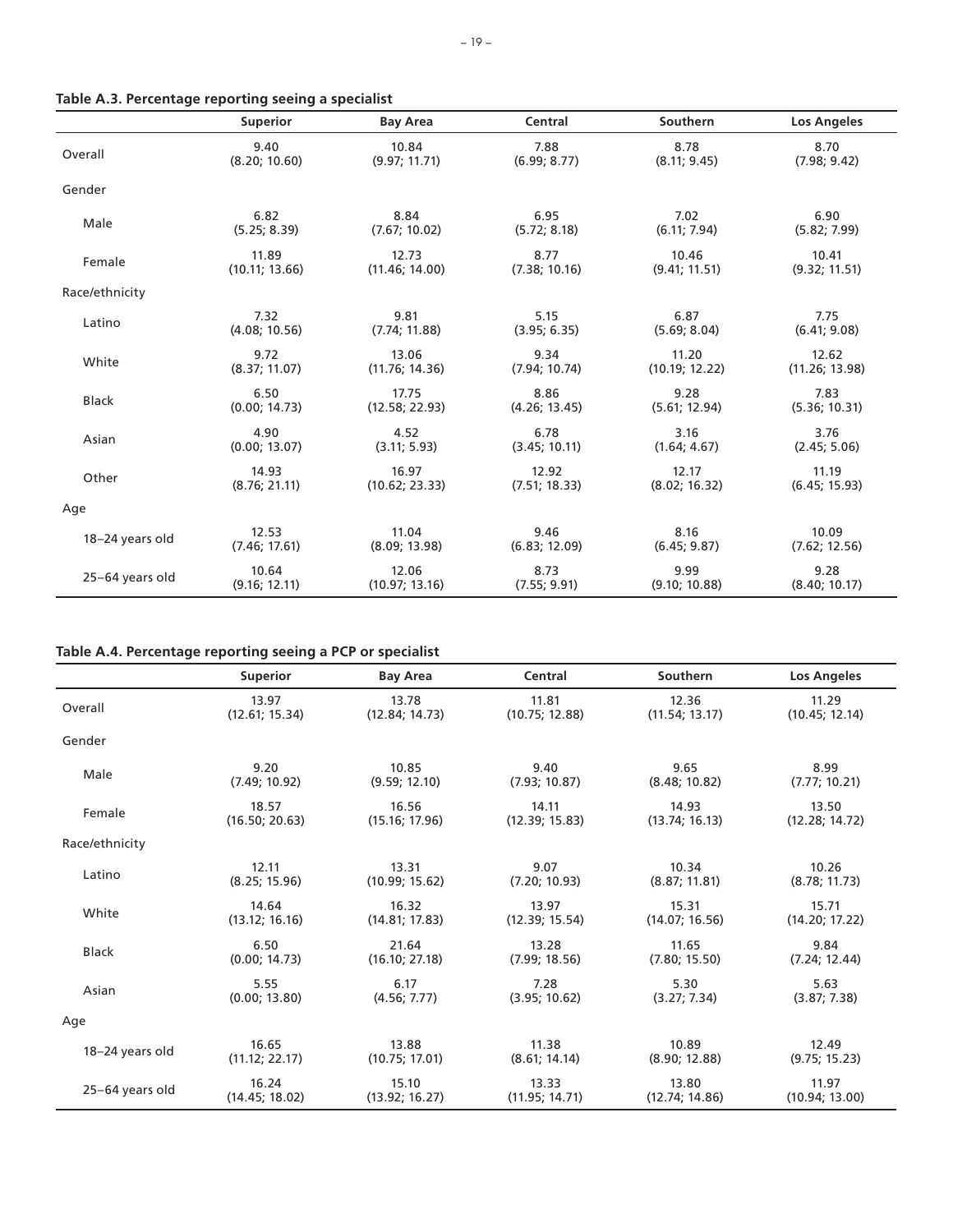**Table A.3. Percentage reporting seeing a specialist**

| | Superior | Bay Area | Central | Southern | Los Angeles |
|---|---|---|---|---|---|
| Overall | 9.40<br>(8.20; 10.60) | 10.84<br>(9.97; 11.71) | 7.88<br>(6.99; 8.77) | 8.78<br>(8.11; 9.45) | 8.70<br>(7.98; 9.42) |
| Gender | | | | | |
| Male | 6.82<br>(5.25; 8.39) | 8.84<br>(7.67; 10.02) | 6.95<br>(5.72; 8.18) | 7.02<br>(6.11; 7.94) | 6.90<br>(5.82; 7.99) |
| Female | 11.89<br>(10.11; 13.66) | 12.73<br>(11.46; 14.00) | 8.77<br>(7.38; 10.16) | 10.46<br>(9.41; 11.51) | 10.41<br>(9.32; 11.51) |
| Race/ethnicity | | | | | |
| Latino | 7.32<br>(4.08; 10.56) | 9.81<br>(7.74; 11.88) | 5.15<br>(3.95; 6.35) | 6.87<br>(5.69; 8.04) | 7.75<br>(6.41; 9.08) |
| White | 9.72<br>(8.37; 11.07) | 13.06<br>(11.76; 14.36) | 9.34<br>(7.94; 10.74) | 11.20<br>(10.19; 12.22) | 12.62<br>(11.26; 13.98) |
| Black | 6.50<br>(0.00; 14.73) | 17.75<br>(12.58; 22.93) | 8.86<br>(4.26; 13.45) | 9.28<br>(5.61; 12.94) | 7.83<br>(5.36; 10.31) |
| Asian | 4.90<br>(0.00; 13.07) | 4.52<br>(3.11; 5.93) | 6.78<br>(3.45; 10.11) | 3.16<br>(1.64; 4.67) | 3.76<br>(2.45; 5.06) |
| Other | 14.93<br>(8.76; 21.11) | 16.97<br>(10.62; 23.33) | 12.92<br>(7.51; 18.33) | 12.17<br>(8.02; 16.32) | 11.19<br>(6.45; 15.93) |
| Age | | | | | |
| 18–24 years old | 12.53<br>(7.46; 17.61) | 11.04<br>(8.09; 13.98) | 9.46<br>(6.83; 12.09) | 8.16<br>(6.45; 9.87) | 10.09<br>(7.62; 12.56) |
| 25–64 years old | 10.64<br>(9.16; 12.11) | 12.06<br>(10.97; 13.16) | 8.73<br>(7.55; 9.91) | 9.99<br>(9.10; 10.88) | 9.28<br>(8.40; 10.17) |

**Table A.4. Percentage reporting seeing a PCP or specialist**

| | Superior | Bay Area | Central | Southern | Los Angeles |
|---|---|---|---|---|---|
| Overall | 13.97<br>(12.61; 15.34) | 13.78<br>(12.84; 14.73) | 11.81<br>(10.75; 12.88) | 12.36<br>(11.54; 13.17) | 11.29<br>(10.45; 12.14) |
| Gender | | | | | |
| Male | 9.20<br>(7.49; 10.92) | 10.85<br>(9.59; 12.10) | 9.40<br>(7.93; 10.87) | 9.65<br>(8.48; 10.82) | 8.99<br>(7.77; 10.21) |
| Female | 18.57<br>(16.50; 20.63) | 16.56<br>(15.16; 17.96) | 14.11<br>(12.39; 15.83) | 14.93<br>(13.74; 16.13) | 13.50<br>(12.28; 14.72) |
| Race/ethnicity | | | | | |
| Latino | 12.11<br>(8.25; 15.96) | 13.31<br>(10.99; 15.62) | 9.07<br>(7.20; 10.93) | 10.34<br>(8.87; 11.81) | 10.26<br>(8.78; 11.73) |
| White | 14.64<br>(13.12; 16.16) | 16.32<br>(14.81; 17.83) | 13.97<br>(12.39; 15.54) | 15.31<br>(14.07; 16.56) | 15.71<br>(14.20; 17.22) |
| Black | 6.50<br>(0.00; 14.73) | 21.64<br>(16.10; 27.18) | 13.28<br>(7.99; 18.56) | 11.65<br>(7.80; 15.50) | 9.84<br>(7.24; 12.44) |
| Asian | 5.55<br>(0.00; 13.80) | 6.17<br>(4.56; 7.77) | 7.28<br>(3.95; 10.62) | 5.30<br>(3.27; 7.34) | 5.63<br>(3.87; 7.38) |
| Age | | | | | |
| 18–24 years old | 16.65<br>(11.12; 22.17) | 13.88<br>(10.75; 17.01) | 11.38<br>(8.61; 14.14) | 10.89<br>(8.90; 12.88) | 12.49<br>(9.75; 15.23) |
| 25–64 years old | 16.24<br>(14.45; 18.02) | 15.10<br>(13.92; 16.27) | 13.33<br>(11.95; 14.71) | 13.80<br>(12.74; 14.86) | 11.97<br>(10.94; 13.00) |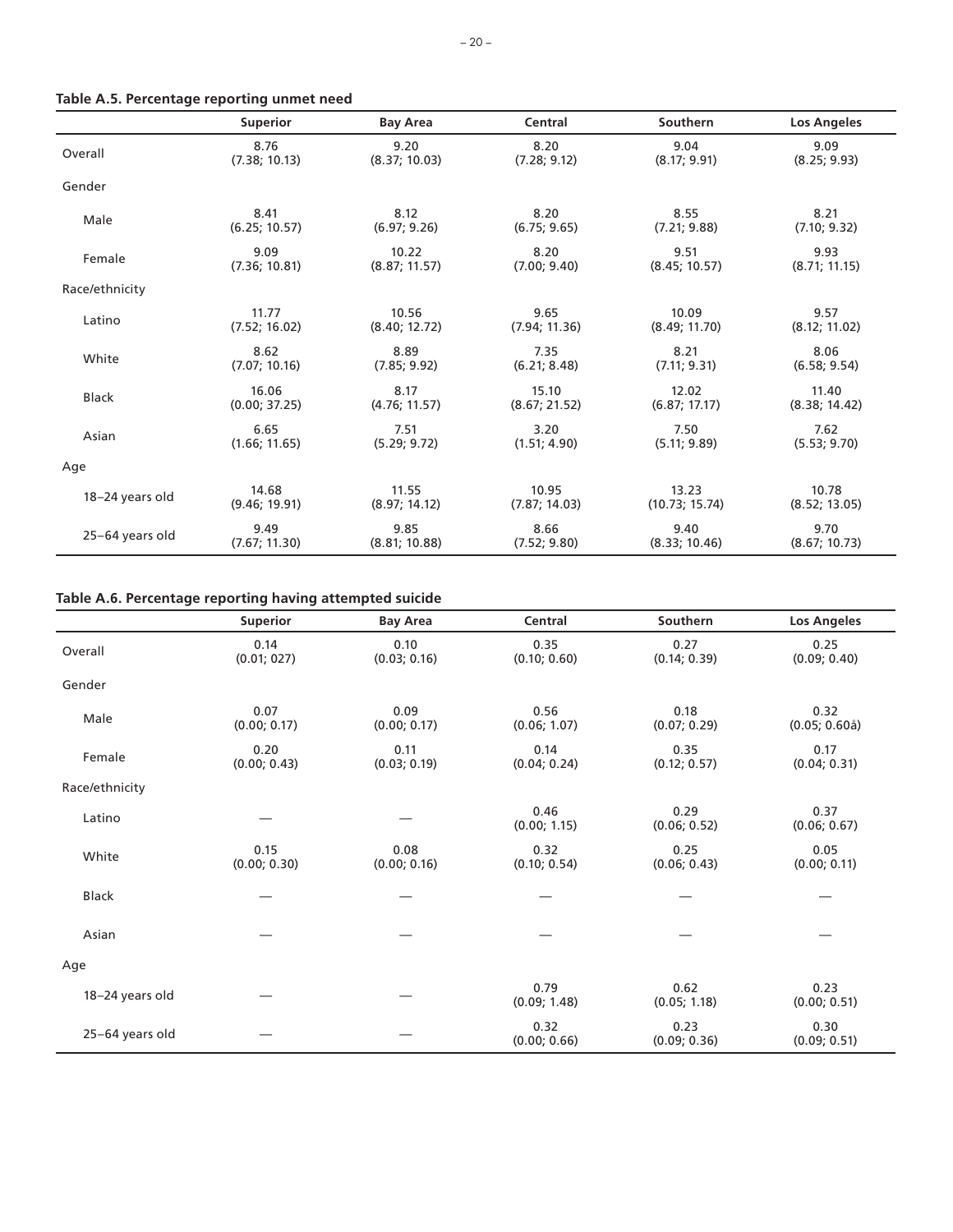**Table A.5. Percentage reporting unmet need**

| | Superior | Bay Area | Central | Southern | Los Angeles |
|---|---|---|---|---|---|
| Overall | 8.76<br>(7.38; 10.13) | 9.20<br>(8.37; 10.03) | 8.20<br>(7.28; 9.12) | 9.04<br>(8.17; 9.91) | 9.09<br>(8.25; 9.93) |
| Gender | | | | | |
| Male | 8.41<br>(6.25; 10.57) | 8.12<br>(6.97; 9.26) | 8.20<br>(6.75; 9.65) | 8.55<br>(7.21; 9.88) | 8.21<br>(7.10; 9.32) |
| Female | 9.09<br>(7.36; 10.81) | 10.22<br>(8.87; 11.57) | 8.20<br>(7.00; 9.40) | 9.51<br>(8.45; 10.57) | 9.93<br>(8.71; 11.15) |
| Race/ethnicity | | | | | |
| Latino | 11.77<br>(7.52; 16.02) | 10.56<br>(8.40; 12.72) | 9.65<br>(7.94; 11.36) | 10.09<br>(8.49; 11.70) | 9.57<br>(8.12; 11.02) |
| White | 8.62<br>(7.07; 10.16) | 8.89<br>(7.85; 9.92) | 7.35<br>(6.21; 8.48) | 8.21<br>(7.11; 9.31) | 8.06<br>(6.58; 9.54) |
| Black | 16.06<br>(0.00; 37.25) | 8.17<br>(4.76; 11.57) | 15.10<br>(8.67; 21.52) | 12.02<br>(6.87; 17.17) | 11.40<br>(8.38; 14.42) |
| Asian | 6.65<br>(1.66; 11.65) | 7.51<br>(5.29; 9.72) | 3.20<br>(1.51; 4.90) | 7.50<br>(5.11; 9.89) | 7.62<br>(5.53; 9.70) |
| Age | | | | | |
| 18–24 years old | 14.68<br>(9.46; 19.91) | 11.55<br>(8.97; 14.12) | 10.95<br>(7.87; 14.03) | 13.23<br>(10.73; 15.74) | 10.78<br>(8.52; 13.05) |
| 25–64 years old | 9.49<br>(7.67; 11.30) | 9.85<br>(8.81; 10.88) | 8.66<br>(7.52; 9.80) | 9.40<br>(8.33; 10.46) | 9.70<br>(8.67; 10.73) |

**Table A.6. Percentage reporting having attempted suicide**

| | Superior | Bay Area | Central | Southern | Los Angeles |
|---|---|---|---|---|---|
| Overall | 0.14<br>(0.01; 027) | 0.10<br>(0.03; 0.16) | 0.35<br>(0.10; 0.60) | 0.27<br>(0.14; 0.39) | 0.25<br>(0.09; 0.40) |
| Gender | | | | | |
| Male | 0.07<br>(0.00; 0.17) | 0.09<br>(0.00; 0.17) | 0.56<br>(0.06; 1.07) | 0.18<br>(0.07; 0.29) | 0.32<br>(0.05; 0.60å) |
| Female | 0.20<br>(0.00; 0.43) | 0.11<br>(0.03; 0.19) | 0.14<br>(0.04; 0.24) | 0.35<br>(0.12; 0.57) | 0.17<br>(0.04; 0.31) |
| Race/ethnicity | | | | | |
| Latino | — | — | 0.46<br>(0.00; 1.15) | 0.29<br>(0.06; 0.52) | 0.37<br>(0.06; 0.67) |
| White | 0.15<br>(0.00; 0.30) | 0.08<br>(0.00; 0.16) | 0.32<br>(0.10; 0.54) | 0.25<br>(0.06; 0.43) | 0.05<br>(0.00; 0.11) |
| Black | — | — | — | — | — |
| Asian | — | — | — | — | — |
| Age | | | | | |
| 18–24 years old | — | — | 0.79<br>(0.09; 1.48) | 0.62<br>(0.05; 1.18) | 0.23<br>(0.00; 0.51) |
| 25–64 years old | — | — | 0.32<br>(0.00; 0.66) | 0.23<br>(0.09; 0.36) | 0.30<br>(0.09; 0.51) |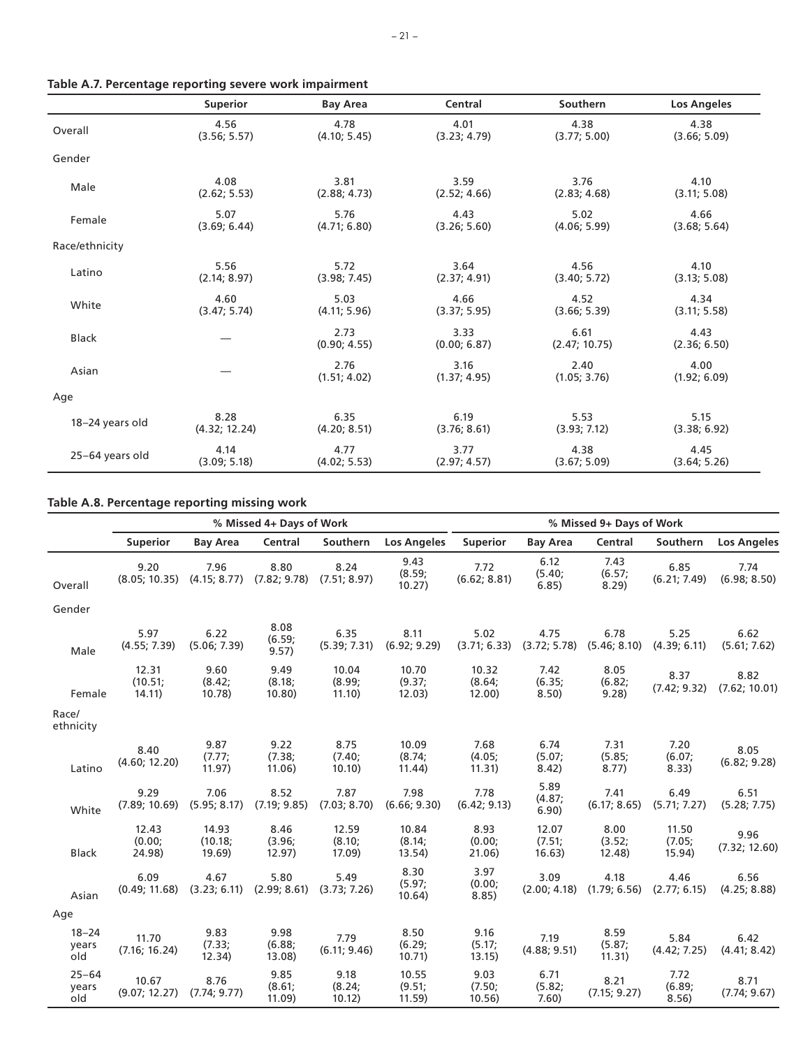**Table A.7. Percentage reporting severe work impairment**

| | Superior | Bay Area | Central | Southern | Los Angeles |
|---|---|---|---|---|---|
| Overall | 4.56 (3.56; 5.57) | 4.78 (4.10; 5.45) | 4.01 (3.23; 4.79) | 4.38 (3.77; 5.00) | 4.38 (3.66; 5.09) |
| Gender | | | | | |
| Male | 4.08 (2.62; 5.53) | 3.81 (2.88; 4.73) | 3.59 (2.52; 4.66) | 3.76 (2.83; 4.68) | 4.10 (3.11; 5.08) |
| Female | 5.07 (3.69; 6.44) | 5.76 (4.71; 6.80) | 4.43 (3.26; 5.60) | 5.02 (4.06; 5.99) | 4.66 (3.68; 5.64) |
| Race/ethnicity | | | | | |
| Latino | 5.56 (2.14; 8.97) | 5.72 (3.98; 7.45) | 3.64 (2.37; 4.91) | 4.56 (3.40; 5.72) | 4.10 (3.13; 5.08) |
| White | 4.60 (3.47; 5.74) | 5.03 (4.11; 5.96) | 4.66 (3.37; 5.95) | 4.52 (3.66; 5.39) | 4.34 (3.11; 5.58) |
| Black | — | 2.73 (0.90; 4.55) | 3.33 (0.00; 6.87) | 6.61 (2.47; 10.75) | 4.43 (2.36; 6.50) |
| Asian | — | 2.76 (1.51; 4.02) | 3.16 (1.37; 4.95) | 2.40 (1.05; 3.76) | 4.00 (1.92; 6.09) |
| Age | | | | | |
| 18–24 years old | 8.28 (4.32; 12.24) | 6.35 (4.20; 8.51) | 6.19 (3.76; 8.61) | 5.53 (3.93; 7.12) | 5.15 (3.38; 6.92) |
| 25–64 years old | 4.14 (3.09; 5.18) | 4.77 (4.02; 5.53) | 3.77 (2.97; 4.57) | 4.38 (3.67; 5.09) | 4.45 (3.64; 5.26) |

**Table A.8. Percentage reporting missing work**

| | % Missed 4+ Days of Work | | | | | % Missed 9+ Days of Work | | | | |
|---|---|---|---|---|---|---|---|---|---|---|
| | Superior | Bay Area | Central | Southern | Los Angeles | Superior | Bay Area | Central | Southern | Los Angeles |
| Overall | 9.20 (8.05; 10.35) | 7.96 (4.15; 8.77) | 8.80 (7.82; 9.78) | 8.24 (7.51; 8.97) | 9.43 (8.59; 10.27) | 7.72 (6.62; 8.81) | 6.12 (5.40; 6.85) | 7.43 (6.57; 8.29) | 6.85 (6.21; 7.49) | 7.74 (6.98; 8.50) |
| Gender | | | | | | | | | | |
| Male | 5.97 (4.55; 7.39) | 6.22 (5.06; 7.39) | 8.08 (6.59; 9.57) | 6.35 (5.39; 7.31) | 8.11 (6.92; 9.29) | 5.02 (3.71; 6.33) | 4.75 (3.72; 5.78) | 6.78 (5.46; 8.10) | 5.25 (4.39; 6.11) | 6.62 (5.61; 7.62) |
| Female | 12.31 (10.51; 14.11) | 9.60 (8.42; 10.78) | 9.49 (8.18; 10.80) | 10.04 (8.99; 11.10) | 10.70 (9.37; 12.03) | 10.32 (8.64; 12.00) | 7.42 (6.35; 8.50) | 8.05 (6.82; 9.28) | 8.37 (7.42; 9.32) | 8.82 (7.62; 10.01) |
| Race/ethnicity | | | | | | | | | | |
| Latino | 8.40 (4.60; 12.20) | 9.87 (7.77; 11.97) | 9.22 (7.38; 11.06) | 8.75 (7.40; 10.10) | 10.09 (8.74; 11.44) | 7.68 (4.05; 11.31) | 6.74 (5.07; 8.42) | 7.31 (5.85; 8.77) | 7.20 (6.07; 8.33) | 8.05 (6.82; 9.28) |
| White | 9.29 (7.89; 10.69) | 7.06 (5.95; 8.17) | 8.52 (7.19; 9.85) | 7.87 (7.03; 8.70) | 7.98 (6.66; 9.30) | 7.78 (6.42; 9.13) | 5.89 (4.87; 6.90) | 7.41 (6.17; 8.65) | 6.49 (5.71; 7.27) | 6.51 (5.28; 7.75) |
| Black | 12.43 (0.00; 24.98) | 14.93 (10.18; 19.69) | 8.46 (3.96; 12.97) | 12.59 (8.10; 17.09) | 10.84 (8.14; 13.54) | 8.93 (0.00; 21.06) | 12.07 (7.51; 16.63) | 8.00 (3.52; 12.48) | 11.50 (7.05; 15.94) | 9.96 (7.32; 12.60) |
| Asian | 6.09 (0.49; 11.68) | 4.67 (3.23; 6.11) | 5.80 (2.99; 8.61) | 5.49 (3.73; 7.26) | 8.30 (5.97; 10.64) | 3.97 (0.00; 8.85) | 3.09 (2.00; 4.18) | 4.18 (1.79; 6.56) | 4.46 (2.77; 6.15) | 6.56 (4.25; 8.88) |
| Age | | | | | | | | | | |
| 18–24 years old | 11.70 (7.16; 16.24) | 9.83 (7.33; 12.34) | 9.98 (6.88; 13.08) | 7.79 (6.11; 9.46) | 8.50 (6.29; 10.71) | 9.16 (5.17; 13.15) | 7.19 (4.88; 9.51) | 8.59 (5.87; 11.31) | 5.84 (4.42; 7.25) | 6.42 (4.41; 8.42) |
| 25–64 years old | 10.67 (9.07; 12.27) | 8.76 (7.74; 9.77) | 9.85 (8.61; 11.09) | 9.18 (8.24; 10.12) | 10.55 (9.51; 11.59) | 9.03 (7.50; 10.56) | 6.71 (5.82; 7.60) | 8.21 (7.15; 9.27) | 7.72 (6.89; 8.56) | 8.71 (7.74; 9.67) |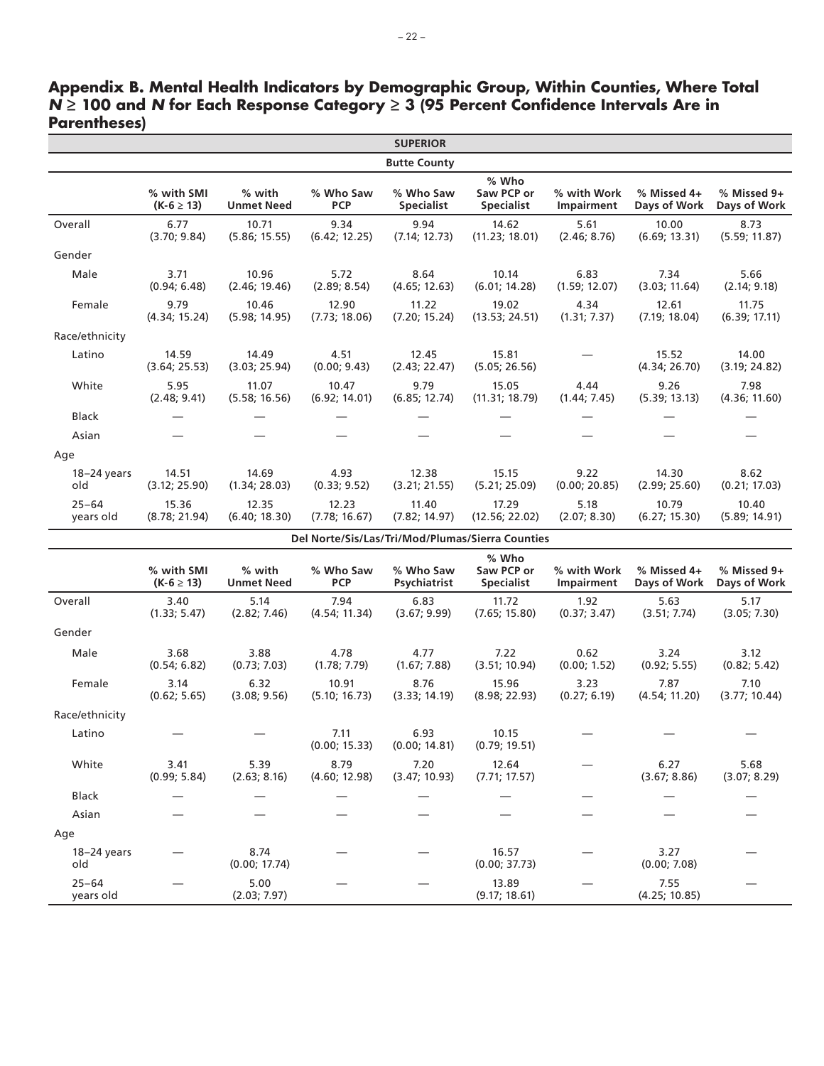## Appendix B. Mental Health Indicators by Demographic Group, Within Counties, Where Total *N* ≥ 100 and *N* for Each Response Category ≥ 3 (95 Percent Confidence Intervals Are in Parentheses)

**SUPERIOR**

**Butte County**

| | % with SMI (K-6 ≥ 13) | % with Unmet Need | % Who Saw PCP | % Who Saw Specialist | % Who Saw PCP or Specialist | % with Work Impairment | % Missed 4+ Days of Work | % Missed 9+ Days of Work |
|---|---|---|---|---|---|---|---|---|
| Overall | 6.77 (3.70; 9.84) | 10.71 (5.86; 15.55) | 9.34 (6.42; 12.25) | 9.94 (7.14; 12.73) | 14.62 (11.23; 18.01) | 5.61 (2.46; 8.76) | 10.00 (6.69; 13.31) | 8.73 (5.59; 11.87) |
| Gender | | | | | | | | |
| Male | 3.71 (0.94; 6.48) | 10.96 (2.46; 19.46) | 5.72 (2.89; 8.54) | 8.64 (4.65; 12.63) | 10.14 (6.01; 14.28) | 6.83 (1.59; 12.07) | 7.34 (3.03; 11.64) | 5.66 (2.14; 9.18) |
| Female | 9.79 (4.34; 15.24) | 10.46 (5.98; 14.95) | 12.90 (7.73; 18.06) | 11.22 (7.20; 15.24) | 19.02 (13.53; 24.51) | 4.34 (1.31; 7.37) | 12.61 (7.19; 18.04) | 11.75 (6.39; 17.11) |
| Race/ethnicity | | | | | | | | |
| Latino | 14.59 (3.64; 25.53) | 14.49 (3.03; 25.94) | 4.51 (0.00; 9.43) | 12.45 (2.43; 22.47) | 15.81 (5.05; 26.56) | — | 15.52 (4.34; 26.70) | 14.00 (3.19; 24.82) |
| White | 5.95 (2.48; 9.41) | 11.07 (5.58; 16.56) | 10.47 (6.92; 14.01) | 9.79 (6.85; 12.74) | 15.05 (11.31; 18.79) | 4.44 (1.44; 7.45) | 9.26 (5.39; 13.13) | 7.98 (4.36; 11.60) |
| Black | — | — | — | — | — | — | — | — |
| Asian | — | — | — | — | — | — | — | — |
| Age | | | | | | | | |
| 18–24 years old | 14.51 (3.12; 25.90) | 14.69 (1.34; 28.03) | 4.93 (0.33; 9.52) | 12.38 (3.21; 21.55) | 15.15 (5.21; 25.09) | 9.22 (0.00; 20.85) | 14.30 (2.99; 25.60) | 8.62 (0.21; 17.03) |
| 25–64 years old | 15.36 (8.78; 21.94) | 12.35 (6.40; 18.30) | 12.23 (7.78; 16.67) | 11.40 (7.82; 14.97) | 17.29 (12.56; 22.02) | 5.18 (2.07; 8.30) | 10.79 (6.27; 15.30) | 10.40 (5.89; 14.91) |

**Del Norte/Sis/Las/Tri/Mod/Plumas/Sierra Counties**

| | % with SMI (K-6 ≥ 13) | % with Unmet Need | % Who Saw PCP | % Who Saw Psychiatrist | % Who Saw PCP or Specialist | % with Work Impairment | % Missed 4+ Days of Work | % Missed 9+ Days of Work |
|---|---|---|---|---|---|---|---|---|
| Overall | 3.40 (1.33; 5.47) | 5.14 (2.82; 7.46) | 7.94 (4.54; 11.34) | 6.83 (3.67; 9.99) | 11.72 (7.65; 15.80) | 1.92 (0.37; 3.47) | 5.63 (3.51; 7.74) | 5.17 (3.05; 7.30) |
| Gender | | | | | | | | |
| Male | 3.68 (0.54; 6.82) | 3.88 (0.73; 7.03) | 4.78 (1.78; 7.79) | 4.77 (1.67; 7.88) | 7.22 (3.51; 10.94) | 0.62 (0.00; 1.52) | 3.24 (0.92; 5.55) | 3.12 (0.82; 5.42) |
| Female | 3.14 (0.62; 5.65) | 6.32 (3.08; 9.56) | 10.91 (5.10; 16.73) | 8.76 (3.33; 14.19) | 15.96 (8.98; 22.93) | 3.23 (0.27; 6.19) | 7.87 (4.54; 11.20) | 7.10 (3.77; 10.44) |
| Race/ethnicity | | | | | | | | |
| Latino | — | — | 7.11 (0.00; 15.33) | 6.93 (0.00; 14.81) | 10.15 (0.79; 19.51) | — | — | — |
| White | 3.41 (0.99; 5.84) | 5.39 (2.63; 8.16) | 8.79 (4.60; 12.98) | 7.20 (3.47; 10.93) | 12.64 (7.71; 17.57) | — | 6.27 (3.67; 8.86) | 5.68 (3.07; 8.29) |
| Black | — | — | — | — | — | — | — | — |
| Asian | — | — | — | — | — | — | — | — |
| Age | | | | | | | | |
| 18–24 years old | — | 8.74 (0.00; 17.74) | — | — | 16.57 (0.00; 37.73) | — | 3.27 (0.00; 7.08) | — |
| 25–64 years old | — | 5.00 (2.03; 7.97) | — | — | 13.89 (9.17; 18.61) | — | 7.55 (4.25; 10.85) | — |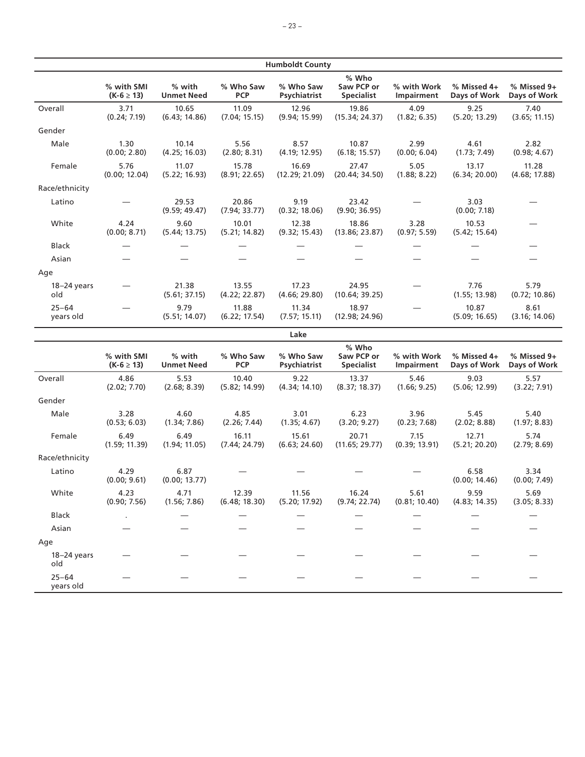| Humboldt County | | | | | | | | |
|---|---|---|---|---|---|---|---|---|
| | % with SMI ($K\text{-}6 \geq 13$) | % with Unmet Need | % Who Saw PCP | % Who Saw Psychiatrist | % Who Saw PCP or Specialist | % with Work Impairment | % Missed 4+ Days of Work | % Missed 9+ Days of Work |
| Overall | 3.71 (0.24; 7.19) | 10.65 (6.43; 14.86) | 11.09 (7.04; 15.15) | 12.96 (9.94; 15.99) | 19.86 (15.34; 24.37) | 4.09 (1.82; 6.35) | 9.25 (5.20; 13.29) | 7.40 (3.65; 11.15) |
| Gender | | | | | | | | |
| Male | 1.30 (0.00; 2.80) | 10.14 (4.25; 16.03) | 5.56 (2.80; 8.31) | 8.57 (4.19; 12.95) | 10.87 (6.18; 15.57) | 2.99 (0.00; 6.04) | 4.61 (1.73; 7.49) | 2.82 (0.98; 4.67) |
| Female | 5.76 (0.00; 12.04) | 11.07 (5.22; 16.93) | 15.78 (8.91; 22.65) | 16.69 (12.29; 21.09) | 27.47 (20.44; 34.50) | 5.05 (1.88; 8.22) | 13.17 (6.34; 20.00) | 11.28 (4.68; 17.88) |
| Race/ethnicity | | | | | | | | |
| Latino | — | 29.53 (9.59; 49.47) | 20.86 (7.94; 33.77) | 9.19 (0.32; 18.06) | 23.42 (9.90; 36.95) | — | 3.03 (0.00; 7.18) | — |
| White | 4.24 (0.00; 8.71) | 9.60 (5.44; 13.75) | 10.01 (5.21; 14.82) | 12.38 (9.32; 15.43) | 18.86 (13.86; 23.87) | 3.28 (0.97; 5.59) | 10.53 (5.42; 15.64) | — |
| Black | — | — | — | — | — | — | — | — |
| Asian | — | — | — | — | — | — | — | — |
| Age | | | | | | | | |
| 18–24 years old | — | 21.38 (5.61; 37.15) | 13.55 (4.22; 22.87) | 17.23 (4.66; 29.80) | 24.95 (10.64; 39.25) | — | 7.76 (1.55; 13.98) | 5.79 (0.72; 10.86) |
| 25–64 years old | — | 9.79 (5.51; 14.07) | 11.88 (6.22; 17.54) | 11.34 (7.57; 15.11) | 18.97 (12.98; 24.96) | — | 10.87 (5.09; 16.65) | 8.61 (3.16; 14.06) |

| Lake | | | | | | | | |
|---|---|---|---|---|---|---|---|---|
| | % with SMI ($K\text{-}6 \geq 13$) | % with Unmet Need | % Who Saw PCP | % Who Saw Psychiatrist | % Who Saw PCP or Specialist | % with Work Impairment | % Missed 4+ Days of Work | % Missed 9+ Days of Work |
| Overall | 4.86 (2.02; 7.70) | 5.53 (2.68; 8.39) | 10.40 (5.82; 14.99) | 9.22 (4.34; 14.10) | 13.37 (8.37; 18.37) | 5.46 (1.66; 9.25) | 9.03 (5.06; 12.99) | 5.57 (3.22; 7.91) |
| Gender | | | | | | | | |
| Male | 3.28 (0.53; 6.03) | 4.60 (1.34; 7.86) | 4.85 (2.26; 7.44) | 3.01 (1.35; 4.67) | 6.23 (3.20; 9.27) | 3.96 (0.23; 7.68) | 5.45 (2.02; 8.88) | 5.40 (1.97; 8.83) |
| Female | 6.49 (1.59; 11.39) | 6.49 (1.94; 11.05) | 16.11 (7.44; 24.79) | 15.61 (6.63; 24.60) | 20.71 (11.65; 29.77) | 7.15 (0.39; 13.91) | 12.71 (5.21; 20.20) | 5.74 (2.79; 8.69) |
| Race/ethnicity | | | | | | | | |
| Latino | 4.29 (0.00; 9.61) | 6.87 (0.00; 13.77) | — | — | — | — | 6.58 (0.00; 14.46) | 3.34 (0.00; 7.49) |
| White | 4.23 (0.90; 7.56) | 4.71 (1.56; 7.86) | 12.39 (6.48; 18.30) | 11.56 (5.20; 17.92) | 16.24 (9.74; 22.74) | 5.61 (0.81; 10.40) | 9.59 (4.83; 14.35) | 5.69 (3.05; 8.33) |
| Black | . | — | — | — | — | — | — | — |
| Asian | — | — | — | — | — | — | — | — |
| Age | | | | | | | | |
| 18–24 years old | — | — | — | — | — | — | — | — |
| 25–64 years old | — | — | — | — | — | — | — | — |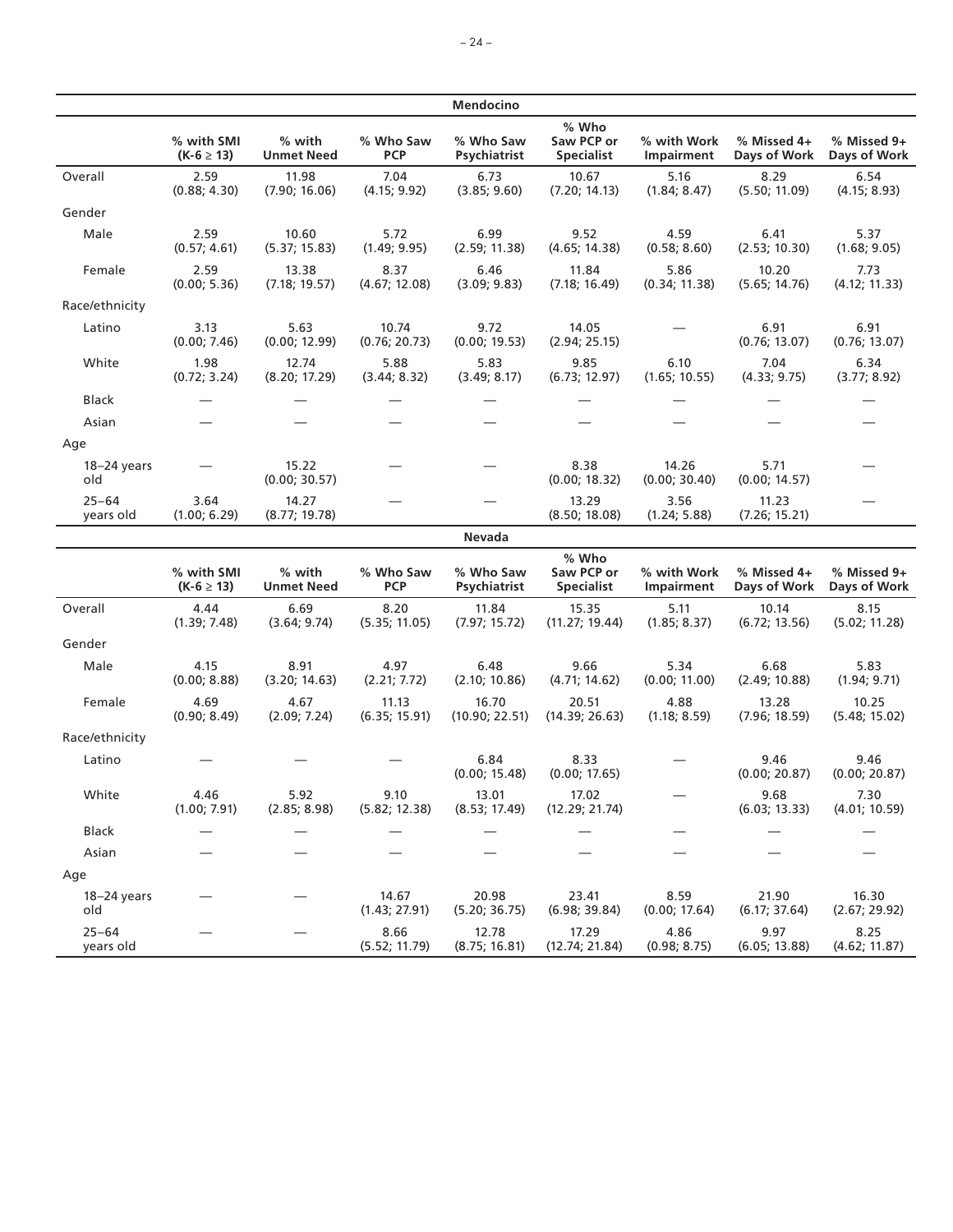| Mendocino | | | | | | | | |
|---|---|---|---|---|---|---|---|---|
| | % with SMI (K-6 ≥ 13) | % with Unmet Need | % Who Saw PCP | % Who Saw Psychiatrist | % Who Saw PCP or Specialist | % with Work Impairment | % Missed 4+ Days of Work | % Missed 9+ Days of Work |
| Overall | 2.59 (0.88; 4.30) | 11.98 (7.90; 16.06) | 7.04 (4.15; 9.92) | 6.73 (3.85; 9.60) | 10.67 (7.20; 14.13) | 5.16 (1.84; 8.47) | 8.29 (5.50; 11.09) | 6.54 (4.15; 8.93) |
| Gender | | | | | | | | |
| Male | 2.59 (0.57; 4.61) | 10.60 (5.37; 15.83) | 5.72 (1.49; 9.95) | 6.99 (2.59; 11.38) | 9.52 (4.65; 14.38) | 4.59 (0.58; 8.60) | 6.41 (2.53; 10.30) | 5.37 (1.68; 9.05) |
| Female | 2.59 (0.00; 5.36) | 13.38 (7.18; 19.57) | 8.37 (4.67; 12.08) | 6.46 (3.09; 9.83) | 11.84 (7.18; 16.49) | 5.86 (0.34; 11.38) | 10.20 (5.65; 14.76) | 7.73 (4.12; 11.33) |
| Race/ethnicity | | | | | | | | |
| Latino | 3.13 (0.00; 7.46) | 5.63 (0.00; 12.99) | 10.74 (0.76; 20.73) | 9.72 (0.00; 19.53) | 14.05 (2.94; 25.15) | — | 6.91 (0.76; 13.07) | 6.91 (0.76; 13.07) |
| White | 1.98 (0.72; 3.24) | 12.74 (8.20; 17.29) | 5.88 (3.44; 8.32) | 5.83 (3.49; 8.17) | 9.85 (6.73; 12.97) | 6.10 (1.65; 10.55) | 7.04 (4.33; 9.75) | 6.34 (3.77; 8.92) |
| Black | — | — | — | — | — | — | — | — |
| Asian | — | — | — | — | — | — | — | — |
| Age | | | | | | | | |
| 18–24 years old | — | 15.22 (0.00; 30.57) | — | — | 8.38 (0.00; 18.32) | 14.26 (0.00; 30.40) | 5.71 (0.00; 14.57) | — |
| 25–64 years old | 3.64 (1.00; 6.29) | 14.27 (8.77; 19.78) | — | — | 13.29 (8.50; 18.08) | 3.56 (1.24; 5.88) | 11.23 (7.26; 15.21) | — |

| Nevada | | | | | | | | |
|---|---|---|---|---|---|---|---|---|
| | % with SMI (K-6 ≥ 13) | % with Unmet Need | % Who Saw PCP | % Who Saw Psychiatrist | % Who Saw PCP or Specialist | % with Work Impairment | % Missed 4+ Days of Work | % Missed 9+ Days of Work |
| Overall | 4.44 (1.39; 7.48) | 6.69 (3.64; 9.74) | 8.20 (5.35; 11.05) | 11.84 (7.97; 15.72) | 15.35 (11.27; 19.44) | 5.11 (1.85; 8.37) | 10.14 (6.72; 13.56) | 8.15 (5.02; 11.28) |
| Gender | | | | | | | | |
| Male | 4.15 (0.00; 8.88) | 8.91 (3.20; 14.63) | 4.97 (2.21; 7.72) | 6.48 (2.10; 10.86) | 9.66 (4.71; 14.62) | 5.34 (0.00; 11.00) | 6.68 (2.49; 10.88) | 5.83 (1.94; 9.71) |
| Female | 4.69 (0.90; 8.49) | 4.67 (2.09; 7.24) | 11.13 (6.35; 15.91) | 16.70 (10.90; 22.51) | 20.51 (14.39; 26.63) | 4.88 (1.18; 8.59) | 13.28 (7.96; 18.59) | 10.25 (5.48; 15.02) |
| Race/ethnicity | | | | | | | | |
| Latino | — | — | — | 6.84 (0.00; 15.48) | 8.33 (0.00; 17.65) | — | 9.46 (0.00; 20.87) | 9.46 (0.00; 20.87) |
| White | 4.46 (1.00; 7.91) | 5.92 (2.85; 8.98) | 9.10 (5.82; 12.38) | 13.01 (8.53; 17.49) | 17.02 (12.29; 21.74) | — | 9.68 (6.03; 13.33) | 7.30 (4.01; 10.59) |
| Black | — | — | — | — | — | — | — | — |
| Asian | — | — | — | — | — | — | — | — |
| Age | | | | | | | | |
| 18–24 years old | — | — | 14.67 (1.43; 27.91) | 20.98 (5.20; 36.75) | 23.41 (6.98; 39.84) | 8.59 (0.00; 17.64) | 21.90 (6.17; 37.64) | 16.30 (2.67; 29.92) |
| 25–64 years old | — | — | 8.66 (5.52; 11.79) | 12.78 (8.75; 16.81) | 17.29 (12.74; 21.84) | 4.86 (0.98; 8.75) | 9.97 (6.05; 13.88) | 8.25 (4.62; 11.87) |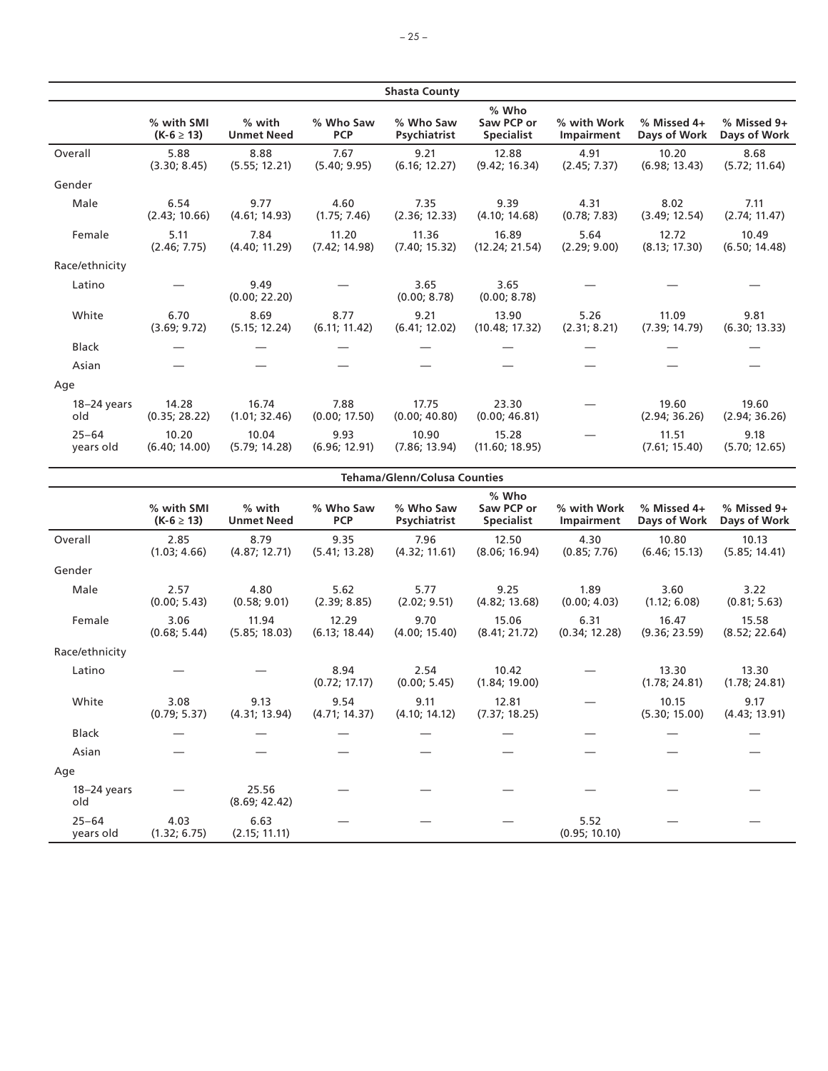| Shasta County | | | | | | | | |
|---|---|---|---|---|---|---|---|---|
| | % with SMI (K-6 ≥ 13) | % with Unmet Need | % Who Saw PCP | % Who Saw Psychiatrist | % Who Saw PCP or Specialist | % with Work Impairment | % Missed 4+ Days of Work | % Missed 9+ Days of Work |
| Overall | 5.88 (3.30; 8.45) | 8.88 (5.55; 12.21) | 7.67 (5.40; 9.95) | 9.21 (6.16; 12.27) | 12.88 (9.42; 16.34) | 4.91 (2.45; 7.37) | 10.20 (6.98; 13.43) | 8.68 (5.72; 11.64) |
| Gender | | | | | | | | |
| Male | 6.54 (2.43; 10.66) | 9.77 (4.61; 14.93) | 4.60 (1.75; 7.46) | 7.35 (2.36; 12.33) | 9.39 (4.10; 14.68) | 4.31 (0.78; 7.83) | 8.02 (3.49; 12.54) | 7.11 (2.74; 11.47) |
| Female | 5.11 (2.46; 7.75) | 7.84 (4.40; 11.29) | 11.20 (7.42; 14.98) | 11.36 (7.40; 15.32) | 16.89 (12.24; 21.54) | 5.64 (2.29; 9.00) | 12.72 (8.13; 17.30) | 10.49 (6.50; 14.48) |
| Race/ethnicity | | | | | | | | |
| Latino | — | 9.49 (0.00; 22.20) | — | 3.65 (0.00; 8.78) | 3.65 (0.00; 8.78) | — | — | — |
| White | 6.70 (3.69; 9.72) | 8.69 (5.15; 12.24) | 8.77 (6.11; 11.42) | 9.21 (6.41; 12.02) | 13.90 (10.48; 17.32) | 5.26 (2.31; 8.21) | 11.09 (7.39; 14.79) | 9.81 (6.30; 13.33) |
| Black | — | — | — | — | — | — | — | — |
| Asian | — | — | — | — | — | — | — | — |
| Age | | | | | | | | |
| 18–24 years old | 14.28 (0.35; 28.22) | 16.74 (1.01; 32.46) | 7.88 (0.00; 17.50) | 17.75 (0.00; 40.80) | 23.30 (0.00; 46.81) | — | 19.60 (2.94; 36.26) | 19.60 (2.94; 36.26) |
| 25–64 years old | 10.20 (6.40; 14.00) | 10.04 (5.79; 14.28) | 9.93 (6.96; 12.91) | 10.90 (7.86; 13.94) | 15.28 (11.60; 18.95) | — | 11.51 (7.61; 15.40) | 9.18 (5.70; 12.65) |

| Tehama/Glenn/Colusa Counties | | | | | | | | |
|---|---|---|---|---|---|---|---|---|
| | % with SMI (K-6 ≥ 13) | % with Unmet Need | % Who Saw PCP | % Who Saw Psychiatrist | % Who Saw PCP or Specialist | % with Work Impairment | % Missed 4+ Days of Work | % Missed 9+ Days of Work |
| Overall | 2.85 (1.03; 4.66) | 8.79 (4.87; 12.71) | 9.35 (5.41; 13.28) | 7.96 (4.32; 11.61) | 12.50 (8.06; 16.94) | 4.30 (0.85; 7.76) | 10.80 (6.46; 15.13) | 10.13 (5.85; 14.41) |
| Gender | | | | | | | | |
| Male | 2.57 (0.00; 5.43) | 4.80 (0.58; 9.01) | 5.62 (2.39; 8.85) | 5.77 (2.02; 9.51) | 9.25 (4.82; 13.68) | 1.89 (0.00; 4.03) | 3.60 (1.12; 6.08) | 3.22 (0.81; 5.63) |
| Female | 3.06 (0.68; 5.44) | 11.94 (5.85; 18.03) | 12.29 (6.13; 18.44) | 9.70 (4.00; 15.40) | 15.06 (8.41; 21.72) | 6.31 (0.34; 12.28) | 16.47 (9.36; 23.59) | 15.58 (8.52; 22.64) |
| Race/ethnicity | | | | | | | | |
| Latino | — | — | 8.94 (0.72; 17.17) | 2.54 (0.00; 5.45) | 10.42 (1.84; 19.00) | — | 13.30 (1.78; 24.81) | 13.30 (1.78; 24.81) |
| White | 3.08 (0.79; 5.37) | 9.13 (4.31; 13.94) | 9.54 (4.71; 14.37) | 9.11 (4.10; 14.12) | 12.81 (7.37; 18.25) | — | 10.15 (5.30; 15.00) | 9.17 (4.43; 13.91) |
| Black | — | — | — | — | — | — | — | — |
| Asian | — | — | — | — | — | — | — | — |
| Age | | | | | | | | |
| 18–24 years old | — | 25.56 (8.69; 42.42) | — | — | — | — | — | — |
| 25–64 years old | 4.03 (1.32; 6.75) | 6.63 (2.15; 11.11) | — | — | — | 5.52 (0.95; 10.10) | — | — |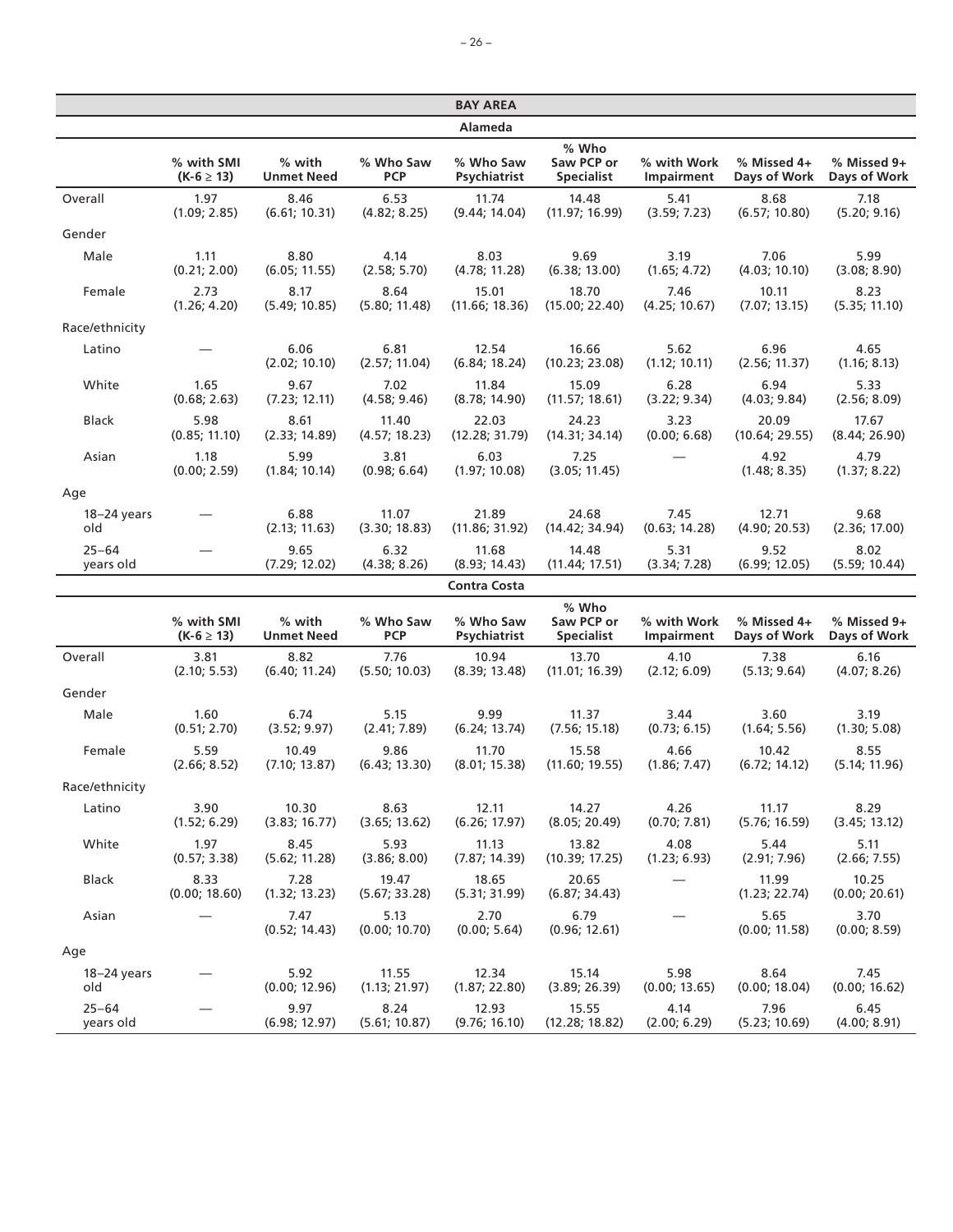## BAY AREA

### Alameda

| | % with SMI (K-6 ≥ 13) | % with Unmet Need | % Who Saw PCP | % Who Saw Psychiatrist | % Who Saw PCP or Specialist | % with Work Impairment | % Missed 4+ Days of Work | % Missed 9+ Days of Work |
|---|---|---|---|---|---|---|---|---|
| Overall | 1.97 (1.09; 2.85) | 8.46 (6.61; 10.31) | 6.53 (4.82; 8.25) | 11.74 (9.44; 14.04) | 14.48 (11.97; 16.99) | 5.41 (3.59; 7.23) | 8.68 (6.57; 10.80) | 7.18 (5.20; 9.16) |
| Gender | | | | | | | | |
| Male | 1.11 (0.21; 2.00) | 8.80 (6.05; 11.55) | 4.14 (2.58; 5.70) | 8.03 (4.78; 11.28) | 9.69 (6.38; 13.00) | 3.19 (1.65; 4.72) | 7.06 (4.03; 10.10) | 5.99 (3.08; 8.90) |
| Female | 2.73 (1.26; 4.20) | 8.17 (5.49; 10.85) | 8.64 (5.80; 11.48) | 15.01 (11.66; 18.36) | 18.70 (15.00; 22.40) | 7.46 (4.25; 10.67) | 10.11 (7.07; 13.15) | 8.23 (5.35; 11.10) |
| Race/ethnicity | | | | | | | | |
| Latino | — | 6.06 (2.02; 10.10) | 6.81 (2.57; 11.04) | 12.54 (6.84; 18.24) | 16.66 (10.23; 23.08) | 5.62 (1.12; 10.11) | 6.96 (2.56; 11.37) | 4.65 (1.16; 8.13) |
| White | 1.65 (0.68; 2.63) | 9.67 (7.23; 12.11) | 7.02 (4.58; 9.46) | 11.84 (8.78; 14.90) | 15.09 (11.57; 18.61) | 6.28 (3.22; 9.34) | 6.94 (4.03; 9.84) | 5.33 (2.56; 8.09) |
| Black | 5.98 (0.85; 11.10) | 8.61 (2.33; 14.89) | 11.40 (4.57; 18.23) | 22.03 (12.28; 31.79) | 24.23 (14.31; 34.14) | 3.23 (0.00; 6.68) | 20.09 (10.64; 29.55) | 17.67 (8.44; 26.90) |
| Asian | 1.18 (0.00; 2.59) | 5.99 (1.84; 10.14) | 3.81 (0.98; 6.64) | 6.03 (1.97; 10.08) | 7.25 (3.05; 11.45) | — | 4.92 (1.48; 8.35) | 4.79 (1.37; 8.22) |
| Age | | | | | | | | |
| 18–24 years old | — | 6.88 (2.13; 11.63) | 11.07 (3.30; 18.83) | 21.89 (11.86; 31.92) | 24.68 (14.42; 34.94) | 7.45 (0.63; 14.28) | 12.71 (4.90; 20.53) | 9.68 (2.36; 17.00) |
| 25–64 years old | — | 9.65 (7.29; 12.02) | 6.32 (4.38; 8.26) | 11.68 (8.93; 14.43) | 14.48 (11.44; 17.51) | 5.31 (3.34; 7.28) | 9.52 (6.99; 12.05) | 8.02 (5.59; 10.44) |

### Contra Costa

| | % with SMI (K-6 ≥ 13) | % with Unmet Need | % Who Saw PCP | % Who Saw Psychiatrist | % Who Saw PCP or Specialist | % with Work Impairment | % Missed 4+ Days of Work | % Missed 9+ Days of Work |
|---|---|---|---|---|---|---|---|---|
| Overall | 3.81 (2.10; 5.53) | 8.82 (6.40; 11.24) | 7.76 (5.50; 10.03) | 10.94 (8.39; 13.48) | 13.70 (11.01; 16.39) | 4.10 (2.12; 6.09) | 7.38 (5.13; 9.64) | 6.16 (4.07; 8.26) |
| Gender | | | | | | | | |
| Male | 1.60 (0.51; 2.70) | 6.74 (3.52; 9.97) | 5.15 (2.41; 7.89) | 9.99 (6.24; 13.74) | 11.37 (7.56; 15.18) | 3.44 (0.73; 6.15) | 3.60 (1.64; 5.56) | 3.19 (1.30; 5.08) |
| Female | 5.59 (2.66; 8.52) | 10.49 (7.10; 13.87) | 9.86 (6.43; 13.30) | 11.70 (8.01; 15.38) | 15.58 (11.60; 19.55) | 4.66 (1.86; 7.47) | 10.42 (6.72; 14.12) | 8.55 (5.14; 11.96) |
| Race/ethnicity | | | | | | | | |
| Latino | 3.90 (1.52; 6.29) | 10.30 (3.83; 16.77) | 8.63 (3.65; 13.62) | 12.11 (6.26; 17.97) | 14.27 (8.05; 20.49) | 4.26 (0.70; 7.81) | 11.17 (5.76; 16.59) | 8.29 (3.45; 13.12) |
| White | 1.97 (0.57; 3.38) | 8.45 (5.62; 11.28) | 5.93 (3.86; 8.00) | 11.13 (7.87; 14.39) | 13.82 (10.39; 17.25) | 4.08 (1.23; 6.93) | 5.44 (2.91; 7.96) | 5.11 (2.66; 7.55) |
| Black | 8.33 (0.00; 18.60) | 7.28 (1.32; 13.23) | 19.47 (5.67; 33.28) | 18.65 (5.31; 31.99) | 20.65 (6.87; 34.43) | — | 11.99 (1.23; 22.74) | 10.25 (0.00; 20.61) |
| Asian | — | 7.47 (0.52; 14.43) | 5.13 (0.00; 10.70) | 2.70 (0.00; 5.64) | 6.79 (0.96; 12.61) | — | 5.65 (0.00; 11.58) | 3.70 (0.00; 8.59) |
| Age | | | | | | | | |
| 18–24 years old | — | 5.92 (0.00; 12.96) | 11.55 (1.13; 21.97) | 12.34 (1.87; 22.80) | 15.14 (3.89; 26.39) | 5.98 (0.00; 13.65) | 8.64 (0.00; 18.04) | 7.45 (0.00; 16.62) |
| 25–64 years old | — | 9.97 (6.98; 12.97) | 8.24 (5.61; 10.87) | 12.93 (9.76; 16.10) | 15.55 (12.28; 18.82) | 4.14 (2.00; 6.29) | 7.96 (5.23; 10.69) | 6.45 (4.00; 8.91) |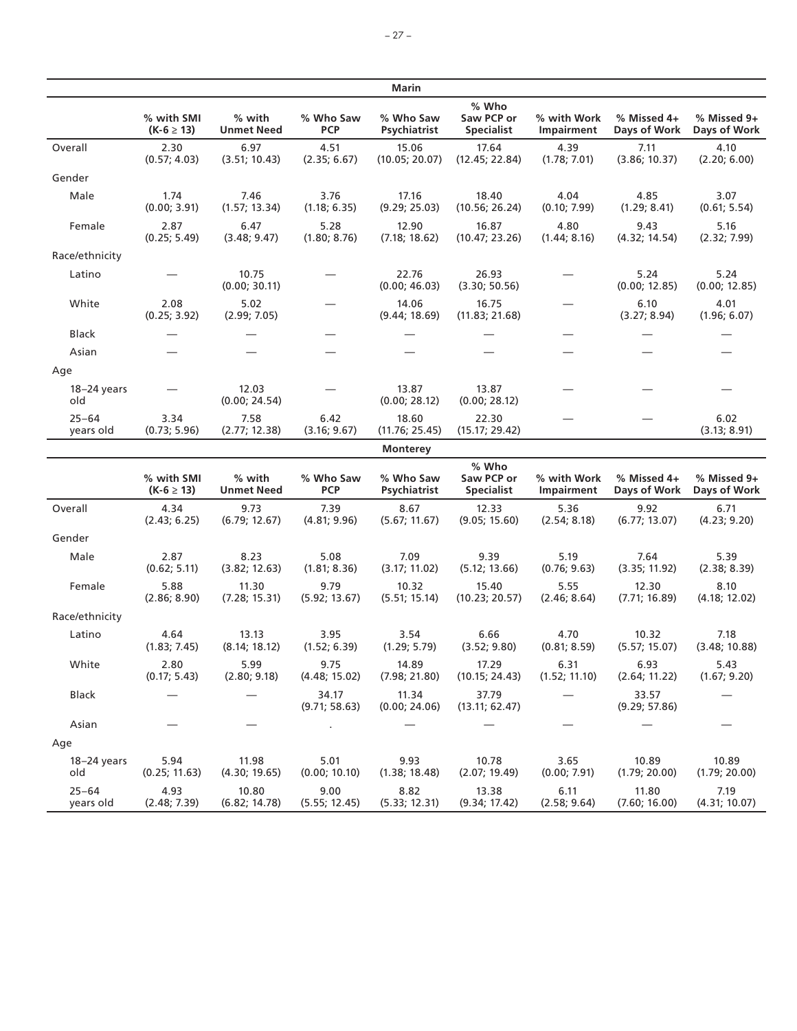**Marin**

| | % with SMI (K-6 ≥ 13) | % with Unmet Need | % Who Saw PCP | % Who Saw Psychiatrist | % Who Saw PCP or Specialist | % with Work Impairment | % Missed 4+ Days of Work | % Missed 9+ Days of Work |
|---|---|---|---|---|---|---|---|---|
| Overall | 2.30 (0.57; 4.03) | 6.97 (3.51; 10.43) | 4.51 (2.35; 6.67) | 15.06 (10.05; 20.07) | 17.64 (12.45; 22.84) | 4.39 (1.78; 7.01) | 7.11 (3.86; 10.37) | 4.10 (2.20; 6.00) |
| Gender | | | | | | | | |
| Male | 1.74 (0.00; 3.91) | 7.46 (1.57; 13.34) | 3.76 (1.18; 6.35) | 17.16 (9.29; 25.03) | 18.40 (10.56; 26.24) | 4.04 (0.10; 7.99) | 4.85 (1.29; 8.41) | 3.07 (0.61; 5.54) |
| Female | 2.87 (0.25; 5.49) | 6.47 (3.48; 9.47) | 5.28 (1.80; 8.76) | 12.90 (7.18; 18.62) | 16.87 (10.47; 23.26) | 4.80 (1.44; 8.16) | 9.43 (4.32; 14.54) | 5.16 (2.32; 7.99) |
| Race/ethnicity | | | | | | | | |
| Latino | — | 10.75 (0.00; 30.11) | — | 22.76 (0.00; 46.03) | 26.93 (3.30; 50.56) | — | 5.24 (0.00; 12.85) | 5.24 (0.00; 12.85) |
| White | 2.08 (0.25; 3.92) | 5.02 (2.99; 7.05) | — | 14.06 (9.44; 18.69) | 16.75 (11.83; 21.68) | — | 6.10 (3.27; 8.94) | 4.01 (1.96; 6.07) |
| Black | — | — | — | — | — | — | — | — |
| Asian | — | — | — | — | — | — | — | — |
| Age | | | | | | | | |
| 18–24 years old | — | 12.03 (0.00; 24.54) | — | 13.87 (0.00; 28.12) | 13.87 (0.00; 28.12) | — | — | — |
| 25–64 years old | 3.34 (0.73; 5.96) | 7.58 (2.77; 12.38) | 6.42 (3.16; 9.67) | 18.60 (11.76; 25.45) | 22.30 (15.17; 29.42) | — | — | 6.02 (3.13; 8.91) |

**Monterey**

| | % with SMI (K-6 ≥ 13) | % with Unmet Need | % Who Saw PCP | % Who Saw Psychiatrist | % Who Saw PCP or Specialist | % with Work Impairment | % Missed 4+ Days of Work | % Missed 9+ Days of Work |
|---|---|---|---|---|---|---|---|---|
| Overall | 4.34 (2.43; 6.25) | 9.73 (6.79; 12.67) | 7.39 (4.81; 9.96) | 8.67 (5.67; 11.67) | 12.33 (9.05; 15.60) | 5.36 (2.54; 8.18) | 9.92 (6.77; 13.07) | 6.71 (4.23; 9.20) |
| Gender | | | | | | | | |
| Male | 2.87 (0.62; 5.11) | 8.23 (3.82; 12.63) | 5.08 (1.81; 8.36) | 7.09 (3.17; 11.02) | 9.39 (5.12; 13.66) | 5.19 (0.76; 9.63) | 7.64 (3.35; 11.92) | 5.39 (2.38; 8.39) |
| Female | 5.88 (2.86; 8.90) | 11.30 (7.28; 15.31) | 9.79 (5.92; 13.67) | 10.32 (5.51; 15.14) | 15.40 (10.23; 20.57) | 5.55 (2.46; 8.64) | 12.30 (7.71; 16.89) | 8.10 (4.18; 12.02) |
| Race/ethnicity | | | | | | | | |
| Latino | 4.64 (1.83; 7.45) | 13.13 (8.14; 18.12) | 3.95 (1.52; 6.39) | 3.54 (1.29; 5.79) | 6.66 (3.52; 9.80) | 4.70 (0.81; 8.59) | 10.32 (5.57; 15.07) | 7.18 (3.48; 10.88) |
| White | 2.80 (0.17; 5.43) | 5.99 (2.80; 9.18) | 9.75 (4.48; 15.02) | 14.89 (7.98; 21.80) | 17.29 (10.15; 24.43) | 6.31 (1.52; 11.10) | 6.93 (2.64; 11.22) | 5.43 (1.67; 9.20) |
| Black | — | — | 34.17 (9.71; 58.63) | 11.34 (0.00; 24.06) | 37.79 (13.11; 62.47) | — | 33.57 (9.29; 57.86) | — |
| Asian | — | — | . | — | — | — | — | — |
| Age | | | | | | | | |
| 18–24 years old | 5.94 (0.25; 11.63) | 11.98 (4.30; 19.65) | 5.01 (0.00; 10.10) | 9.93 (1.38; 18.48) | 10.78 (2.07; 19.49) | 3.65 (0.00; 7.91) | 10.89 (1.79; 20.00) | 10.89 (1.79; 20.00) |
| 25–64 years old | 4.93 (2.48; 7.39) | 10.80 (6.82; 14.78) | 9.00 (5.55; 12.45) | 8.82 (5.33; 12.31) | 13.38 (9.34; 17.42) | 6.11 (2.58; 9.64) | 11.80 (7.60; 16.00) | 7.19 (4.31; 10.07) |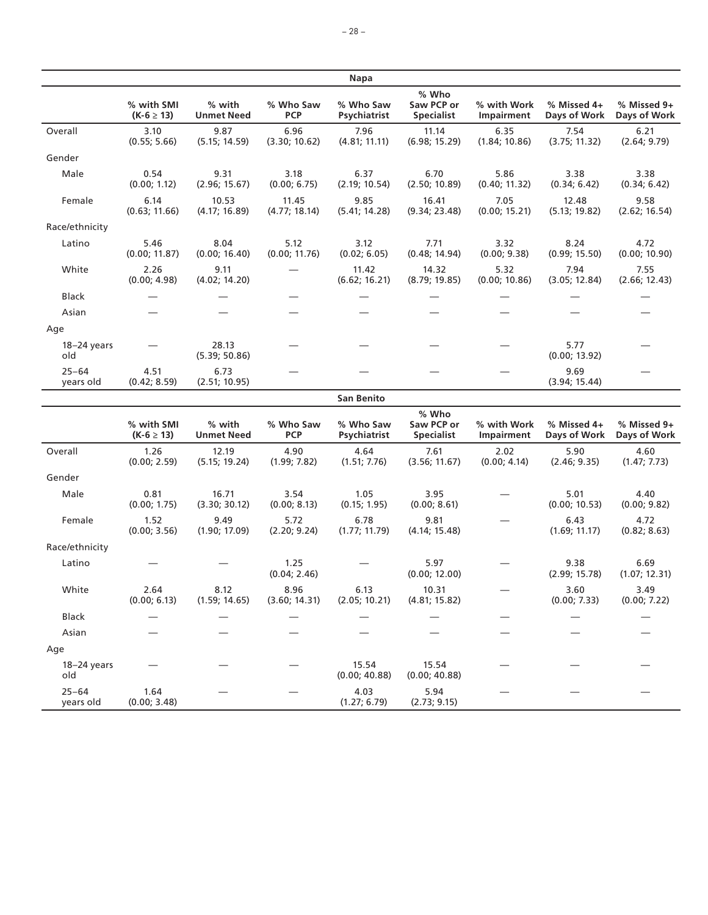| Napa | | | | | | | | |
|---|---|---|---|---|---|---|---|---|
| | % with SMI (K-6 ≥ 13) | % with Unmet Need | % Who Saw PCP | % Who Saw Psychiatrist | % Who Saw PCP or Specialist | % with Work Impairment | % Missed 4+ Days of Work | % Missed 9+ Days of Work |
| Overall | 3.10 (0.55; 5.66) | 9.87 (5.15; 14.59) | 6.96 (3.30; 10.62) | 7.96 (4.81; 11.11) | 11.14 (6.98; 15.29) | 6.35 (1.84; 10.86) | 7.54 (3.75; 11.32) | 6.21 (2.64; 9.79) |
| Gender | | | | | | | | |
| Male | 0.54 (0.00; 1.12) | 9.31 (2.96; 15.67) | 3.18 (0.00; 6.75) | 6.37 (2.19; 10.54) | 6.70 (2.50; 10.89) | 5.86 (0.40; 11.32) | 3.38 (0.34; 6.42) | 3.38 (0.34; 6.42) |
| Female | 6.14 (0.63; 11.66) | 10.53 (4.17; 16.89) | 11.45 (4.77; 18.14) | 9.85 (5.41; 14.28) | 16.41 (9.34; 23.48) | 7.05 (0.00; 15.21) | 12.48 (5.13; 19.82) | 9.58 (2.62; 16.54) |
| Race/ethnicity | | | | | | | | |
| Latino | 5.46 (0.00; 11.87) | 8.04 (0.00; 16.40) | 5.12 (0.00; 11.76) | 3.12 (0.02; 6.05) | 7.71 (0.48; 14.94) | 3.32 (0.00; 9.38) | 8.24 (0.99; 15.50) | 4.72 (0.00; 10.90) |
| White | 2.26 (0.00; 4.98) | 9.11 (4.02; 14.20) | — | 11.42 (6.62; 16.21) | 14.32 (8.79; 19.85) | 5.32 (0.00; 10.86) | 7.94 (3.05; 12.84) | 7.55 (2.66; 12.43) |
| Black | — | — | — | — | — | — | — | — |
| Asian | — | — | — | — | — | — | — | — |
| Age | | | | | | | | |
| 18–24 years old | — | 28.13 (5.39; 50.86) | — | — | — | — | 5.77 (0.00; 13.92) | — |
| 25–64 years old | 4.51 (0.42; 8.59) | 6.73 (2.51; 10.95) | — | — | — | — | 9.69 (3.94; 15.44) | — |

| San Benito | | | | | | | | |
|---|---|---|---|---|---|---|---|---|
| | % with SMI (K-6 ≥ 13) | % with Unmet Need | % Who Saw PCP | % Who Saw Psychiatrist | % Who Saw PCP or Specialist | % with Work Impairment | % Missed 4+ Days of Work | % Missed 9+ Days of Work |
| Overall | 1.26 (0.00; 2.59) | 12.19 (5.15; 19.24) | 4.90 (1.99; 7.82) | 4.64 (1.51; 7.76) | 7.61 (3.56; 11.67) | 2.02 (0.00; 4.14) | 5.90 (2.46; 9.35) | 4.60 (1.47; 7.73) |
| Gender | | | | | | | | |
| Male | 0.81 (0.00; 1.75) | 16.71 (3.30; 30.12) | 3.54 (0.00; 8.13) | 1.05 (0.15; 1.95) | 3.95 (0.00; 8.61) | — | 5.01 (0.00; 10.53) | 4.40 (0.00; 9.82) |
| Female | 1.52 (0.00; 3.56) | 9.49 (1.90; 17.09) | 5.72 (2.20; 9.24) | 6.78 (1.77; 11.79) | 9.81 (4.14; 15.48) | — | 6.43 (1.69; 11.17) | 4.72 (0.82; 8.63) |
| Race/ethnicity | | | | | | | | |
| Latino | — | — | 1.25 (0.04; 2.46) | — | 5.97 (0.00; 12.00) | — | 9.38 (2.99; 15.78) | 6.69 (1.07; 12.31) |
| White | 2.64 (0.00; 6.13) | 8.12 (1.59; 14.65) | 8.96 (3.60; 14.31) | 6.13 (2.05; 10.21) | 10.31 (4.81; 15.82) | — | 3.60 (0.00; 7.33) | 3.49 (0.00; 7.22) |
| Black | — | — | — | — | — | — | — | — |
| Asian | — | — | — | — | — | — | — | — |
| Age | | | | | | | | |
| 18–24 years old | — | — | — | 15.54 (0.00; 40.88) | 15.54 (0.00; 40.88) | — | — | — |
| 25–64 years old | 1.64 (0.00; 3.48) | — | — | 4.03 (1.27; 6.79) | 5.94 (2.73; 9.15) | — | — | — |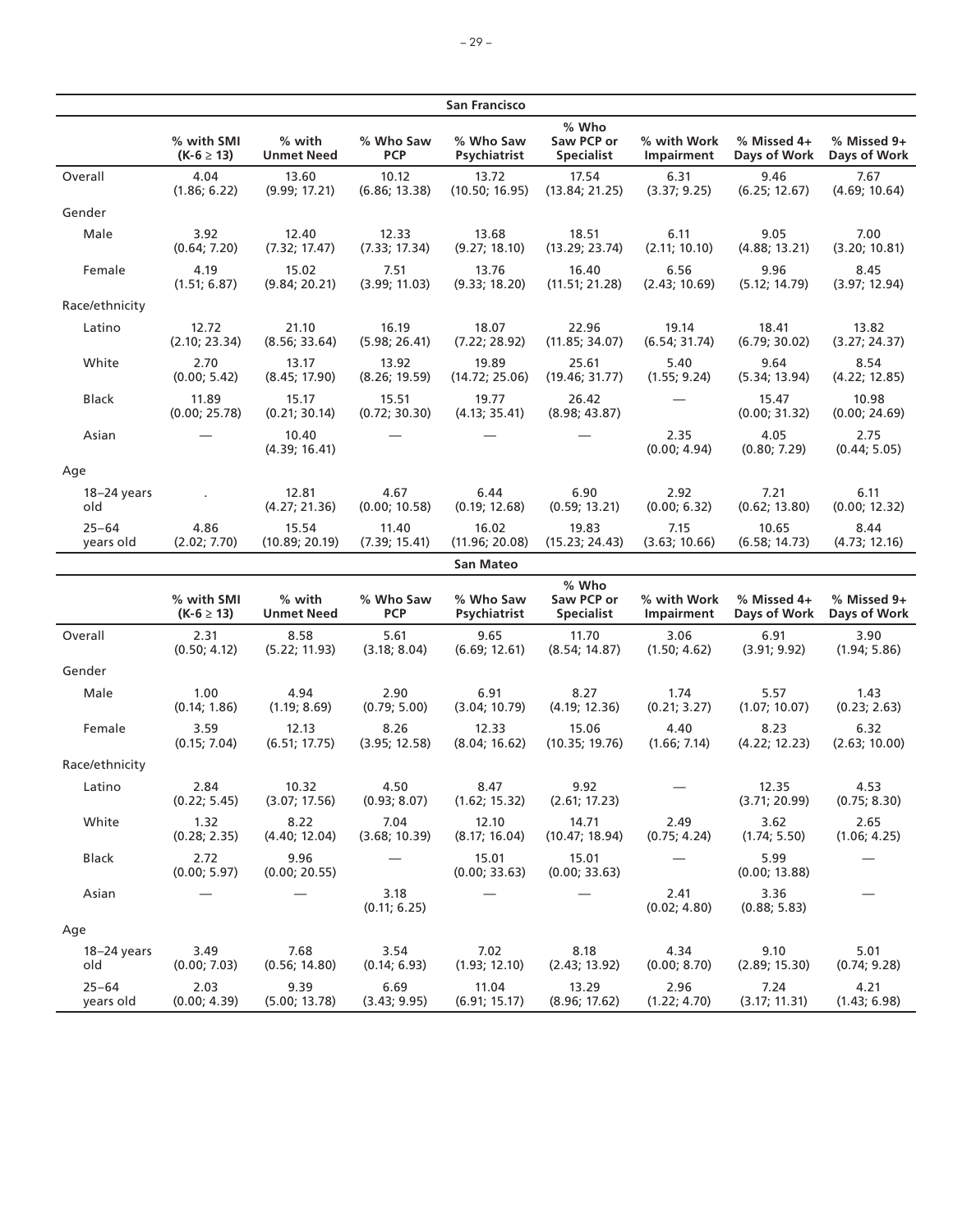**San Francisco**

| | % with SMI (K-6 ≥ 13) | % with Unmet Need | % Who Saw PCP | % Who Saw Psychiatrist | % Who Saw PCP or Specialist | % with Work Impairment | % Missed 4+ Days of Work | % Missed 9+ Days of Work |
|---|---|---|---|---|---|---|---|---|
| Overall | 4.04 (1.86; 6.22) | 13.60 (9.99; 17.21) | 10.12 (6.86; 13.38) | 13.72 (10.50; 16.95) | 17.54 (13.84; 21.25) | 6.31 (3.37; 9.25) | 9.46 (6.25; 12.67) | 7.67 (4.69; 10.64) |
| Gender | | | | | | | | |
| Male | 3.92 (0.64; 7.20) | 12.40 (7.32; 17.47) | 12.33 (7.33; 17.34) | 13.68 (9.27; 18.10) | 18.51 (13.29; 23.74) | 6.11 (2.11; 10.10) | 9.05 (4.88; 13.21) | 7.00 (3.20; 10.81) |
| Female | 4.19 (1.51; 6.87) | 15.02 (9.84; 20.21) | 7.51 (3.99; 11.03) | 13.76 (9.33; 18.20) | 16.40 (11.51; 21.28) | 6.56 (2.43; 10.69) | 9.96 (5.12; 14.79) | 8.45 (3.97; 12.94) |
| Race/ethnicity | | | | | | | | |
| Latino | 12.72 (2.10; 23.34) | 21.10 (8.56; 33.64) | 16.19 (5.98; 26.41) | 18.07 (7.22; 28.92) | 22.96 (11.85; 34.07) | 19.14 (6.54; 31.74) | 18.41 (6.79; 30.02) | 13.82 (3.27; 24.37) |
| White | 2.70 (0.00; 5.42) | 13.17 (8.45; 17.90) | 13.92 (8.26; 19.59) | 19.89 (14.72; 25.06) | 25.61 (19.46; 31.77) | 5.40 (1.55; 9.24) | 9.64 (5.34; 13.94) | 8.54 (4.22; 12.85) |
| Black | 11.89 (0.00; 25.78) | 15.17 (0.21; 30.14) | 15.51 (0.72; 30.30) | 19.77 (4.13; 35.41) | 26.42 (8.98; 43.87) | — | 15.47 (0.00; 31.32) | 10.98 (0.00; 24.69) |
| Asian | — | 10.40 (4.39; 16.41) | — | — | — | 2.35 (0.00; 4.94) | 4.05 (0.80; 7.29) | 2.75 (0.44; 5.05) |
| Age | | | | | | | | |
| 18–24 years old | . | 12.81 (4.27; 21.36) | 4.67 (0.00; 10.58) | 6.44 (0.19; 12.68) | 6.90 (0.59; 13.21) | 2.92 (0.00; 6.32) | 7.21 (0.62; 13.80) | 6.11 (0.00; 12.32) |
| 25–64 years old | 4.86 (2.02; 7.70) | 15.54 (10.89; 20.19) | 11.40 (7.39; 15.41) | 16.02 (11.96; 20.08) | 19.83 (15.23; 24.43) | 7.15 (3.63; 10.66) | 10.65 (6.58; 14.73) | 8.44 (4.73; 12.16) |

**San Mateo**

| | % with SMI (K-6 ≥ 13) | % with Unmet Need | % Who Saw PCP | % Who Saw Psychiatrist | % Who Saw PCP or Specialist | % with Work Impairment | % Missed 4+ Days of Work | % Missed 9+ Days of Work |
|---|---|---|---|---|---|---|---|---|
| Overall | 2.31 (0.50; 4.12) | 8.58 (5.22; 11.93) | 5.61 (3.18; 8.04) | 9.65 (6.69; 12.61) | 11.70 (8.54; 14.87) | 3.06 (1.50; 4.62) | 6.91 (3.91; 9.92) | 3.90 (1.94; 5.86) |
| Gender | | | | | | | | |
| Male | 1.00 (0.14; 1.86) | 4.94 (1.19; 8.69) | 2.90 (0.79; 5.00) | 6.91 (3.04; 10.79) | 8.27 (4.19; 12.36) | 1.74 (0.21; 3.27) | 5.57 (1.07; 10.07) | 1.43 (0.23; 2.63) |
| Female | 3.59 (0.15; 7.04) | 12.13 (6.51; 17.75) | 8.26 (3.95; 12.58) | 12.33 (8.04; 16.62) | 15.06 (10.35; 19.76) | 4.40 (1.66; 7.14) | 8.23 (4.22; 12.23) | 6.32 (2.63; 10.00) |
| Race/ethnicity | | | | | | | | |
| Latino | 2.84 (0.22; 5.45) | 10.32 (3.07; 17.56) | 4.50 (0.93; 8.07) | 8.47 (1.62; 15.32) | 9.92 (2.61; 17.23) | — | 12.35 (3.71; 20.99) | 4.53 (0.75; 8.30) |
| White | 1.32 (0.28; 2.35) | 8.22 (4.40; 12.04) | 7.04 (3.68; 10.39) | 12.10 (8.17; 16.04) | 14.71 (10.47; 18.94) | 2.49 (0.75; 4.24) | 3.62 (1.74; 5.50) | 2.65 (1.06; 4.25) |
| Black | 2.72 (0.00; 5.97) | 9.96 (0.00; 20.55) | — | 15.01 (0.00; 33.63) | 15.01 (0.00; 33.63) | — | 5.99 (0.00; 13.88) | — |
| Asian | — | — | 3.18 (0.11; 6.25) | — | — | 2.41 (0.02; 4.80) | 3.36 (0.88; 5.83) | — |
| Age | | | | | | | | |
| 18–24 years old | 3.49 (0.00; 7.03) | 7.68 (0.56; 14.80) | 3.54 (0.14; 6.93) | 7.02 (1.93; 12.10) | 8.18 (2.43; 13.92) | 4.34 (0.00; 8.70) | 9.10 (2.89; 15.30) | 5.01 (0.74; 9.28) |
| 25–64 years old | 2.03 (0.00; 4.39) | 9.39 (5.00; 13.78) | 6.69 (3.43; 9.95) | 11.04 (6.91; 15.17) | 13.29 (8.96; 17.62) | 2.96 (1.22; 4.70) | 7.24 (3.17; 11.31) | 4.21 (1.43; 6.98) |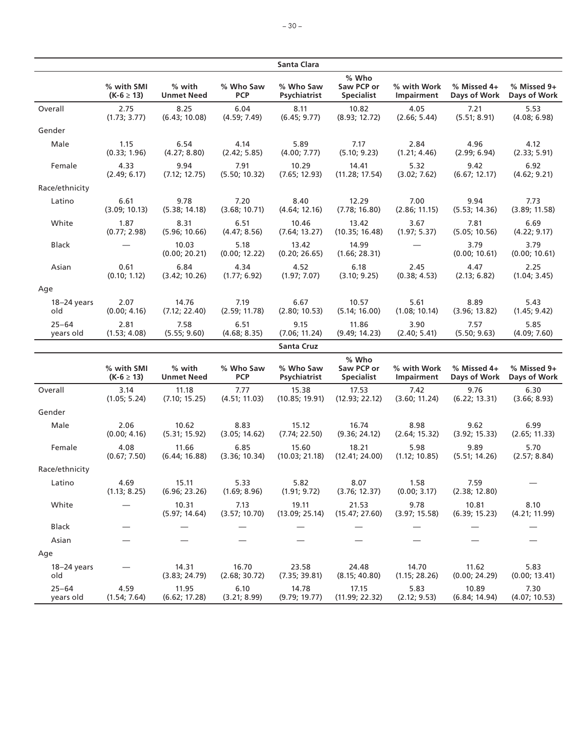| Santa Clara | | | | | | | | |
|---|---|---|---|---|---|---|---|---|
| | % with SMI ($K\text{-}6 \geq 13$) | % with Unmet Need | % Who Saw PCP | % Who Saw Psychiatrist | % Who Saw PCP or Specialist | % with Work Impairment | % Missed 4+ Days of Work | % Missed 9+ Days of Work |
| Overall | 2.75 (1.73; 3.77) | 8.25 (6.43; 10.08) | 6.04 (4.59; 7.49) | 8.11 (6.45; 9.77) | 10.82 (8.93; 12.72) | 4.05 (2.66; 5.44) | 7.21 (5.51; 8.91) | 5.53 (4.08; 6.98) |
| Gender | | | | | | | | |
| Male | 1.15 (0.33; 1.96) | 6.54 (4.27; 8.80) | 4.14 (2.42; 5.85) | 5.89 (4.00; 7.77) | 7.17 (5.10; 9.23) | 2.84 (1.21; 4.46) | 4.96 (2.99; 6.94) | 4.12 (2.33; 5.91) |
| Female | 4.33 (2.49; 6.17) | 9.94 (7.12; 12.75) | 7.91 (5.50; 10.32) | 10.29 (7.65; 12.93) | 14.41 (11.28; 17.54) | 5.32 (3.02; 7.62) | 9.42 (6.67; 12.17) | 6.92 (4.62; 9.21) |
| Race/ethnicity | | | | | | | | |
| Latino | 6.61 (3.09; 10.13) | 9.78 (5.38; 14.18) | 7.20 (3.68; 10.71) | 8.40 (4.64; 12.16) | 12.29 (7.78; 16.80) | 7.00 (2.86; 11.15) | 9.94 (5.53; 14.36) | 7.73 (3.89; 11.58) |
| White | 1.87 (0.77; 2.98) | 8.31 (5.96; 10.66) | 6.51 (4.47; 8.56) | 10.46 (7.64; 13.27) | 13.42 (10.35; 16.48) | 3.67 (1.97; 5.37) | 7.81 (5.05; 10.56) | 6.69 (4.22; 9.17) |
| Black | — | 10.03 (0.00; 20.21) | 5.18 (0.00; 12.22) | 13.42 (0.20; 26.65) | 14.99 (1.66; 28.31) | — | 3.79 (0.00; 10.61) | 3.79 (0.00; 10.61) |
| Asian | 0.61 (0.10; 1.12) | 6.84 (3.42; 10.26) | 4.34 (1.77; 6.92) | 4.52 (1.97; 7.07) | 6.18 (3.10; 9.25) | 2.45 (0.38; 4.53) | 4.47 (2.13; 6.82) | 2.25 (1.04; 3.45) |
| Age | | | | | | | | |
| 18–24 years old | 2.07 (0.00; 4.16) | 14.76 (7.12; 22.40) | 7.19 (2.59; 11.78) | 6.67 (2.80; 10.53) | 10.57 (5.14; 16.00) | 5.61 (1.08; 10.14) | 8.89 (3.96; 13.82) | 5.43 (1.45; 9.42) |
| 25–64 years old | 2.81 (1.53; 4.08) | 7.58 (5.55; 9.60) | 6.51 (4.68; 8.35) | 9.15 (7.06; 11.24) | 11.86 (9.49; 14.23) | 3.90 (2.40; 5.41) | 7.57 (5.50; 9.63) | 5.85 (4.09; 7.60) |

| Santa Cruz | | | | | | | | |
|---|---|---|---|---|---|---|---|---|
| | % with SMI ($K\text{-}6 \geq 13$) | % with Unmet Need | % Who Saw PCP | % Who Saw Psychiatrist | % Who Saw PCP or Specialist | % with Work Impairment | % Missed 4+ Days of Work | % Missed 9+ Days of Work |
| Overall | 3.14 (1.05; 5.24) | 11.18 (7.10; 15.25) | 7.77 (4.51; 11.03) | 15.38 (10.85; 19.91) | 17.53 (12.93; 22.12) | 7.42 (3.60; 11.24) | 9.76 (6.22; 13.31) | 6.30 (3.66; 8.93) |
| Gender | | | | | | | | |
| Male | 2.06 (0.00; 4.16) | 10.62 (5.31; 15.92) | 8.83 (3.05; 14.62) | 15.12 (7.74; 22.50) | 16.74 (9.36; 24.12) | 8.98 (2.64; 15.32) | 9.62 (3.92; 15.33) | 6.99 (2.65; 11.33) |
| Female | 4.08 (0.67; 7.50) | 11.66 (6.44; 16.88) | 6.85 (3.36; 10.34) | 15.60 (10.03; 21.18) | 18.21 (12.41; 24.00) | 5.98 (1.12; 10.85) | 9.89 (5.51; 14.26) | 5.70 (2.57; 8.84) |
| Race/ethnicity | | | | | | | | |
| Latino | 4.69 (1.13; 8.25) | 15.11 (6.96; 23.26) | 5.33 (1.69; 8.96) | 5.82 (1.91; 9.72) | 8.07 (3.76; 12.37) | 1.58 (0.00; 3.17) | 7.59 (2.38; 12.80) | — |
| White | — | 10.31 (5.97; 14.64) | 7.13 (3.57; 10.70) | 19.11 (13.09; 25.14) | 21.53 (15.47; 27.60) | 9.78 (3.97; 15.58) | 10.81 (6.39; 15.23) | 8.10 (4.21; 11.99) |
| Black | — | — | — | — | — | — | — | — |
| Asian | — | — | — | — | — | — | — | — |
| Age | | | | | | | | |
| 18–24 years old | — | 14.31 (3.83; 24.79) | 16.70 (2.68; 30.72) | 23.58 (7.35; 39.81) | 24.48 (8.15; 40.80) | 14.70 (1.15; 28.26) | 11.62 (0.00; 24.29) | 5.83 (0.00; 13.41) |
| 25–64 years old | 4.59 (1.54; 7.64) | 11.95 (6.62; 17.28) | 6.10 (3.21; 8.99) | 14.78 (9.79; 19.77) | 17.15 (11.99; 22.32) | 5.83 (2.12; 9.53) | 10.89 (6.84; 14.94) | 7.30 (4.07; 10.53) |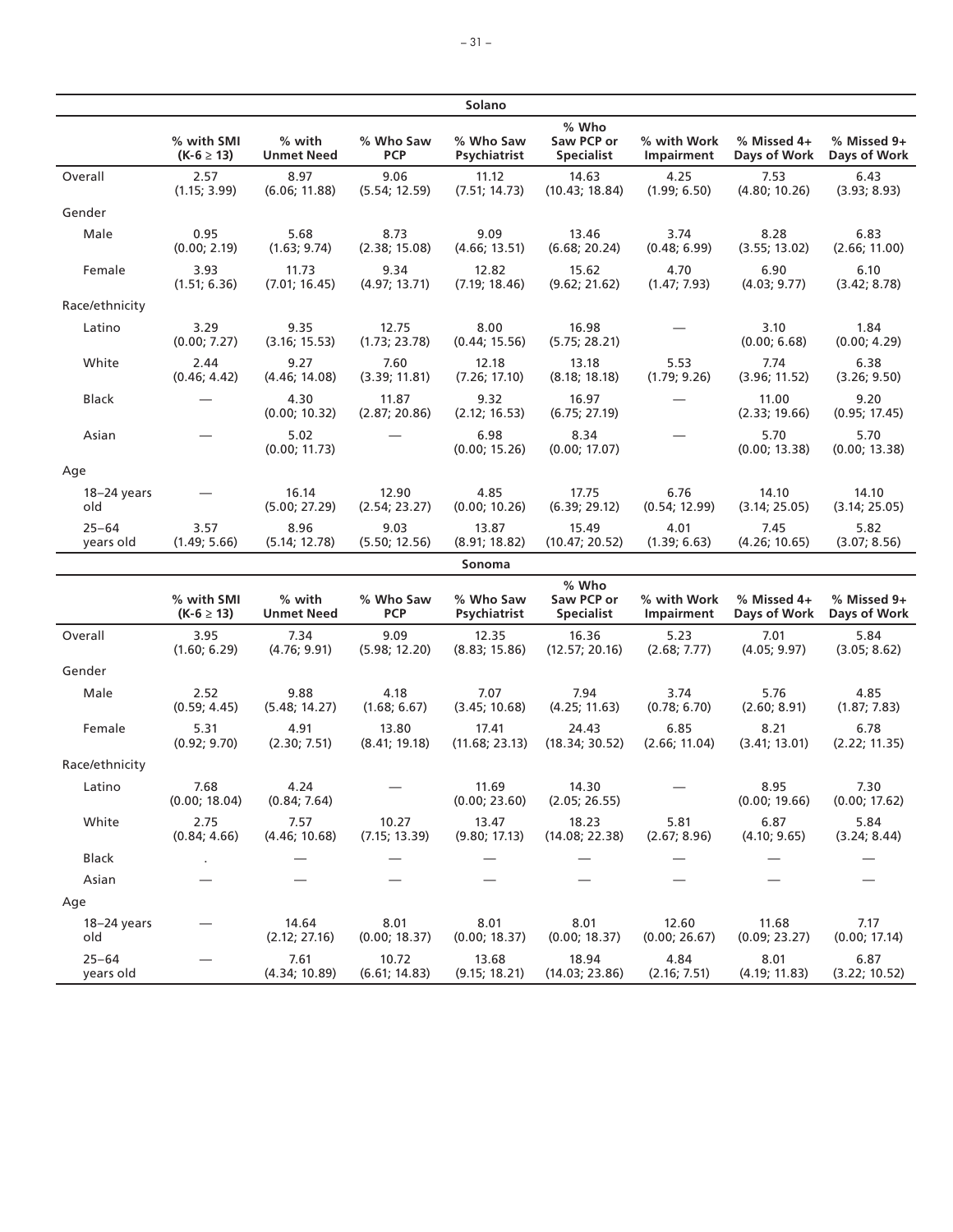**Solano**

| | % with SMI ($K\text{-}6 \geq 13$) | % with Unmet Need | % Who Saw PCP | % Who Saw Psychiatrist | % Who Saw PCP or Specialist | % with Work Impairment | % Missed 4+ Days of Work | % Missed 9+ Days of Work |
|---|---|---|---|---|---|---|---|---|
| Overall | 2.57 (1.15; 3.99) | 8.97 (6.06; 11.88) | 9.06 (5.54; 12.59) | 11.12 (7.51; 14.73) | 14.63 (10.43; 18.84) | 4.25 (1.99; 6.50) | 7.53 (4.80; 10.26) | 6.43 (3.93; 8.93) |
| Gender | | | | | | | | |
| Male | 0.95 (0.00; 2.19) | 5.68 (1.63; 9.74) | 8.73 (2.38; 15.08) | 9.09 (4.66; 13.51) | 13.46 (6.68; 20.24) | 3.74 (0.48; 6.99) | 8.28 (3.55; 13.02) | 6.83 (2.66; 11.00) |
| Female | 3.93 (1.51; 6.36) | 11.73 (7.01; 16.45) | 9.34 (4.97; 13.71) | 12.82 (7.19; 18.46) | 15.62 (9.62; 21.62) | 4.70 (1.47; 7.93) | 6.90 (4.03; 9.77) | 6.10 (3.42; 8.78) |
| Race/ethnicity | | | | | | | | |
| Latino | 3.29 (0.00; 7.27) | 9.35 (3.16; 15.53) | 12.75 (1.73; 23.78) | 8.00 (0.44; 15.56) | 16.98 (5.75; 28.21) | — | 3.10 (0.00; 6.68) | 1.84 (0.00; 4.29) |
| White | 2.44 (0.46; 4.42) | 9.27 (4.46; 14.08) | 7.60 (3.39; 11.81) | 12.18 (7.26; 17.10) | 13.18 (8.18; 18.18) | 5.53 (1.79; 9.26) | 7.74 (3.96; 11.52) | 6.38 (3.26; 9.50) |
| Black | — | 4.30 (0.00; 10.32) | 11.87 (2.87; 20.86) | 9.32 (2.12; 16.53) | 16.97 (6.75; 27.19) | — | 11.00 (2.33; 19.66) | 9.20 (0.95; 17.45) |
| Asian | — | 5.02 (0.00; 11.73) | — | 6.98 (0.00; 15.26) | 8.34 (0.00; 17.07) | — | 5.70 (0.00; 13.38) | 5.70 (0.00; 13.38) |
| Age | | | | | | | | |
| 18–24 years old | — | 16.14 (5.00; 27.29) | 12.90 (2.54; 23.27) | 4.85 (0.00; 10.26) | 17.75 (6.39; 29.12) | 6.76 (0.54; 12.99) | 14.10 (3.14; 25.05) | 14.10 (3.14; 25.05) |
| 25–64 years old | 3.57 (1.49; 5.66) | 8.96 (5.14; 12.78) | 9.03 (5.50; 12.56) | 13.87 (8.91; 18.82) | 15.49 (10.47; 20.52) | 4.01 (1.39; 6.63) | 7.45 (4.26; 10.65) | 5.82 (3.07; 8.56) |

**Sonoma**

| | % with SMI ($K\text{-}6 \geq 13$) | % with Unmet Need | % Who Saw PCP | % Who Saw Psychiatrist | % Who Saw PCP or Specialist | % with Work Impairment | % Missed 4+ Days of Work | % Missed 9+ Days of Work |
|---|---|---|---|---|---|---|---|---|
| Overall | 3.95 (1.60; 6.29) | 7.34 (4.76; 9.91) | 9.09 (5.98; 12.20) | 12.35 (8.83; 15.86) | 16.36 (12.57; 20.16) | 5.23 (2.68; 7.77) | 7.01 (4.05; 9.97) | 5.84 (3.05; 8.62) |
| Gender | | | | | | | | |
| Male | 2.52 (0.59; 4.45) | 9.88 (5.48; 14.27) | 4.18 (1.68; 6.67) | 7.07 (3.45; 10.68) | 7.94 (4.25; 11.63) | 3.74 (0.78; 6.70) | 5.76 (2.60; 8.91) | 4.85 (1.87; 7.83) |
| Female | 5.31 (0.92; 9.70) | 4.91 (2.30; 7.51) | 13.80 (8.41; 19.18) | 17.41 (11.68; 23.13) | 24.43 (18.34; 30.52) | 6.85 (2.66; 11.04) | 8.21 (3.41; 13.01) | 6.78 (2.22; 11.35) |
| Race/ethnicity | | | | | | | | |
| Latino | 7.68 (0.00; 18.04) | 4.24 (0.84; 7.64) | — | 11.69 (0.00; 23.60) | 14.30 (2.05; 26.55) | — | 8.95 (0.00; 19.66) | 7.30 (0.00; 17.62) |
| White | 2.75 (0.84; 4.66) | 7.57 (4.46; 10.68) | 10.27 (7.15; 13.39) | 13.47 (9.80; 17.13) | 18.23 (14.08; 22.38) | 5.81 (2.67; 8.96) | 6.87 (4.10; 9.65) | 5.84 (3.24; 8.44) |
| Black | . | — | — | — | — | — | — | — |
| Asian | — | — | — | — | — | — | — | — |
| Age | | | | | | | | |
| 18–24 years old | — | 14.64 (2.12; 27.16) | 8.01 (0.00; 18.37) | 8.01 (0.00; 18.37) | 8.01 (0.00; 18.37) | 12.60 (0.00; 26.67) | 11.68 (0.09; 23.27) | 7.17 (0.00; 17.14) |
| 25–64 years old | — | 7.61 (4.34; 10.89) | 10.72 (6.61; 14.83) | 13.68 (9.15; 18.21) | 18.94 (14.03; 23.86) | 4.84 (2.16; 7.51) | 8.01 (4.19; 11.83) | 6.87 (3.22; 10.52) |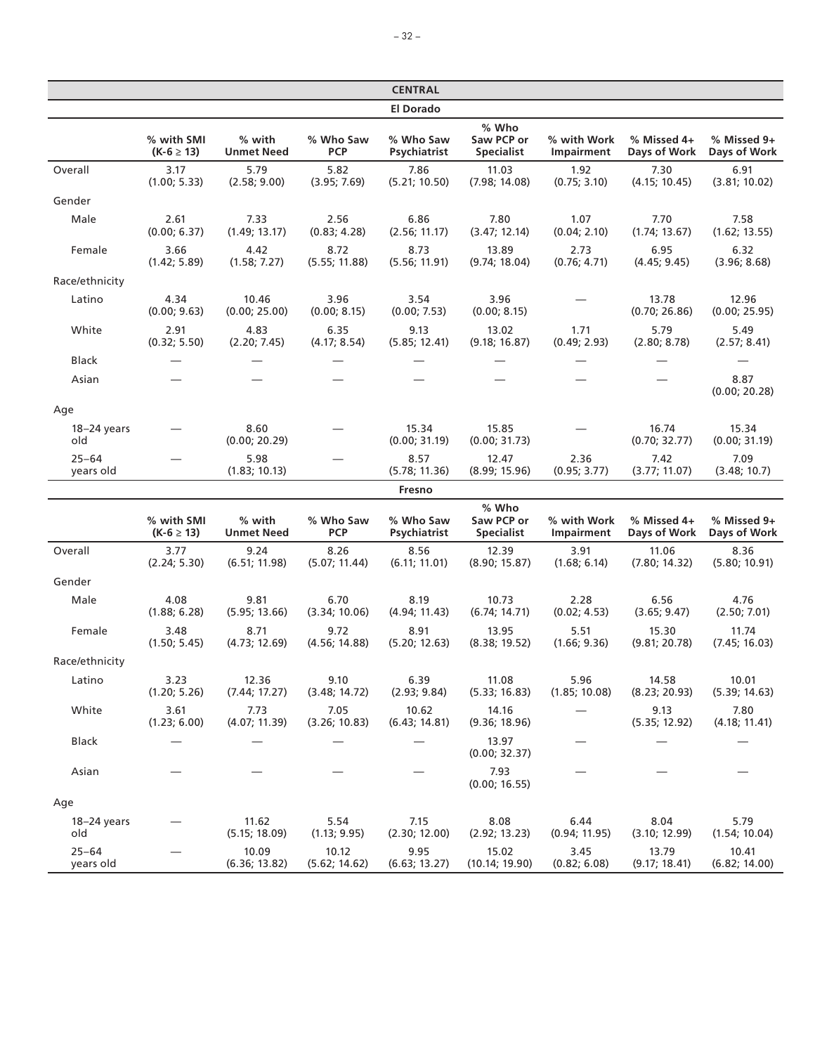## CENTRAL

### El Dorado

| | % with SMI ($K\text{-}6 \geq 13$) | % with Unmet Need | % Who Saw PCP | % Who Saw Psychiatrist | % Who Saw PCP or Specialist | % with Work Impairment | % Missed 4+ Days of Work | % Missed 9+ Days of Work |
|---|---|---|---|---|---|---|---|---|
| Overall | 3.17 (1.00; 5.33) | 5.79 (2.58; 9.00) | 5.82 (3.95; 7.69) | 7.86 (5.21; 10.50) | 11.03 (7.98; 14.08) | 1.92 (0.75; 3.10) | 7.30 (4.15; 10.45) | 6.91 (3.81; 10.02) |
| Gender | | | | | | | | |
| Male | 2.61 (0.00; 6.37) | 7.33 (1.49; 13.17) | 2.56 (0.83; 4.28) | 6.86 (2.56; 11.17) | 7.80 (3.47; 12.14) | 1.07 (0.04; 2.10) | 7.70 (1.74; 13.67) | 7.58 (1.62; 13.55) |
| Female | 3.66 (1.42; 5.89) | 4.42 (1.58; 7.27) | 8.72 (5.55; 11.88) | 8.73 (5.56; 11.91) | 13.89 (9.74; 18.04) | 2.73 (0.76; 4.71) | 6.95 (4.45; 9.45) | 6.32 (3.96; 8.68) |
| Race/ethnicity | | | | | | | | |
| Latino | 4.34 (0.00; 9.63) | 10.46 (0.00; 25.00) | 3.96 (0.00; 8.15) | 3.54 (0.00; 7.53) | 3.96 (0.00; 8.15) | — | 13.78 (0.70; 26.86) | 12.96 (0.00; 25.95) |
| White | 2.91 (0.32; 5.50) | 4.83 (2.20; 7.45) | 6.35 (4.17; 8.54) | 9.13 (5.85; 12.41) | 13.02 (9.18; 16.87) | 1.71 (0.49; 2.93) | 5.79 (2.80; 8.78) | 5.49 (2.57; 8.41) |
| Black | — | — | — | — | — | — | — | — |
| Asian | — | — | — | — | — | — | — | 8.87 (0.00; 20.28) |
| Age | | | | | | | | |
| 18–24 years old | — | 8.60 (0.00; 20.29) | — | 15.34 (0.00; 31.19) | 15.85 (0.00; 31.73) | — | 16.74 (0.70; 32.77) | 15.34 (0.00; 31.19) |
| 25–64 years old | — | 5.98 (1.83; 10.13) | — | 8.57 (5.78; 11.36) | 12.47 (8.99; 15.96) | 2.36 (0.95; 3.77) | 7.42 (3.77; 11.07) | 7.09 (3.48; 10.7) |

### Fresno

| | % with SMI ($K\text{-}6 \geq 13$) | % with Unmet Need | % Who Saw PCP | % Who Saw Psychiatrist | % Who Saw PCP or Specialist | % with Work Impairment | % Missed 4+ Days of Work | % Missed 9+ Days of Work |
|---|---|---|---|---|---|---|---|---|
| Overall | 3.77 (2.24; 5.30) | 9.24 (6.51; 11.98) | 8.26 (5.07; 11.44) | 8.56 (6.11; 11.01) | 12.39 (8.90; 15.87) | 3.91 (1.68; 6.14) | 11.06 (7.80; 14.32) | 8.36 (5.80; 10.91) |
| Gender | | | | | | | | |
| Male | 4.08 (1.88; 6.28) | 9.81 (5.95; 13.66) | 6.70 (3.34; 10.06) | 8.19 (4.94; 11.43) | 10.73 (6.74; 14.71) | 2.28 (0.02; 4.53) | 6.56 (3.65; 9.47) | 4.76 (2.50; 7.01) |
| Female | 3.48 (1.50; 5.45) | 8.71 (4.73; 12.69) | 9.72 (4.56; 14.88) | 8.91 (5.20; 12.63) | 13.95 (8.38; 19.52) | 5.51 (1.66; 9.36) | 15.30 (9.81; 20.78) | 11.74 (7.45; 16.03) |
| Race/ethnicity | | | | | | | | |
| Latino | 3.23 (1.20; 5.26) | 12.36 (7.44; 17.27) | 9.10 (3.48; 14.72) | 6.39 (2.93; 9.84) | 11.08 (5.33; 16.83) | 5.96 (1.85; 10.08) | 14.58 (8.23; 20.93) | 10.01 (5.39; 14.63) |
| White | 3.61 (1.23; 6.00) | 7.73 (4.07; 11.39) | 7.05 (3.26; 10.83) | 10.62 (6.43; 14.81) | 14.16 (9.36; 18.96) | — | 9.13 (5.35; 12.92) | 7.80 (4.18; 11.41) |
| Black | — | — | — | — | 13.97 (0.00; 32.37) | — | — | — |
| Asian | — | — | — | — | 7.93 (0.00; 16.55) | — | — | — |
| Age | | | | | | | | |
| 18–24 years old | — | 11.62 (5.15; 18.09) | 5.54 (1.13; 9.95) | 7.15 (2.30; 12.00) | 8.08 (2.92; 13.23) | 6.44 (0.94; 11.95) | 8.04 (3.10; 12.99) | 5.79 (1.54; 10.04) |
| 25–64 years old | — | 10.09 (6.36; 13.82) | 10.12 (5.62; 14.62) | 9.95 (6.63; 13.27) | 15.02 (10.14; 19.90) | 3.45 (0.82; 6.08) | 13.79 (9.17; 18.41) | 10.41 (6.82; 14.00) |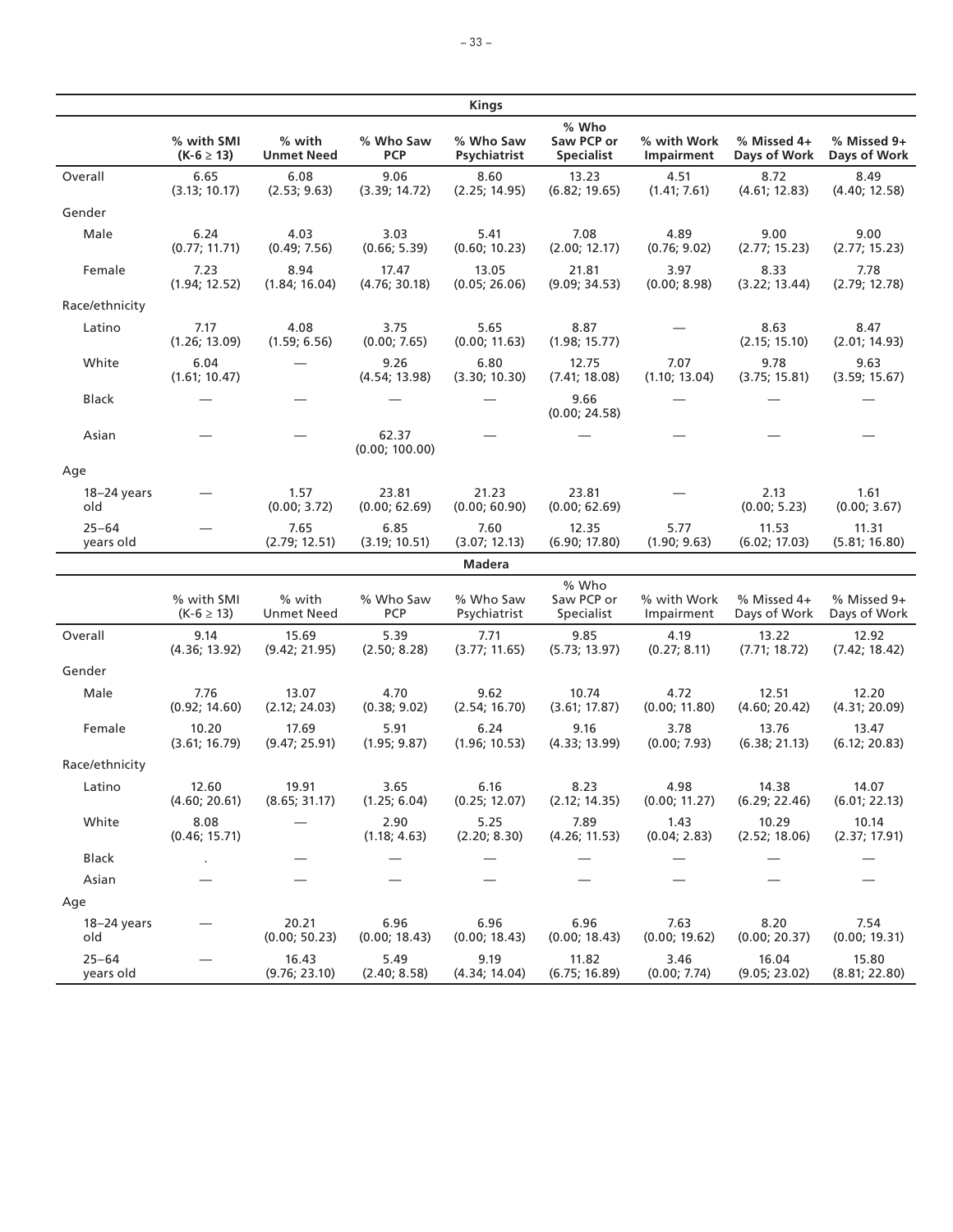| Kings | | | | | | | | |
|---|---|---|---|---|---|---|---|---|
| | **% with SMI (K-6 ≥ 13)** | **% with Unmet Need** | **% Who Saw PCP** | **% Who Saw Psychiatrist** | **% Who Saw PCP or Specialist** | **% with Work Impairment** | **% Missed 4+ Days of Work** | **% Missed 9+ Days of Work** |
| Overall | 6.65 (3.13; 10.17) | 6.08 (2.53; 9.63) | 9.06 (3.39; 14.72) | 8.60 (2.25; 14.95) | 13.23 (6.82; 19.65) | 4.51 (1.41; 7.61) | 8.72 (4.61; 12.83) | 8.49 (4.40; 12.58) |
| Gender | | | | | | | | |
| Male | 6.24 (0.77; 11.71) | 4.03 (0.49; 7.56) | 3.03 (0.66; 5.39) | 5.41 (0.60; 10.23) | 7.08 (2.00; 12.17) | 4.89 (0.76; 9.02) | 9.00 (2.77; 15.23) | 9.00 (2.77; 15.23) |
| Female | 7.23 (1.94; 12.52) | 8.94 (1.84; 16.04) | 17.47 (4.76; 30.18) | 13.05 (0.05; 26.06) | 21.81 (9.09; 34.53) | 3.97 (0.00; 8.98) | 8.33 (3.22; 13.44) | 7.78 (2.79; 12.78) |
| Race/ethnicity | | | | | | | | |
| Latino | 7.17 (1.26; 13.09) | 4.08 (1.59; 6.56) | 3.75 (0.00; 7.65) | 5.65 (0.00; 11.63) | 8.87 (1.98; 15.77) | — | 8.63 (2.15; 15.10) | 8.47 (2.01; 14.93) |
| White | 6.04 (1.61; 10.47) | — | 9.26 (4.54; 13.98) | 6.80 (3.30; 10.30) | 12.75 (7.41; 18.08) | 7.07 (1.10; 13.04) | 9.78 (3.75; 15.81) | 9.63 (3.59; 15.67) |
| Black | — | — | — | — | 9.66 (0.00; 24.58) | — | — | — |
| Asian | — | — | 62.37 (0.00; 100.00) | — | — | — | — | — |
| Age | | | | | | | | |
| 18–24 years old | — | 1.57 (0.00; 3.72) | 23.81 (0.00; 62.69) | 21.23 (0.00; 60.90) | 23.81 (0.00; 62.69) | — | 2.13 (0.00; 5.23) | 1.61 (0.00; 3.67) |
| 25–64 years old | — | 7.65 (2.79; 12.51) | 6.85 (3.19; 10.51) | 7.60 (3.07; 12.13) | 12.35 (6.90; 17.80) | 5.77 (1.90; 9.63) | 11.53 (6.02; 17.03) | 11.31 (5.81; 16.80) |

| Madera | | | | | | | | |
|---|---|---|---|---|---|---|---|---|
| | % with SMI (K-6 ≥ 13) | % with Unmet Need | % Who Saw PCP | % Who Saw Psychiatrist | % Who Saw PCP or Specialist | % with Work Impairment | % Missed 4+ Days of Work | % Missed 9+ Days of Work |
| Overall | 9.14 (4.36; 13.92) | 15.69 (9.42; 21.95) | 5.39 (2.50; 8.28) | 7.71 (3.77; 11.65) | 9.85 (5.73; 13.97) | 4.19 (0.27; 8.11) | 13.22 (7.71; 18.72) | 12.92 (7.42; 18.42) |
| Gender | | | | | | | | |
| Male | 7.76 (0.92; 14.60) | 13.07 (2.12; 24.03) | 4.70 (0.38; 9.02) | 9.62 (2.54; 16.70) | 10.74 (3.61; 17.87) | 4.72 (0.00; 11.80) | 12.51 (4.60; 20.42) | 12.20 (4.31; 20.09) |
| Female | 10.20 (3.61; 16.79) | 17.69 (9.47; 25.91) | 5.91 (1.95; 9.87) | 6.24 (1.96; 10.53) | 9.16 (4.33; 13.99) | 3.78 (0.00; 7.93) | 13.76 (6.38; 21.13) | 13.47 (6.12; 20.83) |
| Race/ethnicity | | | | | | | | |
| Latino | 12.60 (4.60; 20.61) | 19.91 (8.65; 31.17) | 3.65 (1.25; 6.04) | 6.16 (0.25; 12.07) | 8.23 (2.12; 14.35) | 4.98 (0.00; 11.27) | 14.38 (6.29; 22.46) | 14.07 (6.01; 22.13) |
| White | 8.08 (0.46; 15.71) | — | 2.90 (1.18; 4.63) | 5.25 (2.20; 8.30) | 7.89 (4.26; 11.53) | 1.43 (0.04; 2.83) | 10.29 (2.52; 18.06) | 10.14 (2.37; 17.91) |
| Black | . | — | — | — | — | — | — | — |
| Asian | — | — | — | — | — | — | — | — |
| Age | | | | | | | | |
| 18–24 years old | — | 20.21 (0.00; 50.23) | 6.96 (0.00; 18.43) | 6.96 (0.00; 18.43) | 6.96 (0.00; 18.43) | 7.63 (0.00; 19.62) | 8.20 (0.00; 20.37) | 7.54 (0.00; 19.31) |
| 25–64 years old | — | 16.43 (9.76; 23.10) | 5.49 (2.40; 8.58) | 9.19 (4.34; 14.04) | 11.82 (6.75; 16.89) | 3.46 (0.00; 7.74) | 16.04 (9.05; 23.02) | 15.80 (8.81; 22.80) |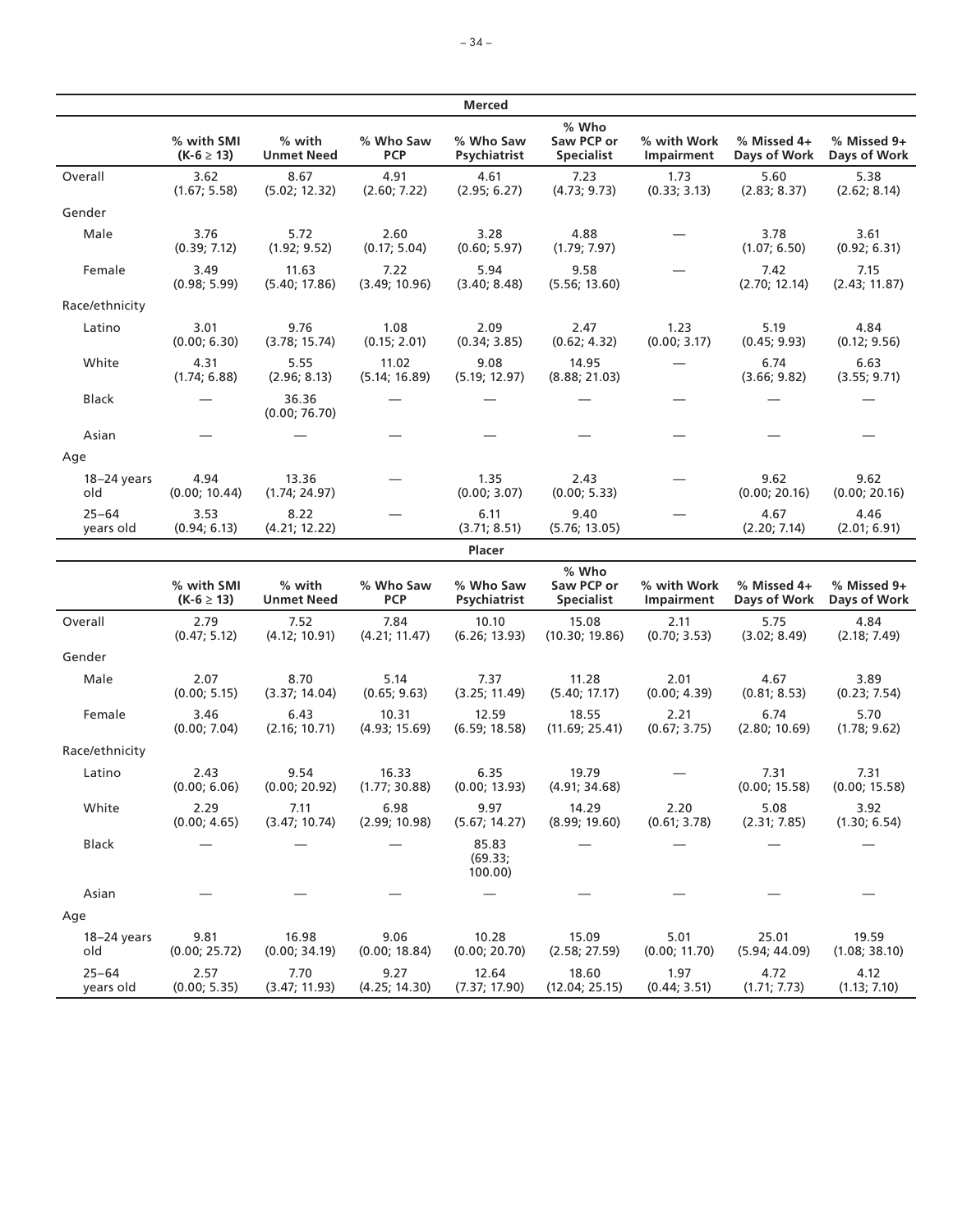| Merced | | | | | | | | |
|---|---|---|---|---|---|---|---|---|
| | % with SMI (K-6 ≥ 13) | % with Unmet Need | % Who Saw PCP | % Who Saw Psychiatrist | % Who Saw PCP or Specialist | % with Work Impairment | % Missed 4+ Days of Work | % Missed 9+ Days of Work |
| Overall | 3.62 (1.67; 5.58) | 8.67 (5.02; 12.32) | 4.91 (2.60; 7.22) | 4.61 (2.95; 6.27) | 7.23 (4.73; 9.73) | 1.73 (0.33; 3.13) | 5.60 (2.83; 8.37) | 5.38 (2.62; 8.14) |
| Gender | | | | | | | | |
| Male | 3.76 (0.39; 7.12) | 5.72 (1.92; 9.52) | 2.60 (0.17; 5.04) | 3.28 (0.60; 5.97) | 4.88 (1.79; 7.97) | — | 3.78 (1.07; 6.50) | 3.61 (0.92; 6.31) |
| Female | 3.49 (0.98; 5.99) | 11.63 (5.40; 17.86) | 7.22 (3.49; 10.96) | 5.94 (3.40; 8.48) | 9.58 (5.56; 13.60) | — | 7.42 (2.70; 12.14) | 7.15 (2.43; 11.87) |
| Race/ethnicity | | | | | | | | |
| Latino | 3.01 (0.00; 6.30) | 9.76 (3.78; 15.74) | 1.08 (0.15; 2.01) | 2.09 (0.34; 3.85) | 2.47 (0.62; 4.32) | 1.23 (0.00; 3.17) | 5.19 (0.45; 9.93) | 4.84 (0.12; 9.56) |
| White | 4.31 (1.74; 6.88) | 5.55 (2.96; 8.13) | 11.02 (5.14; 16.89) | 9.08 (5.19; 12.97) | 14.95 (8.88; 21.03) | — | 6.74 (3.66; 9.82) | 6.63 (3.55; 9.71) |
| Black | — | 36.36 (0.00; 76.70) | — | — | — | — | — | — |
| Asian | — | — | — | — | — | — | — | — |
| Age | | | | | | | | |
| 18–24 years old | 4.94 (0.00; 10.44) | 13.36 (1.74; 24.97) | — | 1.35 (0.00; 3.07) | 2.43 (0.00; 5.33) | — | 9.62 (0.00; 20.16) | 9.62 (0.00; 20.16) |
| 25–64 years old | 3.53 (0.94; 6.13) | 8.22 (4.21; 12.22) | — | 6.11 (3.71; 8.51) | 9.40 (5.76; 13.05) | — | 4.67 (2.20; 7.14) | 4.46 (2.01; 6.91) |

| Placer | | | | | | | | |
|---|---|---|---|---|---|---|---|---|
| | % with SMI (K-6 ≥ 13) | % with Unmet Need | % Who Saw PCP | % Who Saw Psychiatrist | % Who Saw PCP or Specialist | % with Work Impairment | % Missed 4+ Days of Work | % Missed 9+ Days of Work |
| Overall | 2.79 (0.47; 5.12) | 7.52 (4.12; 10.91) | 7.84 (4.21; 11.47) | 10.10 (6.26; 13.93) | 15.08 (10.30; 19.86) | 2.11 (0.70; 3.53) | 5.75 (3.02; 8.49) | 4.84 (2.18; 7.49) |
| Gender | | | | | | | | |
| Male | 2.07 (0.00; 5.15) | 8.70 (3.37; 14.04) | 5.14 (0.65; 9.63) | 7.37 (3.25; 11.49) | 11.28 (5.40; 17.17) | 2.01 (0.00; 4.39) | 4.67 (0.81; 8.53) | 3.89 (0.23; 7.54) |
| Female | 3.46 (0.00; 7.04) | 6.43 (2.16; 10.71) | 10.31 (4.93; 15.69) | 12.59 (6.59; 18.58) | 18.55 (11.69; 25.41) | 2.21 (0.67; 3.75) | 6.74 (2.80; 10.69) | 5.70 (1.78; 9.62) |
| Race/ethnicity | | | | | | | | |
| Latino | 2.43 (0.00; 6.06) | 9.54 (0.00; 20.92) | 16.33 (1.77; 30.88) | 6.35 (0.00; 13.93) | 19.79 (4.91; 34.68) | — | 7.31 (0.00; 15.58) | 7.31 (0.00; 15.58) |
| White | 2.29 (0.00; 4.65) | 7.11 (3.47; 10.74) | 6.98 (2.99; 10.98) | 9.97 (5.67; 14.27) | 14.29 (8.99; 19.60) | 2.20 (0.61; 3.78) | 5.08 (2.31; 7.85) | 3.92 (1.30; 6.54) |
| Black | — | — | — | 85.83 (69.33; 100.00) | — | — | — | — |
| Asian | — | — | — | — | — | — | — | — |
| Age | | | | | | | | |
| 18–24 years old | 9.81 (0.00; 25.72) | 16.98 (0.00; 34.19) | 9.06 (0.00; 18.84) | 10.28 (0.00; 20.70) | 15.09 (2.58; 27.59) | 5.01 (0.00; 11.70) | 25.01 (5.94; 44.09) | 19.59 (1.08; 38.10) |
| 25–64 years old | 2.57 (0.00; 5.35) | 7.70 (3.47; 11.93) | 9.27 (4.25; 14.30) | 12.64 (7.37; 17.90) | 18.60 (12.04; 25.15) | 1.97 (0.44; 3.51) | 4.72 (1.71; 7.73) | 4.12 (1.13; 7.10) |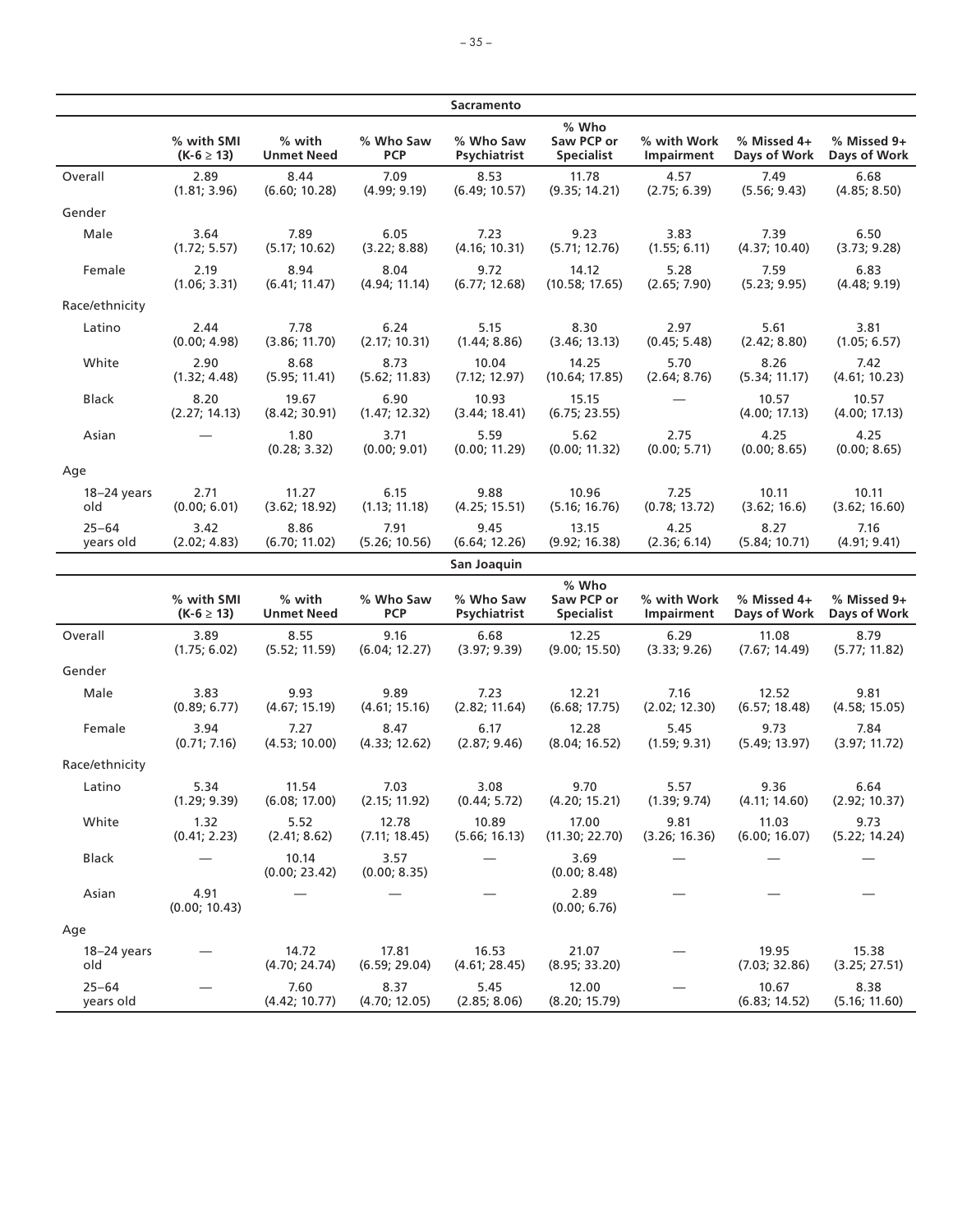| Sacramento | | | | | | | | |
|---|---|---|---|---|---|---|---|---|
| | % with SMI (K-6 ≥ 13) | % with Unmet Need | % Who Saw PCP | % Who Saw Psychiatrist | % Who Saw PCP or Specialist | % with Work Impairment | % Missed 4+ Days of Work | % Missed 9+ Days of Work |
| Overall | 2.89 (1.81; 3.96) | 8.44 (6.60; 10.28) | 7.09 (4.99; 9.19) | 8.53 (6.49; 10.57) | 11.78 (9.35; 14.21) | 4.57 (2.75; 6.39) | 7.49 (5.56; 9.43) | 6.68 (4.85; 8.50) |
| Gender | | | | | | | | |
| Male | 3.64 (1.72; 5.57) | 7.89 (5.17; 10.62) | 6.05 (3.22; 8.88) | 7.23 (4.16; 10.31) | 9.23 (5.71; 12.76) | 3.83 (1.55; 6.11) | 7.39 (4.37; 10.40) | 6.50 (3.73; 9.28) |
| Female | 2.19 (1.06; 3.31) | 8.94 (6.41; 11.47) | 8.04 (4.94; 11.14) | 9.72 (6.77; 12.68) | 14.12 (10.58; 17.65) | 5.28 (2.65; 7.90) | 7.59 (5.23; 9.95) | 6.83 (4.48; 9.19) |
| Race/ethnicity | | | | | | | | |
| Latino | 2.44 (0.00; 4.98) | 7.78 (3.86; 11.70) | 6.24 (2.17; 10.31) | 5.15 (1.44; 8.86) | 8.30 (3.46; 13.13) | 2.97 (0.45; 5.48) | 5.61 (2.42; 8.80) | 3.81 (1.05; 6.57) |
| White | 2.90 (1.32; 4.48) | 8.68 (5.95; 11.41) | 8.73 (5.62; 11.83) | 10.04 (7.12; 12.97) | 14.25 (10.64; 17.85) | 5.70 (2.64; 8.76) | 8.26 (5.34; 11.17) | 7.42 (4.61; 10.23) |
| Black | 8.20 (2.27; 14.13) | 19.67 (8.42; 30.91) | 6.90 (1.47; 12.32) | 10.93 (3.44; 18.41) | 15.15 (6.75; 23.55) | — | 10.57 (4.00; 17.13) | 10.57 (4.00; 17.13) |
| Asian | — | 1.80 (0.28; 3.32) | 3.71 (0.00; 9.01) | 5.59 (0.00; 11.29) | 5.62 (0.00; 11.32) | 2.75 (0.00; 5.71) | 4.25 (0.00; 8.65) | 4.25 (0.00; 8.65) |
| Age | | | | | | | | |
| 18–24 years old | 2.71 (0.00; 6.01) | 11.27 (3.62; 18.92) | 6.15 (1.13; 11.18) | 9.88 (4.25; 15.51) | 10.96 (5.16; 16.76) | 7.25 (0.78; 13.72) | 10.11 (3.62; 16.6) | 10.11 (3.62; 16.60) |
| 25–64 years old | 3.42 (2.02; 4.83) | 8.86 (6.70; 11.02) | 7.91 (5.26; 10.56) | 9.45 (6.64; 12.26) | 13.15 (9.92; 16.38) | 4.25 (2.36; 6.14) | 8.27 (5.84; 10.71) | 7.16 (4.91; 9.41) |

| San Joaquin | | | | | | | | |
|---|---|---|---|---|---|---|---|---|
| | % with SMI (K-6 ≥ 13) | % with Unmet Need | % Who Saw PCP | % Who Saw Psychiatrist | % Who Saw PCP or Specialist | % with Work Impairment | % Missed 4+ Days of Work | % Missed 9+ Days of Work |
| Overall | 3.89 (1.75; 6.02) | 8.55 (5.52; 11.59) | 9.16 (6.04; 12.27) | 6.68 (3.97; 9.39) | 12.25 (9.00; 15.50) | 6.29 (3.33; 9.26) | 11.08 (7.67; 14.49) | 8.79 (5.77; 11.82) |
| Gender | | | | | | | | |
| Male | 3.83 (0.89; 6.77) | 9.93 (4.67; 15.19) | 9.89 (4.61; 15.16) | 7.23 (2.82; 11.64) | 12.21 (6.68; 17.75) | 7.16 (2.02; 12.30) | 12.52 (6.57; 18.48) | 9.81 (4.58; 15.05) |
| Female | 3.94 (0.71; 7.16) | 7.27 (4.53; 10.00) | 8.47 (4.33; 12.62) | 6.17 (2.87; 9.46) | 12.28 (8.04; 16.52) | 5.45 (1.59; 9.31) | 9.73 (5.49; 13.97) | 7.84 (3.97; 11.72) |
| Race/ethnicity | | | | | | | | |
| Latino | 5.34 (1.29; 9.39) | 11.54 (6.08; 17.00) | 7.03 (2.15; 11.92) | 3.08 (0.44; 5.72) | 9.70 (4.20; 15.21) | 5.57 (1.39; 9.74) | 9.36 (4.11; 14.60) | 6.64 (2.92; 10.37) |
| White | 1.32 (0.41; 2.23) | 5.52 (2.41; 8.62) | 12.78 (7.11; 18.45) | 10.89 (5.66; 16.13) | 17.00 (11.30; 22.70) | 9.81 (3.26; 16.36) | 11.03 (6.00; 16.07) | 9.73 (5.22; 14.24) |
| Black | — | 10.14 (0.00; 23.42) | 3.57 (0.00; 8.35) | — | 3.69 (0.00; 8.48) | — | — | — |
| Asian | 4.91 (0.00; 10.43) | — | — | — | 2.89 (0.00; 6.76) | — | — | — |
| Age | | | | | | | | |
| 18–24 years old | — | 14.72 (4.70; 24.74) | 17.81 (6.59; 29.04) | 16.53 (4.61; 28.45) | 21.07 (8.95; 33.20) | — | 19.95 (7.03; 32.86) | 15.38 (3.25; 27.51) |
| 25–64 years old | — | 7.60 (4.42; 10.77) | 8.37 (4.70; 12.05) | 5.45 (2.85; 8.06) | 12.00 (8.20; 15.79) | — | 10.67 (6.83; 14.52) | 8.38 (5.16; 11.60) |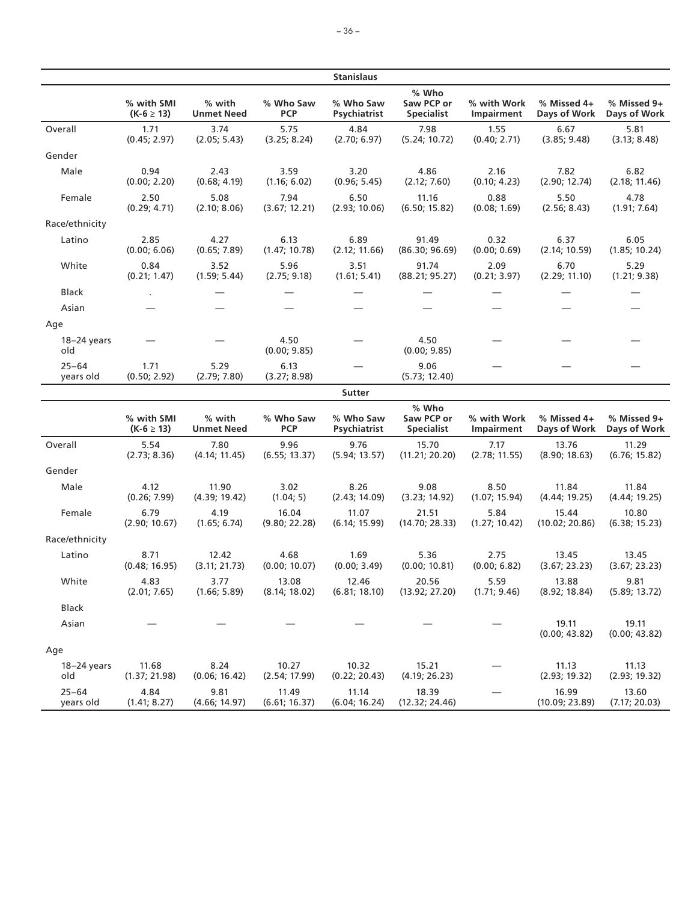| Stanislaus | | | | | | | | |
|---|---|---|---|---|---|---|---|---|
| | % with SMI (K-6 ≥ 13) | % with Unmet Need | % Who Saw PCP | % Who Saw Psychiatrist | % Who Saw PCP or Specialist | % with Work Impairment | % Missed 4+ Days of Work | % Missed 9+ Days of Work |
| Overall | 1.71 (0.45; 2.97) | 3.74 (2.05; 5.43) | 5.75 (3.25; 8.24) | 4.84 (2.70; 6.97) | 7.98 (5.24; 10.72) | 1.55 (0.40; 2.71) | 6.67 (3.85; 9.48) | 5.81 (3.13; 8.48) |
| Gender | | | | | | | | |
| Male | 0.94 (0.00; 2.20) | 2.43 (0.68; 4.19) | 3.59 (1.16; 6.02) | 3.20 (0.96; 5.45) | 4.86 (2.12; 7.60) | 2.16 (0.10; 4.23) | 7.82 (2.90; 12.74) | 6.82 (2.18; 11.46) |
| Female | 2.50 (0.29; 4.71) | 5.08 (2.10; 8.06) | 7.94 (3.67; 12.21) | 6.50 (2.93; 10.06) | 11.16 (6.50; 15.82) | 0.88 (0.08; 1.69) | 5.50 (2.56; 8.43) | 4.78 (1.91; 7.64) |
| Race/ethnicity | | | | | | | | |
| Latino | 2.85 (0.00; 6.06) | 4.27 (0.65; 7.89) | 6.13 (1.47; 10.78) | 6.89 (2.12; 11.66) | 91.49 (86.30; 96.69) | 0.32 (0.00; 0.69) | 6.37 (2.14; 10.59) | 6.05 (1.85; 10.24) |
| White | 0.84 (0.21; 1.47) | 3.52 (1.59; 5.44) | 5.96 (2.75; 9.18) | 3.51 (1.61; 5.41) | 91.74 (88.21; 95.27) | 2.09 (0.21; 3.97) | 6.70 (2.29; 11.10) | 5.29 (1.21; 9.38) |
| Black | . | — | — | — | — | — | — | — |
| Asian | — | — | — | — | — | — | — | — |
| Age | | | | | | | | |
| 18–24 years old | — | — | 4.50 (0.00; 9.85) | — | 4.50 (0.00; 9.85) | — | — | — |
| 25–64 years old | 1.71 (0.50; 2.92) | 5.29 (2.79; 7.80) | 6.13 (3.27; 8.98) | — | 9.06 (5.73; 12.40) | — | — | — |

| Sutter | | | | | | | | |
|---|---|---|---|---|---|---|---|---|
| | % with SMI (K-6 ≥ 13) | % with Unmet Need | % Who Saw PCP | % Who Saw Psychiatrist | % Who Saw PCP or Specialist | % with Work Impairment | % Missed 4+ Days of Work | % Missed 9+ Days of Work |
| Overall | 5.54 (2.73; 8.36) | 7.80 (4.14; 11.45) | 9.96 (6.55; 13.37) | 9.76 (5.94; 13.57) | 15.70 (11.21; 20.20) | 7.17 (2.78; 11.55) | 13.76 (8.90; 18.63) | 11.29 (6.76; 15.82) |
| Gender | | | | | | | | |
| Male | 4.12 (0.26; 7.99) | 11.90 (4.39; 19.42) | 3.02 (1.04; 5) | 8.26 (2.43; 14.09) | 9.08 (3.23; 14.92) | 8.50 (1.07; 15.94) | 11.84 (4.44; 19.25) | 11.84 (4.44; 19.25) |
| Female | 6.79 (2.90; 10.67) | 4.19 (1.65; 6.74) | 16.04 (9.80; 22.28) | 11.07 (6.14; 15.99) | 21.51 (14.70; 28.33) | 5.84 (1.27; 10.42) | 15.44 (10.02; 20.86) | 10.80 (6.38; 15.23) |
| Race/ethnicity | | | | | | | | |
| Latino | 8.71 (0.48; 16.95) | 12.42 (3.11; 21.73) | 4.68 (0.00; 10.07) | 1.69 (0.00; 3.49) | 5.36 (0.00; 10.81) | 2.75 (0.00; 6.82) | 13.45 (3.67; 23.23) | 13.45 (3.67; 23.23) |
| White | 4.83 (2.01; 7.65) | 3.77 (1.66; 5.89) | 13.08 (8.14; 18.02) | 12.46 (6.81; 18.10) | 20.56 (13.92; 27.20) | 5.59 (1.71; 9.46) | 13.88 (8.92; 18.84) | 9.81 (5.89; 13.72) |
| Black | | | | | | | | |
| Asian | — | — | — | — | — | — | 19.11 (0.00; 43.82) | 19.11 (0.00; 43.82) |
| Age | | | | | | | | |
| 18–24 years old | 11.68 (1.37; 21.98) | 8.24 (0.06; 16.42) | 10.27 (2.54; 17.99) | 10.32 (0.22; 20.43) | 15.21 (4.19; 26.23) | — | 11.13 (2.93; 19.32) | 11.13 (2.93; 19.32) |
| 25–64 years old | 4.84 (1.41; 8.27) | 9.81 (4.66; 14.97) | 11.49 (6.61; 16.37) | 11.14 (6.04; 16.24) | 18.39 (12.32; 24.46) | — | 16.99 (10.09; 23.89) | 13.60 (7.17; 20.03) |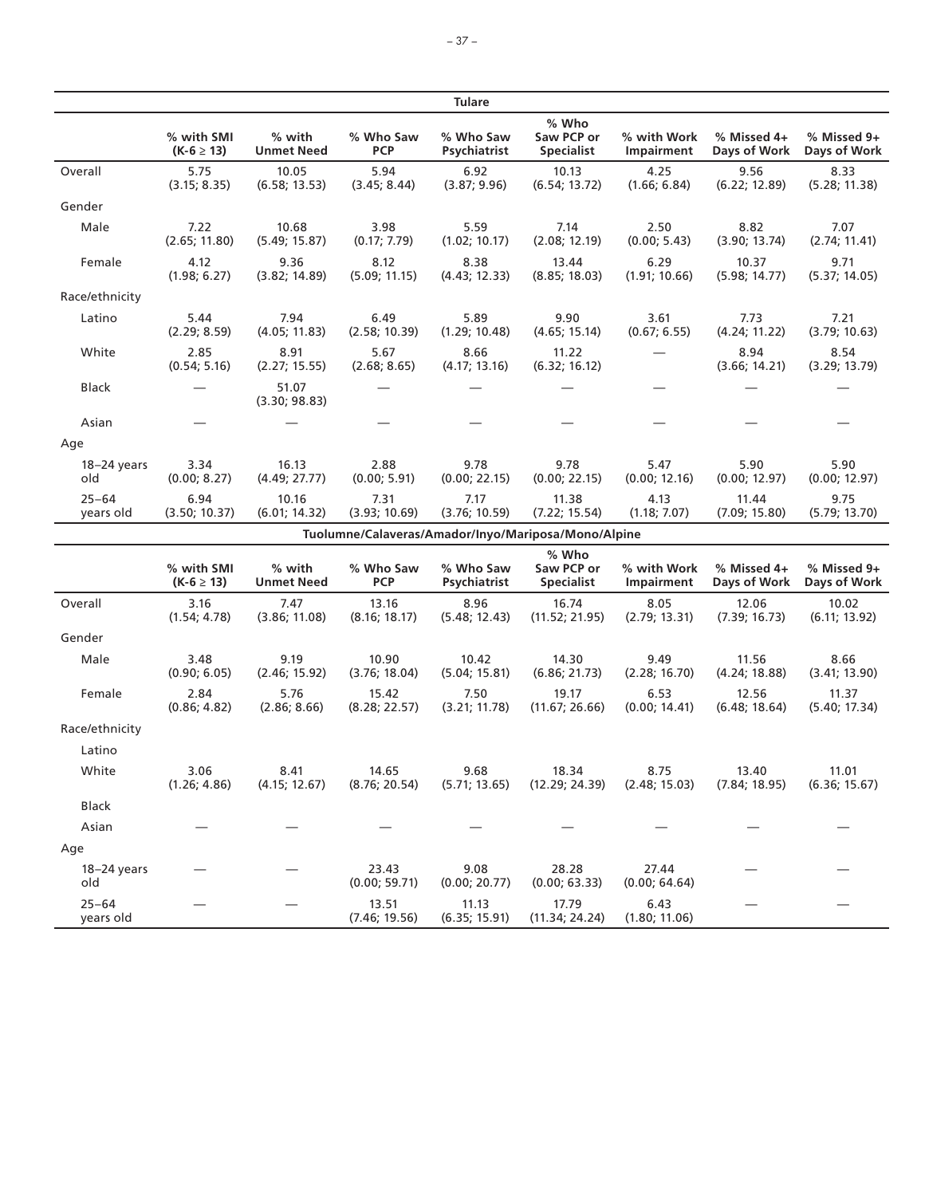**Tulare**

| | % with SMI (K-6 ≥ 13) | % with Unmet Need | % Who Saw PCP | % Who Saw Psychiatrist | % Who Saw PCP or Specialist | % with Work Impairment | % Missed 4+ Days of Work | % Missed 9+ Days of Work |
|---|---|---|---|---|---|---|---|---|
| Overall | 5.75 (3.15; 8.35) | 10.05 (6.58; 13.53) | 5.94 (3.45; 8.44) | 6.92 (3.87; 9.96) | 10.13 (6.54; 13.72) | 4.25 (1.66; 6.84) | 9.56 (6.22; 12.89) | 8.33 (5.28; 11.38) |
| Gender | | | | | | | | |
| Male | 7.22 (2.65; 11.80) | 10.68 (5.49; 15.87) | 3.98 (0.17; 7.79) | 5.59 (1.02; 10.17) | 7.14 (2.08; 12.19) | 2.50 (0.00; 5.43) | 8.82 (3.90; 13.74) | 7.07 (2.74; 11.41) |
| Female | 4.12 (1.98; 6.27) | 9.36 (3.82; 14.89) | 8.12 (5.09; 11.15) | 8.38 (4.43; 12.33) | 13.44 (8.85; 18.03) | 6.29 (1.91; 10.66) | 10.37 (5.98; 14.77) | 9.71 (5.37; 14.05) |
| Race/ethnicity | | | | | | | | |
| Latino | 5.44 (2.29; 8.59) | 7.94 (4.05; 11.83) | 6.49 (2.58; 10.39) | 5.89 (1.29; 10.48) | 9.90 (4.65; 15.14) | 3.61 (0.67; 6.55) | 7.73 (4.24; 11.22) | 7.21 (3.79; 10.63) |
| White | 2.85 (0.54; 5.16) | 8.91 (2.27; 15.55) | 5.67 (2.68; 8.65) | 8.66 (4.17; 13.16) | 11.22 (6.32; 16.12) | — | 8.94 (3.66; 14.21) | 8.54 (3.29; 13.79) |
| Black | — | 51.07 (3.30; 98.83) | — | — | — | — | — | — |
| Asian | — | — | — | — | — | — | — | — |
| Age | | | | | | | | |
| 18–24 years old | 3.34 (0.00; 8.27) | 16.13 (4.49; 27.77) | 2.88 (0.00; 5.91) | 9.78 (0.00; 22.15) | 9.78 (0.00; 22.15) | 5.47 (0.00; 12.16) | 5.90 (0.00; 12.97) | 5.90 (0.00; 12.97) |
| 25–64 years old | 6.94 (3.50; 10.37) | 10.16 (6.01; 14.32) | 7.31 (3.93; 10.69) | 7.17 (3.76; 10.59) | 11.38 (7.22; 15.54) | 4.13 (1.18; 7.07) | 11.44 (7.09; 15.80) | 9.75 (5.79; 13.70) |

**Tuolumne/Calaveras/Amador/Inyo/Mariposa/Mono/Alpine**

| | % with SMI (K-6 ≥ 13) | % with Unmet Need | % Who Saw PCP | % Who Saw Psychiatrist | % Who Saw PCP or Specialist | % with Work Impairment | % Missed 4+ Days of Work | % Missed 9+ Days of Work |
|---|---|---|---|---|---|---|---|---|
| Overall | 3.16 (1.54; 4.78) | 7.47 (3.86; 11.08) | 13.16 (8.16; 18.17) | 8.96 (5.48; 12.43) | 16.74 (11.52; 21.95) | 8.05 (2.79; 13.31) | 12.06 (7.39; 16.73) | 10.02 (6.11; 13.92) |
| Gender | | | | | | | | |
| Male | 3.48 (0.90; 6.05) | 9.19 (2.46; 15.92) | 10.90 (3.76; 18.04) | 10.42 (5.04; 15.81) | 14.30 (6.86; 21.73) | 9.49 (2.28; 16.70) | 11.56 (4.24; 18.88) | 8.66 (3.41; 13.90) |
| Female | 2.84 (0.86; 4.82) | 5.76 (2.86; 8.66) | 15.42 (8.28; 22.57) | 7.50 (3.21; 11.78) | 19.17 (11.67; 26.66) | 6.53 (0.00; 14.41) | 12.56 (6.48; 18.64) | 11.37 (5.40; 17.34) |
| Race/ethnicity | | | | | | | | |
| Latino | | | | | | | | |
| White | 3.06 (1.26; 4.86) | 8.41 (4.15; 12.67) | 14.65 (8.76; 20.54) | 9.68 (5.71; 13.65) | 18.34 (12.29; 24.39) | 8.75 (2.48; 15.03) | 13.40 (7.84; 18.95) | 11.01 (6.36; 15.67) |
| Black | | | | | | | | |
| Asian | — | — | — | — | — | — | — | — |
| Age | | | | | | | | |
| 18–24 years old | — | — | 23.43 (0.00; 59.71) | 9.08 (0.00; 20.77) | 28.28 (0.00; 63.33) | 27.44 (0.00; 64.64) | — | — |
| 25–64 years old | — | — | 13.51 (7.46; 19.56) | 11.13 (6.35; 15.91) | 17.79 (11.34; 24.24) | 6.43 (1.80; 11.06) | — | — |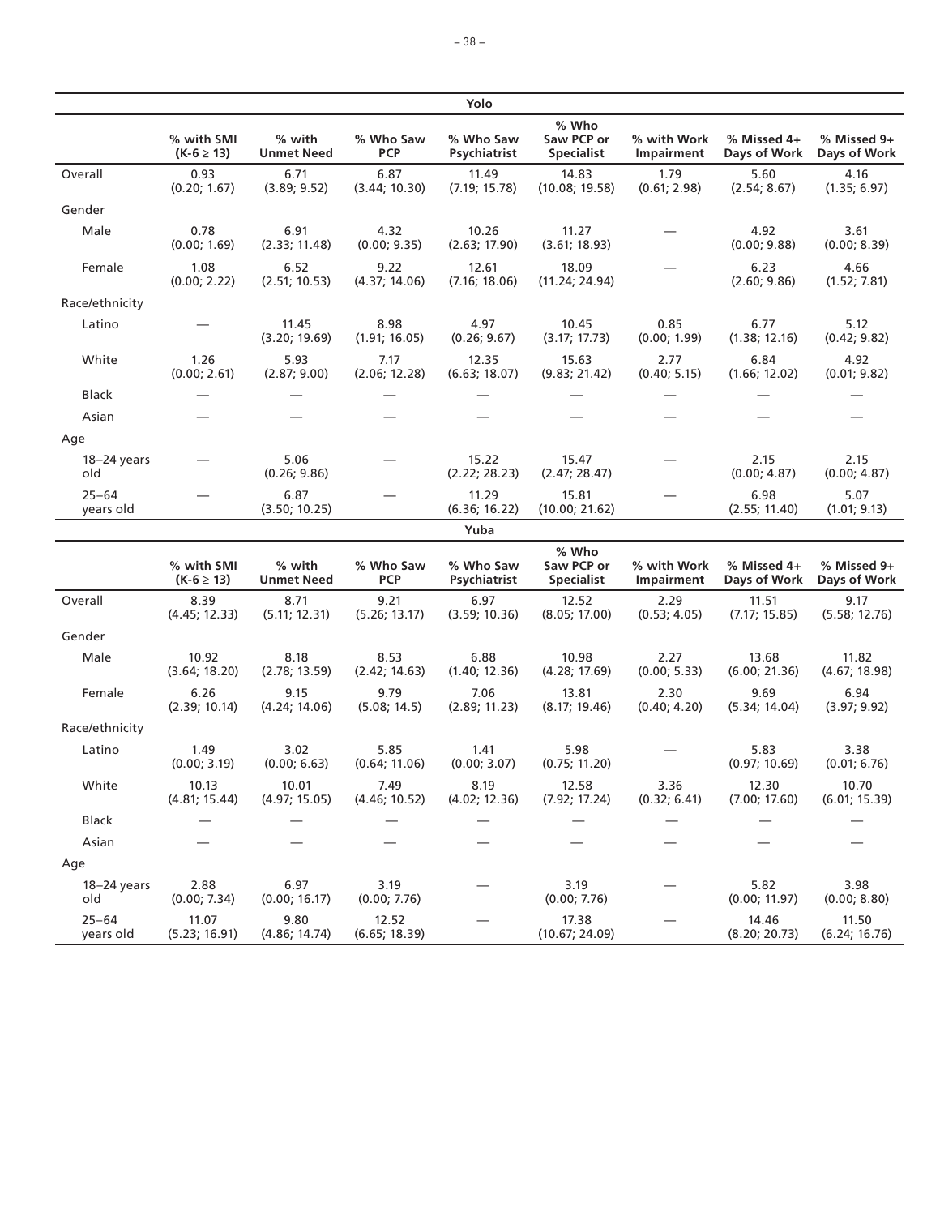| Yolo | | | | | | | | |
|---|---|---|---|---|---|---|---|---|
| | % with SMI ($K\text{-}6 \geq 13$) | % with Unmet Need | % Who Saw PCP | % Who Saw Psychiatrist | % Who Saw PCP or Specialist | % with Work Impairment | % Missed 4+ Days of Work | % Missed 9+ Days of Work |
| Overall | 0.93 (0.20; 1.67) | 6.71 (3.89; 9.52) | 6.87 (3.44; 10.30) | 11.49 (7.19; 15.78) | 14.83 (10.08; 19.58) | 1.79 (0.61; 2.98) | 5.60 (2.54; 8.67) | 4.16 (1.35; 6.97) |
| Gender | | | | | | | | |
| Male | 0.78 (0.00; 1.69) | 6.91 (2.33; 11.48) | 4.32 (0.00; 9.35) | 10.26 (2.63; 17.90) | 11.27 (3.61; 18.93) | — | 4.92 (0.00; 9.88) | 3.61 (0.00; 8.39) |
| Female | 1.08 (0.00; 2.22) | 6.52 (2.51; 10.53) | 9.22 (4.37; 14.06) | 12.61 (7.16; 18.06) | 18.09 (11.24; 24.94) | — | 6.23 (2.60; 9.86) | 4.66 (1.52; 7.81) |
| Race/ethnicity | | | | | | | | |
| Latino | — | 11.45 (3.20; 19.69) | 8.98 (1.91; 16.05) | 4.97 (0.26; 9.67) | 10.45 (3.17; 17.73) | 0.85 (0.00; 1.99) | 6.77 (1.38; 12.16) | 5.12 (0.42; 9.82) |
| White | 1.26 (0.00; 2.61) | 5.93 (2.87; 9.00) | 7.17 (2.06; 12.28) | 12.35 (6.63; 18.07) | 15.63 (9.83; 21.42) | 2.77 (0.40; 5.15) | 6.84 (1.66; 12.02) | 4.92 (0.01; 9.82) |
| Black | — | — | — | — | — | — | — | — |
| Asian | — | — | — | — | — | — | — | — |
| Age | | | | | | | | |
| 18–24 years old | — | 5.06 (0.26; 9.86) | — | 15.22 (2.22; 28.23) | 15.47 (2.47; 28.47) | — | 2.15 (0.00; 4.87) | 2.15 (0.00; 4.87) |
| 25–64 years old | — | 6.87 (3.50; 10.25) | — | 11.29 (6.36; 16.22) | 15.81 (10.00; 21.62) | — | 6.98 (2.55; 11.40) | 5.07 (1.01; 9.13) |

| Yuba | | | | | | | | |
|---|---|---|---|---|---|---|---|---|
| | % with SMI ($K\text{-}6 \geq 13$) | % with Unmet Need | % Who Saw PCP | % Who Saw Psychiatrist | % Who Saw PCP or Specialist | % with Work Impairment | % Missed 4+ Days of Work | % Missed 9+ Days of Work |
| Overall | 8.39 (4.45; 12.33) | 8.71 (5.11; 12.31) | 9.21 (5.26; 13.17) | 6.97 (3.59; 10.36) | 12.52 (8.05; 17.00) | 2.29 (0.53; 4.05) | 11.51 (7.17; 15.85) | 9.17 (5.58; 12.76) |
| Gender | | | | | | | | |
| Male | 10.92 (3.64; 18.20) | 8.18 (2.78; 13.59) | 8.53 (2.42; 14.63) | 6.88 (1.40; 12.36) | 10.98 (4.28; 17.69) | 2.27 (0.00; 5.33) | 13.68 (6.00; 21.36) | 11.82 (4.67; 18.98) |
| Female | 6.26 (2.39; 10.14) | 9.15 (4.24; 14.06) | 9.79 (5.08; 14.5) | 7.06 (2.89; 11.23) | 13.81 (8.17; 19.46) | 2.30 (0.40; 4.20) | 9.69 (5.34; 14.04) | 6.94 (3.97; 9.92) |
| Race/ethnicity | | | | | | | | |
| Latino | 1.49 (0.00; 3.19) | 3.02 (0.00; 6.63) | 5.85 (0.64; 11.06) | 1.41 (0.00; 3.07) | 5.98 (0.75; 11.20) | — | 5.83 (0.97; 10.69) | 3.38 (0.01; 6.76) |
| White | 10.13 (4.81; 15.44) | 10.01 (4.97; 15.05) | 7.49 (4.46; 10.52) | 8.19 (4.02; 12.36) | 12.58 (7.92; 17.24) | 3.36 (0.32; 6.41) | 12.30 (7.00; 17.60) | 10.70 (6.01; 15.39) |
| Black | — | — | — | — | — | — | — | — |
| Asian | — | — | — | — | — | — | — | — |
| Age | | | | | | | | |
| 18–24 years old | 2.88 (0.00; 7.34) | 6.97 (0.00; 16.17) | 3.19 (0.00; 7.76) | — | 3.19 (0.00; 7.76) | — | 5.82 (0.00; 11.97) | 3.98 (0.00; 8.80) |
| 25–64 years old | 11.07 (5.23; 16.91) | 9.80 (4.86; 14.74) | 12.52 (6.65; 18.39) | — | 17.38 (10.67; 24.09) | — | 14.46 (8.20; 20.73) | 11.50 (6.24; 16.76) |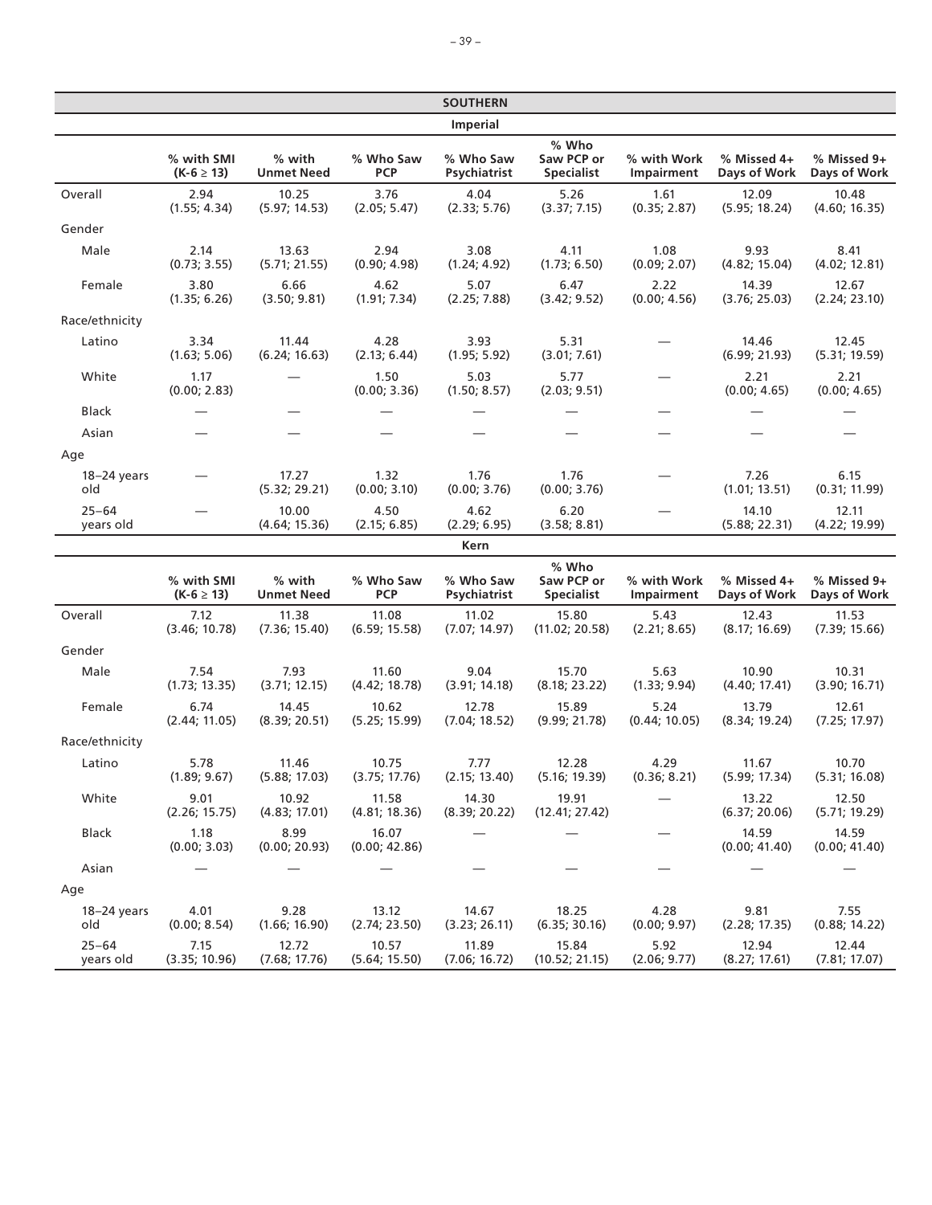**SOUTHERN**

**Imperial**

| | % with SMI (K-6 ≥ 13) | % with Unmet Need | % Who Saw PCP | % Who Saw Psychiatrist | % Who Saw PCP or Specialist | % with Work Impairment | % Missed 4+ Days of Work | % Missed 9+ Days of Work |
|---|---|---|---|---|---|---|---|---|
| Overall | 2.94 (1.55; 4.34) | 10.25 (5.97; 14.53) | 3.76 (2.05; 5.47) | 4.04 (2.33; 5.76) | 5.26 (3.37; 7.15) | 1.61 (0.35; 2.87) | 12.09 (5.95; 18.24) | 10.48 (4.60; 16.35) |
| Gender | | | | | | | | |
| Male | 2.14 (0.73; 3.55) | 13.63 (5.71; 21.55) | 2.94 (0.90; 4.98) | 3.08 (1.24; 4.92) | 4.11 (1.73; 6.50) | 1.08 (0.09; 2.07) | 9.93 (4.82; 15.04) | 8.41 (4.02; 12.81) |
| Female | 3.80 (1.35; 6.26) | 6.66 (3.50; 9.81) | 4.62 (1.91; 7.34) | 5.07 (2.25; 7.88) | 6.47 (3.42; 9.52) | 2.22 (0.00; 4.56) | 14.39 (3.76; 25.03) | 12.67 (2.24; 23.10) |
| Race/ethnicity | | | | | | | | |
| Latino | 3.34 (1.63; 5.06) | 11.44 (6.24; 16.63) | 4.28 (2.13; 6.44) | 3.93 (1.95; 5.92) | 5.31 (3.01; 7.61) | — | 14.46 (6.99; 21.93) | 12.45 (5.31; 19.59) |
| White | 1.17 (0.00; 2.83) | — | 1.50 (0.00; 3.36) | 5.03 (1.50; 8.57) | 5.77 (2.03; 9.51) | — | 2.21 (0.00; 4.65) | 2.21 (0.00; 4.65) |
| Black | — | — | — | — | — | — | — | — |
| Asian | — | — | — | — | — | — | — | — |
| Age | | | | | | | | |
| 18–24 years old | — | 17.27 (5.32; 29.21) | 1.32 (0.00; 3.10) | 1.76 (0.00; 3.76) | 1.76 (0.00; 3.76) | — | 7.26 (1.01; 13.51) | 6.15 (0.31; 11.99) |
| 25–64 years old | — | 10.00 (4.64; 15.36) | 4.50 (2.15; 6.85) | 4.62 (2.29; 6.95) | 6.20 (3.58; 8.81) | — | 14.10 (5.88; 22.31) | 12.11 (4.22; 19.99) |

**Kern**

| | % with SMI (K-6 ≥ 13) | % with Unmet Need | % Who Saw PCP | % Who Saw Psychiatrist | % Who Saw PCP or Specialist | % with Work Impairment | % Missed 4+ Days of Work | % Missed 9+ Days of Work |
|---|---|---|---|---|---|---|---|---|
| Overall | 7.12 (3.46; 10.78) | 11.38 (7.36; 15.40) | 11.08 (6.59; 15.58) | 11.02 (7.07; 14.97) | 15.80 (11.02; 20.58) | 5.43 (2.21; 8.65) | 12.43 (8.17; 16.69) | 11.53 (7.39; 15.66) |
| Gender | | | | | | | | |
| Male | 7.54 (1.73; 13.35) | 7.93 (3.71; 12.15) | 11.60 (4.42; 18.78) | 9.04 (3.91; 14.18) | 15.70 (8.18; 23.22) | 5.63 (1.33; 9.94) | 10.90 (4.40; 17.41) | 10.31 (3.90; 16.71) |
| Female | 6.74 (2.44; 11.05) | 14.45 (8.39; 20.51) | 10.62 (5.25; 15.99) | 12.78 (7.04; 18.52) | 15.89 (9.99; 21.78) | 5.24 (0.44; 10.05) | 13.79 (8.34; 19.24) | 12.61 (7.25; 17.97) |
| Race/ethnicity | | | | | | | | |
| Latino | 5.78 (1.89; 9.67) | 11.46 (5.88; 17.03) | 10.75 (3.75; 17.76) | 7.77 (2.15; 13.40) | 12.28 (5.16; 19.39) | 4.29 (0.36; 8.21) | 11.67 (5.99; 17.34) | 10.70 (5.31; 16.08) |
| White | 9.01 (2.26; 15.75) | 10.92 (4.83; 17.01) | 11.58 (4.81; 18.36) | 14.30 (8.39; 20.22) | 19.91 (12.41; 27.42) | — | 13.22 (6.37; 20.06) | 12.50 (5.71; 19.29) |
| Black | 1.18 (0.00; 3.03) | 8.99 (0.00; 20.93) | 16.07 (0.00; 42.86) | — | — | — | 14.59 (0.00; 41.40) | 14.59 (0.00; 41.40) |
| Asian | — | — | — | — | — | — | — | — |
| Age | | | | | | | | |
| 18–24 years old | 4.01 (0.00; 8.54) | 9.28 (1.66; 16.90) | 13.12 (2.74; 23.50) | 14.67 (3.23; 26.11) | 18.25 (6.35; 30.16) | 4.28 (0.00; 9.97) | 9.81 (2.28; 17.35) | 7.55 (0.88; 14.22) |
| 25–64 years old | 7.15 (3.35; 10.96) | 12.72 (7.68; 17.76) | 10.57 (5.64; 15.50) | 11.89 (7.06; 16.72) | 15.84 (10.52; 21.15) | 5.92 (2.06; 9.77) | 12.94 (8.27; 17.61) | 12.44 (7.81; 17.07) |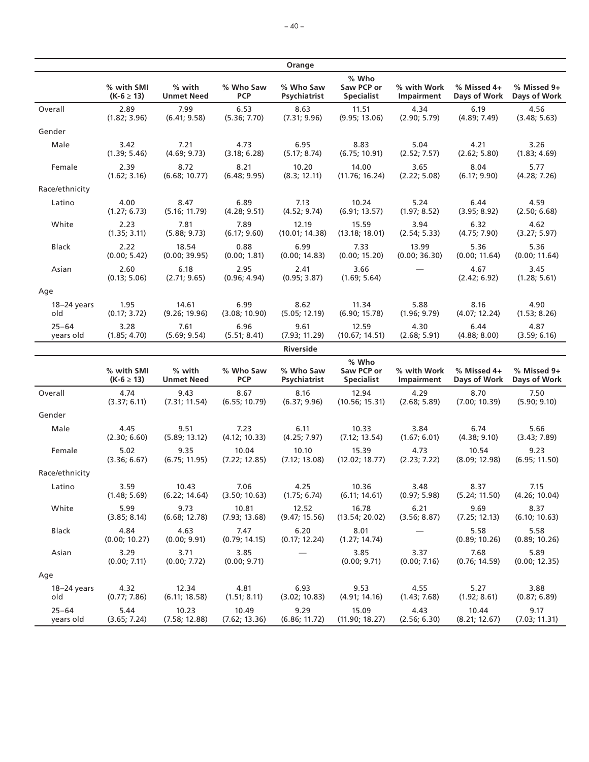| Orange | | | | | | | | |
|---|---|---|---|---|---|---|---|---|
| | % with SMI (K-6 ≥ 13) | % with Unmet Need | % Who Saw PCP | % Who Saw Psychiatrist | % Who Saw PCP or Specialist | % with Work Impairment | % Missed 4+ Days of Work | % Missed 9+ Days of Work |
| Overall | 2.89 (1.82; 3.96) | 7.99 (6.41; 9.58) | 6.53 (5.36; 7.70) | 8.63 (7.31; 9.96) | 11.51 (9.95; 13.06) | 4.34 (2.90; 5.79) | 6.19 (4.89; 7.49) | 4.56 (3.48; 5.63) |
| Gender | | | | | | | | |
| Male | 3.42 (1.39; 5.46) | 7.21 (4.69; 9.73) | 4.73 (3.18; 6.28) | 6.95 (5.17; 8.74) | 8.83 (6.75; 10.91) | 5.04 (2.52; 7.57) | 4.21 (2.62; 5.80) | 3.26 (1.83; 4.69) |
| Female | 2.39 (1.62; 3.16) | 8.72 (6.68; 10.77) | 8.21 (6.48; 9.95) | 10.20 (8.3; 12.11) | 14.00 (11.76; 16.24) | 3.65 (2.22; 5.08) | 8.04 (6.17; 9.90) | 5.77 (4.28; 7.26) |
| Race/ethnicity | | | | | | | | |
| Latino | 4.00 (1.27; 6.73) | 8.47 (5.16; 11.79) | 6.89 (4.28; 9.51) | 7.13 (4.52; 9.74) | 10.24 (6.91; 13.57) | 5.24 (1.97; 8.52) | 6.44 (3.95; 8.92) | 4.59 (2.50; 6.68) |
| White | 2.23 (1.35; 3.11) | 7.81 (5.88; 9.73) | 7.89 (6.17; 9.60) | 12.19 (10.01; 14.38) | 15.59 (13.18; 18.01) | 3.94 (2.54; 5.33) | 6.32 (4.75; 7.90) | 4.62 (3.27; 5.97) |
| Black | 2.22 (0.00; 5.42) | 18.54 (0.00; 39.95) | 0.88 (0.00; 1.81) | 6.99 (0.00; 14.83) | 7.33 (0.00; 15.20) | 13.99 (0.00; 36.30) | 5.36 (0.00; 11.64) | 5.36 (0.00; 11.64) |
| Asian | 2.60 (0.13; 5.06) | 6.18 (2.71; 9.65) | 2.95 (0.96; 4.94) | 2.41 (0.95; 3.87) | 3.66 (1.69; 5.64) | — | 4.67 (2.42; 6.92) | 3.45 (1.28; 5.61) |
| Age | | | | | | | | |
| 18–24 years old | 1.95 (0.17; 3.72) | 14.61 (9.26; 19.96) | 6.99 (3.08; 10.90) | 8.62 (5.05; 12.19) | 11.34 (6.90; 15.78) | 5.88 (1.96; 9.79) | 8.16 (4.07; 12.24) | 4.90 (1.53; 8.26) |
| 25–64 years old | 3.28 (1.85; 4.70) | 7.61 (5.69; 9.54) | 6.96 (5.51; 8.41) | 9.61 (7.93; 11.29) | 12.59 (10.67; 14.51) | 4.30 (2.68; 5.91) | 6.44 (4.88; 8.00) | 4.87 (3.59; 6.16) |

| Riverside | | | | | | | | |
|---|---|---|---|---|---|---|---|---|
| | % with SMI (K-6 ≥ 13) | % with Unmet Need | % Who Saw PCP | % Who Saw Psychiatrist | % Who Saw PCP or Specialist | % with Work Impairment | % Missed 4+ Days of Work | % Missed 9+ Days of Work |
| Overall | 4.74 (3.37; 6.11) | 9.43 (7.31; 11.54) | 8.67 (6.55; 10.79) | 8.16 (6.37; 9.96) | 12.94 (10.56; 15.31) | 4.29 (2.68; 5.89) | 8.70 (7.00; 10.39) | 7.50 (5.90; 9.10) |
| Gender | | | | | | | | |
| Male | 4.45 (2.30; 6.60) | 9.51 (5.89; 13.12) | 7.23 (4.12; 10.33) | 6.11 (4.25; 7.97) | 10.33 (7.12; 13.54) | 3.84 (1.67; 6.01) | 6.74 (4.38; 9.10) | 5.66 (3.43; 7.89) |
| Female | 5.02 (3.36; 6.67) | 9.35 (6.75; 11.95) | 10.04 (7.22; 12.85) | 10.10 (7.12; 13.08) | 15.39 (12.02; 18.77) | 4.73 (2.23; 7.22) | 10.54 (8.09; 12.98) | 9.23 (6.95; 11.50) |
| Race/ethnicity | | | | | | | | |
| Latino | 3.59 (1.48; 5.69) | 10.43 (6.22; 14.64) | 7.06 (3.50; 10.63) | 4.25 (1.75; 6.74) | 10.36 (6.11; 14.61) | 3.48 (0.97; 5.98) | 8.37 (5.24; 11.50) | 7.15 (4.26; 10.04) |
| White | 5.99 (3.85; 8.14) | 9.73 (6.68; 12.78) | 10.81 (7.93; 13.68) | 12.52 (9.47; 15.56) | 16.78 (13.54; 20.02) | 6.21 (3.56; 8.87) | 9.69 (7.25; 12.13) | 8.37 (6.10; 10.63) |
| Black | 4.84 (0.00; 10.27) | 4.63 (0.00; 9.91) | 7.47 (0.79; 14.15) | 6.20 (0.17; 12.24) | 8.01 (1.27; 14.74) | — | 5.58 (0.89; 10.26) | 5.58 (0.89; 10.26) |
| Asian | 3.29 (0.00; 7.11) | 3.71 (0.00; 7.72) | 3.85 (0.00; 9.71) | — | 3.85 (0.00; 9.71) | 3.37 (0.00; 7.16) | 7.68 (0.76; 14.59) | 5.89 (0.00; 12.35) |
| Age | | | | | | | | |
| 18–24 years old | 4.32 (0.77; 7.86) | 12.34 (6.11; 18.58) | 4.81 (1.51; 8.11) | 6.93 (3.02; 10.83) | 9.53 (4.91; 14.16) | 4.55 (1.43; 7.68) | 5.27 (1.92; 8.61) | 3.88 (0.87; 6.89) |
| 25–64 years old | 5.44 (3.65; 7.24) | 10.23 (7.58; 12.88) | 10.49 (7.62; 13.36) | 9.29 (6.86; 11.72) | 15.09 (11.90; 18.27) | 4.43 (2.56; 6.30) | 10.44 (8.21; 12.67) | 9.17 (7.03; 11.31) |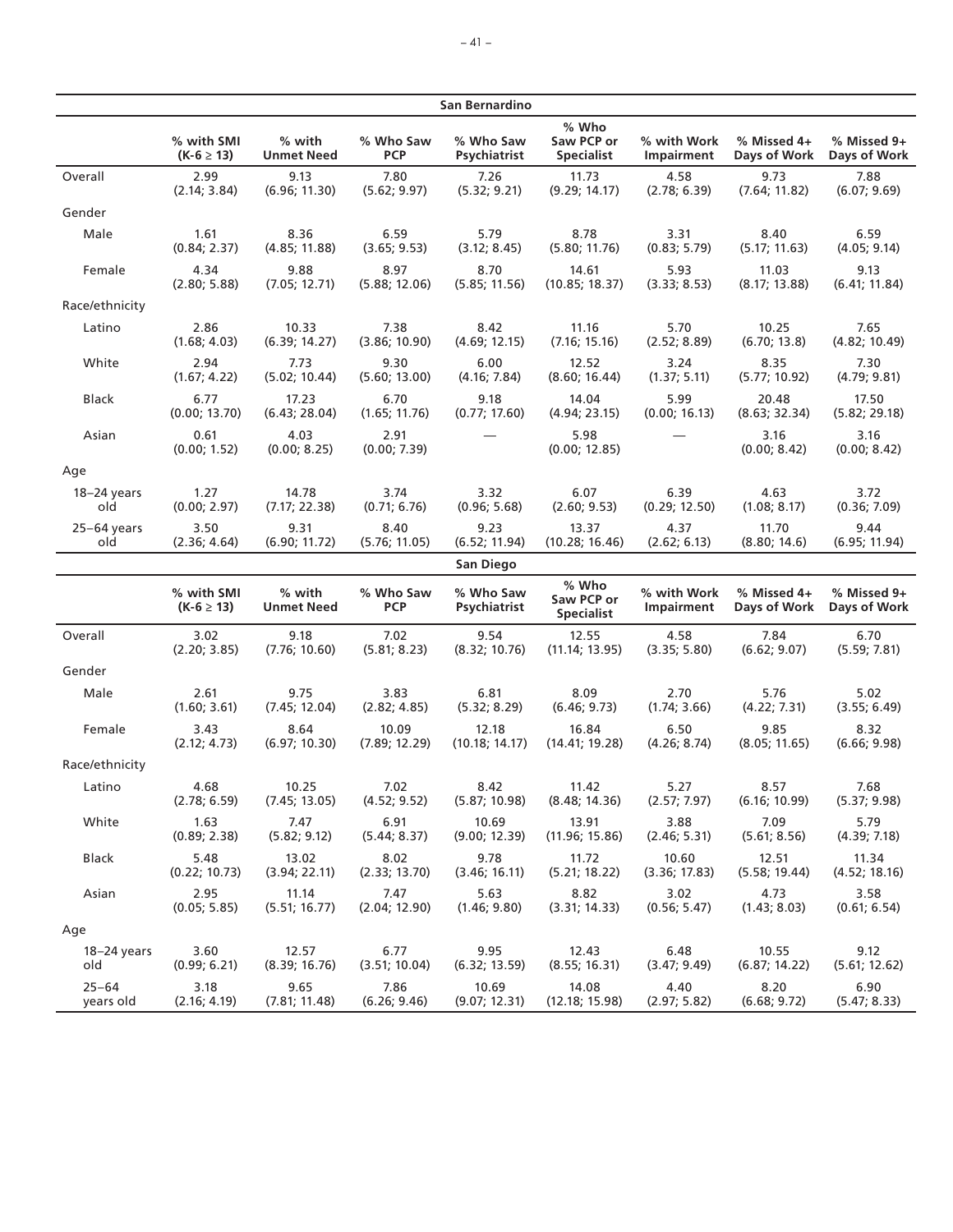| San Bernardino | | | | | | | | |
|---|---|---|---|---|---|---|---|---|
| | % with SMI ($K\text{-}6 \geq 13$) | % with Unmet Need | % Who Saw PCP | % Who Saw Psychiatrist | % Who Saw PCP or Specialist | % with Work Impairment | % Missed 4+ Days of Work | % Missed 9+ Days of Work |
| Overall | 2.99 (2.14; 3.84) | 9.13 (6.96; 11.30) | 7.80 (5.62; 9.97) | 7.26 (5.32; 9.21) | 11.73 (9.29; 14.17) | 4.58 (2.78; 6.39) | 9.73 (7.64; 11.82) | 7.88 (6.07; 9.69) |
| Gender | | | | | | | | |
| Male | 1.61 (0.84; 2.37) | 8.36 (4.85; 11.88) | 6.59 (3.65; 9.53) | 5.79 (3.12; 8.45) | 8.78 (5.80; 11.76) | 3.31 (0.83; 5.79) | 8.40 (5.17; 11.63) | 6.59 (4.05; 9.14) |
| Female | 4.34 (2.80; 5.88) | 9.88 (7.05; 12.71) | 8.97 (5.88; 12.06) | 8.70 (5.85; 11.56) | 14.61 (10.85; 18.37) | 5.93 (3.33; 8.53) | 11.03 (8.17; 13.88) | 9.13 (6.41; 11.84) |
| Race/ethnicity | | | | | | | | |
| Latino | 2.86 (1.68; 4.03) | 10.33 (6.39; 14.27) | 7.38 (3.86; 10.90) | 8.42 (4.69; 12.15) | 11.16 (7.16; 15.16) | 5.70 (2.52; 8.89) | 10.25 (6.70; 13.8) | 7.65 (4.82; 10.49) |
| White | 2.94 (1.67; 4.22) | 7.73 (5.02; 10.44) | 9.30 (5.60; 13.00) | 6.00 (4.16; 7.84) | 12.52 (8.60; 16.44) | 3.24 (1.37; 5.11) | 8.35 (5.77; 10.92) | 7.30 (4.79; 9.81) |
| Black | 6.77 (0.00; 13.70) | 17.23 (6.43; 28.04) | 6.70 (1.65; 11.76) | 9.18 (0.77; 17.60) | 14.04 (4.94; 23.15) | 5.99 (0.00; 16.13) | 20.48 (8.63; 32.34) | 17.50 (5.82; 29.18) |
| Asian | 0.61 (0.00; 1.52) | 4.03 (0.00; 8.25) | 2.91 (0.00; 7.39) | — | 5.98 (0.00; 12.85) | — | 3.16 (0.00; 8.42) | 3.16 (0.00; 8.42) |
| Age | | | | | | | | |
| 18–24 years old | 1.27 (0.00; 2.97) | 14.78 (7.17; 22.38) | 3.74 (0.71; 6.76) | 3.32 (0.96; 5.68) | 6.07 (2.60; 9.53) | 6.39 (0.29; 12.50) | 4.63 (1.08; 8.17) | 3.72 (0.36; 7.09) |
| 25–64 years old | 3.50 (2.36; 4.64) | 9.31 (6.90; 11.72) | 8.40 (5.76; 11.05) | 9.23 (6.52; 11.94) | 13.37 (10.28; 16.46) | 4.37 (2.62; 6.13) | 11.70 (8.80; 14.6) | 9.44 (6.95; 11.94) |

| San Diego | | | | | | | | |
|---|---|---|---|---|---|---|---|---|
| | % with SMI ($K\text{-}6 \geq 13$) | % with Unmet Need | % Who Saw PCP | % Who Saw Psychiatrist | % Who Saw PCP or Specialist | % with Work Impairment | % Missed 4+ Days of Work | % Missed 9+ Days of Work |
| Overall | 3.02 (2.20; 3.85) | 9.18 (7.76; 10.60) | 7.02 (5.81; 8.23) | 9.54 (8.32; 10.76) | 12.55 (11.14; 13.95) | 4.58 (3.35; 5.80) | 7.84 (6.62; 9.07) | 6.70 (5.59; 7.81) |
| Gender | | | | | | | | |
| Male | 2.61 (1.60; 3.61) | 9.75 (7.45; 12.04) | 3.83 (2.82; 4.85) | 6.81 (5.32; 8.29) | 8.09 (6.46; 9.73) | 2.70 (1.74; 3.66) | 5.76 (4.22; 7.31) | 5.02 (3.55; 6.49) |
| Female | 3.43 (2.12; 4.73) | 8.64 (6.97; 10.30) | 10.09 (7.89; 12.29) | 12.18 (10.18; 14.17) | 16.84 (14.41; 19.28) | 6.50 (4.26; 8.74) | 9.85 (8.05; 11.65) | 8.32 (6.66; 9.98) |
| Race/ethnicity | | | | | | | | |
| Latino | 4.68 (2.78; 6.59) | 10.25 (7.45; 13.05) | 7.02 (4.52; 9.52) | 8.42 (5.87; 10.98) | 11.42 (8.48; 14.36) | 5.27 (2.57; 7.97) | 8.57 (6.16; 10.99) | 7.68 (5.37; 9.98) |
| White | 1.63 (0.89; 2.38) | 7.47 (5.82; 9.12) | 6.91 (5.44; 8.37) | 10.69 (9.00; 12.39) | 13.91 (11.96; 15.86) | 3.88 (2.46; 5.31) | 7.09 (5.61; 8.56) | 5.79 (4.39; 7.18) |
| Black | 5.48 (0.22; 10.73) | 13.02 (3.94; 22.11) | 8.02 (2.33; 13.70) | 9.78 (3.46; 16.11) | 11.72 (5.21; 18.22) | 10.60 (3.36; 17.83) | 12.51 (5.58; 19.44) | 11.34 (4.52; 18.16) |
| Asian | 2.95 (0.05; 5.85) | 11.14 (5.51; 16.77) | 7.47 (2.04; 12.90) | 5.63 (1.46; 9.80) | 8.82 (3.31; 14.33) | 3.02 (0.56; 5.47) | 4.73 (1.43; 8.03) | 3.58 (0.61; 6.54) |
| Age | | | | | | | | |
| 18–24 years old | 3.60 (0.99; 6.21) | 12.57 (8.39; 16.76) | 6.77 (3.51; 10.04) | 9.95 (6.32; 13.59) | 12.43 (8.55; 16.31) | 6.48 (3.47; 9.49) | 10.55 (6.87; 14.22) | 9.12 (5.61; 12.62) |
| 25–64 years old | 3.18 (2.16; 4.19) | 9.65 (7.81; 11.48) | 7.86 (6.26; 9.46) | 10.69 (9.07; 12.31) | 14.08 (12.18; 15.98) | 4.40 (2.97; 5.82) | 8.20 (6.68; 9.72) | 6.90 (5.47; 8.33) |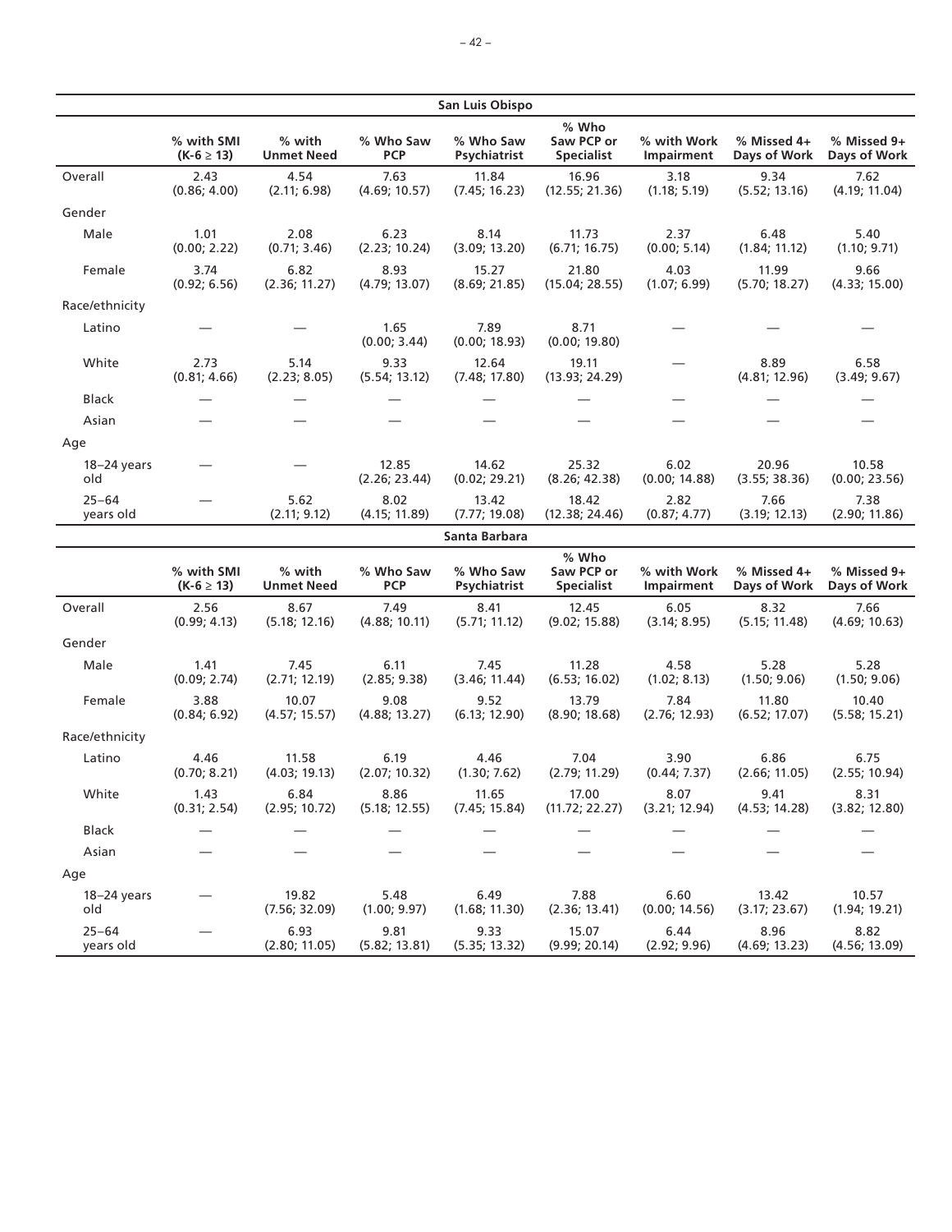| San Luis Obispo | | | | | | | | |
|---|---|---|---|---|---|---|---|---|
| | % with SMI (K-6 ≥ 13) | % with Unmet Need | % Who Saw PCP | % Who Saw Psychiatrist | % Who Saw PCP or Specialist | % with Work Impairment | % Missed 4+ Days of Work | % Missed 9+ Days of Work |
| Overall | 2.43 (0.86; 4.00) | 4.54 (2.11; 6.98) | 7.63 (4.69; 10.57) | 11.84 (7.45; 16.23) | 16.96 (12.55; 21.36) | 3.18 (1.18; 5.19) | 9.34 (5.52; 13.16) | 7.62 (4.19; 11.04) |
| Gender | | | | | | | | |
| Male | 1.01 (0.00; 2.22) | 2.08 (0.71; 3.46) | 6.23 (2.23; 10.24) | 8.14 (3.09; 13.20) | 11.73 (6.71; 16.75) | 2.37 (0.00; 5.14) | 6.48 (1.84; 11.12) | 5.40 (1.10; 9.71) |
| Female | 3.74 (0.92; 6.56) | 6.82 (2.36; 11.27) | 8.93 (4.79; 13.07) | 15.27 (8.69; 21.85) | 21.80 (15.04; 28.55) | 4.03 (1.07; 6.99) | 11.99 (5.70; 18.27) | 9.66 (4.33; 15.00) |
| Race/ethnicity | | | | | | | | |
| Latino | — | — | 1.65 (0.00; 3.44) | 7.89 (0.00; 18.93) | 8.71 (0.00; 19.80) | — | — | — |
| White | 2.73 (0.81; 4.66) | 5.14 (2.23; 8.05) | 9.33 (5.54; 13.12) | 12.64 (7.48; 17.80) | 19.11 (13.93; 24.29) | — | 8.89 (4.81; 12.96) | 6.58 (3.49; 9.67) |
| Black | — | — | — | — | — | — | — | — |
| Asian | — | — | — | — | — | — | — | — |
| Age | | | | | | | | |
| 18–24 years old | — | — | 12.85 (2.26; 23.44) | 14.62 (0.02; 29.21) | 25.32 (8.26; 42.38) | 6.02 (0.00; 14.88) | 20.96 (3.55; 38.36) | 10.58 (0.00; 23.56) |
| 25–64 years old | — | 5.62 (2.11; 9.12) | 8.02 (4.15; 11.89) | 13.42 (7.77; 19.08) | 18.42 (12.38; 24.46) | 2.82 (0.87; 4.77) | 7.66 (3.19; 12.13) | 7.38 (2.90; 11.86) |

| Santa Barbara | | | | | | | | |
|---|---|---|---|---|---|---|---|---|
| | % with SMI (K-6 ≥ 13) | % with Unmet Need | % Who Saw PCP | % Who Saw Psychiatrist | % Who Saw PCP or Specialist | % with Work Impairment | % Missed 4+ Days of Work | % Missed 9+ Days of Work |
| Overall | 2.56 (0.99; 4.13) | 8.67 (5.18; 12.16) | 7.49 (4.88; 10.11) | 8.41 (5.71; 11.12) | 12.45 (9.02; 15.88) | 6.05 (3.14; 8.95) | 8.32 (5.15; 11.48) | 7.66 (4.69; 10.63) |
| Gender | | | | | | | | |
| Male | 1.41 (0.09; 2.74) | 7.45 (2.71; 12.19) | 6.11 (2.85; 9.38) | 7.45 (3.46; 11.44) | 11.28 (6.53; 16.02) | 4.58 (1.02; 8.13) | 5.28 (1.50; 9.06) | 5.28 (1.50; 9.06) |
| Female | 3.88 (0.84; 6.92) | 10.07 (4.57; 15.57) | 9.08 (4.88; 13.27) | 9.52 (6.13; 12.90) | 13.79 (8.90; 18.68) | 7.84 (2.76; 12.93) | 11.80 (6.52; 17.07) | 10.40 (5.58; 15.21) |
| Race/ethnicity | | | | | | | | |
| Latino | 4.46 (0.70; 8.21) | 11.58 (4.03; 19.13) | 6.19 (2.07; 10.32) | 4.46 (1.30; 7.62) | 7.04 (2.79; 11.29) | 3.90 (0.44; 7.37) | 6.86 (2.66; 11.05) | 6.75 (2.55; 10.94) |
| White | 1.43 (0.31; 2.54) | 6.84 (2.95; 10.72) | 8.86 (5.18; 12.55) | 11.65 (7.45; 15.84) | 17.00 (11.72; 22.27) | 8.07 (3.21; 12.94) | 9.41 (4.53; 14.28) | 8.31 (3.82; 12.80) |
| Black | — | — | — | — | — | — | — | — |
| Asian | — | — | — | — | — | — | — | — |
| Age | | | | | | | | |
| 18–24 years old | — | 19.82 (7.56; 32.09) | 5.48 (1.00; 9.97) | 6.49 (1.68; 11.30) | 7.88 (2.36; 13.41) | 6.60 (0.00; 14.56) | 13.42 (3.17; 23.67) | 10.57 (1.94; 19.21) |
| 25–64 years old | — | 6.93 (2.80; 11.05) | 9.81 (5.82; 13.81) | 9.33 (5.35; 13.32) | 15.07 (9.99; 20.14) | 6.44 (2.92; 9.96) | 8.96 (4.69; 13.23) | 8.82 (4.56; 13.09) |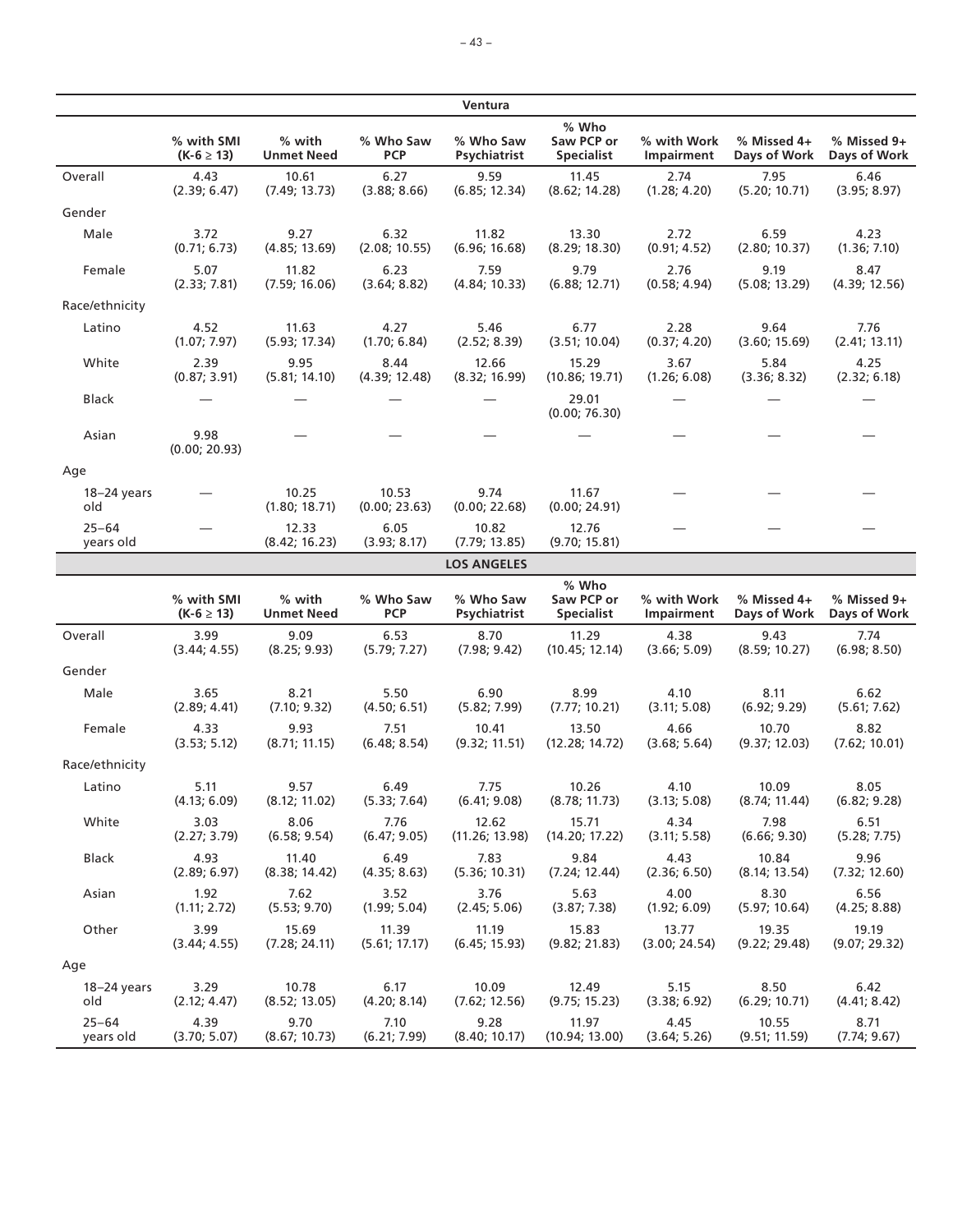| Ventura | | | | | | | | |
|---|---|---|---|---|---|---|---|---|
| | % with SMI ($K\text{-}6 \geq 13$) | % with Unmet Need | % Who Saw PCP | % Who Saw Psychiatrist | % Who Saw PCP or Specialist | % with Work Impairment | % Missed 4+ Days of Work | % Missed 9+ Days of Work |
| Overall | 4.43 (2.39; 6.47) | 10.61 (7.49; 13.73) | 6.27 (3.88; 8.66) | 9.59 (6.85; 12.34) | 11.45 (8.62; 14.28) | 2.74 (1.28; 4.20) | 7.95 (5.20; 10.71) | 6.46 (3.95; 8.97) |
| Gender | | | | | | | | |
| Male | 3.72 (0.71; 6.73) | 9.27 (4.85; 13.69) | 6.32 (2.08; 10.55) | 11.82 (6.96; 16.68) | 13.30 (8.29; 18.30) | 2.72 (0.91; 4.52) | 6.59 (2.80; 10.37) | 4.23 (1.36; 7.10) |
| Female | 5.07 (2.33; 7.81) | 11.82 (7.59; 16.06) | 6.23 (3.64; 8.82) | 7.59 (4.84; 10.33) | 9.79 (6.88; 12.71) | 2.76 (0.58; 4.94) | 9.19 (5.08; 13.29) | 8.47 (4.39; 12.56) |
| Race/ethnicity | | | | | | | | |
| Latino | 4.52 (1.07; 7.97) | 11.63 (5.93; 17.34) | 4.27 (1.70; 6.84) | 5.46 (2.52; 8.39) | 6.77 (3.51; 10.04) | 2.28 (0.37; 4.20) | 9.64 (3.60; 15.69) | 7.76 (2.41; 13.11) |
| White | 2.39 (0.87; 3.91) | 9.95 (5.81; 14.10) | 8.44 (4.39; 12.48) | 12.66 (8.32; 16.99) | 15.29 (10.86; 19.71) | 3.67 (1.26; 6.08) | 5.84 (3.36; 8.32) | 4.25 (2.32; 6.18) |
| Black | — | — | — | — | 29.01 (0.00; 76.30) | — | — | — |
| Asian | 9.98 (0.00; 20.93) | — | — | — | — | — | — | — |
| Age | | | | | | | | |
| 18–24 years old | — | 10.25 (1.80; 18.71) | 10.53 (0.00; 23.63) | 9.74 (0.00; 22.68) | 11.67 (0.00; 24.91) | — | — | — |
| 25–64 years old | — | 12.33 (8.42; 16.23) | 6.05 (3.93; 8.17) | 10.82 (7.79; 13.85) | 12.76 (9.70; 15.81) | — | — | — |

| LOS ANGELES | | | | | | | | |
|---|---|---|---|---|---|---|---|---|
| | % with SMI ($K\text{-}6 \geq 13$) | % with Unmet Need | % Who Saw PCP | % Who Saw Psychiatrist | % Who Saw PCP or Specialist | % with Work Impairment | % Missed 4+ Days of Work | % Missed 9+ Days of Work |
| Overall | 3.99 (3.44; 4.55) | 9.09 (8.25; 9.93) | 6.53 (5.79; 7.27) | 8.70 (7.98; 9.42) | 11.29 (10.45; 12.14) | 4.38 (3.66; 5.09) | 9.43 (8.59; 10.27) | 7.74 (6.98; 8.50) |
| Gender | | | | | | | | |
| Male | 3.65 (2.89; 4.41) | 8.21 (7.10; 9.32) | 5.50 (4.50; 6.51) | 6.90 (5.82; 7.99) | 8.99 (7.77; 10.21) | 4.10 (3.11; 5.08) | 8.11 (6.92; 9.29) | 6.62 (5.61; 7.62) |
| Female | 4.33 (3.53; 5.12) | 9.93 (8.71; 11.15) | 7.51 (6.48; 8.54) | 10.41 (9.32; 11.51) | 13.50 (12.28; 14.72) | 4.66 (3.68; 5.64) | 10.70 (9.37; 12.03) | 8.82 (7.62; 10.01) |
| Race/ethnicity | | | | | | | | |
| Latino | 5.11 (4.13; 6.09) | 9.57 (8.12; 11.02) | 6.49 (5.33; 7.64) | 7.75 (6.41; 9.08) | 10.26 (8.78; 11.73) | 4.10 (3.13; 5.08) | 10.09 (8.74; 11.44) | 8.05 (6.82; 9.28) |
| White | 3.03 (2.27; 3.79) | 8.06 (6.58; 9.54) | 7.76 (6.47; 9.05) | 12.62 (11.26; 13.98) | 15.71 (14.20; 17.22) | 4.34 (3.11; 5.58) | 7.98 (6.66; 9.30) | 6.51 (5.28; 7.75) |
| Black | 4.93 (2.89; 6.97) | 11.40 (8.38; 14.42) | 6.49 (4.35; 8.63) | 7.83 (5.36; 10.31) | 9.84 (7.24; 12.44) | 4.43 (2.36; 6.50) | 10.84 (8.14; 13.54) | 9.96 (7.32; 12.60) |
| Asian | 1.92 (1.11; 2.72) | 7.62 (5.53; 9.70) | 3.52 (1.99; 5.04) | 3.76 (2.45; 5.06) | 5.63 (3.87; 7.38) | 4.00 (1.92; 6.09) | 8.30 (5.97; 10.64) | 6.56 (4.25; 8.88) |
| Other | 3.99 (3.44; 4.55) | 15.69 (7.28; 24.11) | 11.39 (5.61; 17.17) | 11.19 (6.45; 15.93) | 15.83 (9.82; 21.83) | 13.77 (3.00; 24.54) | 19.35 (9.22; 29.48) | 19.19 (9.07; 29.32) |
| Age | | | | | | | | |
| 18–24 years old | 3.29 (2.12; 4.47) | 10.78 (8.52; 13.05) | 6.17 (4.20; 8.14) | 10.09 (7.62; 12.56) | 12.49 (9.75; 15.23) | 5.15 (3.38; 6.92) | 8.50 (6.29; 10.71) | 6.42 (4.41; 8.42) |
| 25–64 years old | 4.39 (3.70; 5.07) | 9.70 (8.67; 10.73) | 7.10 (6.21; 7.99) | 9.28 (8.40; 10.17) | 11.97 (10.94; 13.00) | 4.45 (3.64; 5.26) | 10.55 (9.51; 11.59) | 8.71 (7.74; 9.67) |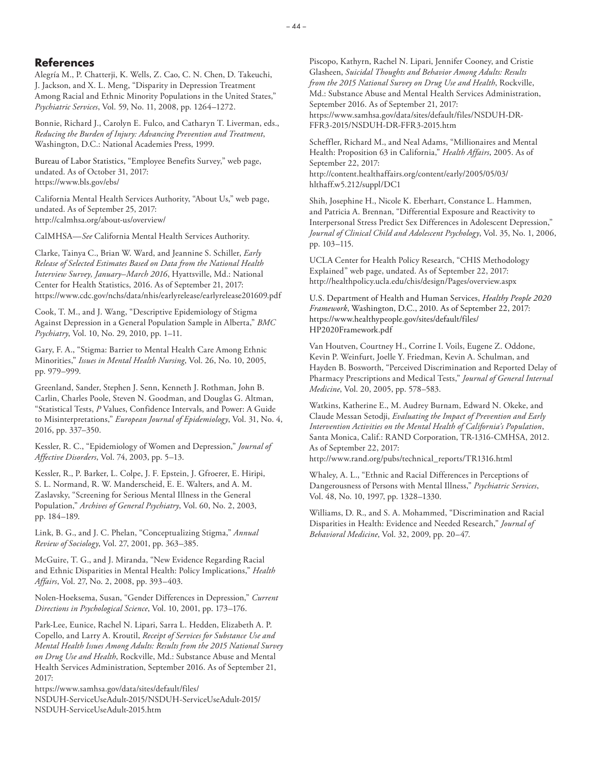## References

Alegría M., P. Chatterji, K. Wells, Z. Cao, C. N. Chen, D. Takeuchi, J. Jackson, and X. L. Meng, "Disparity in Depression Treatment Among Racial and Ethnic Minority Populations in the United States," *Psychiatric Services*, Vol. 59, No. 11, 2008, pp. 1264–1272.

Bonnie, Richard J., Carolyn E. Fulco, and Catharyn T. Liverman, eds., *Reducing the Burden of Injury: Advancing Prevention and Treatment*, Washington, D.C.: National Academies Press, 1999.

Bureau of Labor Statistics, "Employee Benefits Survey," web page, undated. As of October 31, 2017:
https://www.bls.gov/ebs/

California Mental Health Services Authority, "About Us," web page, undated. As of September 25, 2017:
http://calmhsa.org/about-us/overview/

CalMHSA—*See* California Mental Health Services Authority.

Clarke, Tainya C., Brian W. Ward, and Jeannine S. Schiller, *Early Release of Selected Estimates Based on Data from the National Health Interview Survey, January–March 2016*, Hyattsville, Md.: National Center for Health Statistics, 2016. As of September 21, 2017:
https://www.cdc.gov/nchs/data/nhis/earlyrelease/earlyrelease201609.pdf

Cook, T. M., and J. Wang, "Descriptive Epidemiology of Stigma Against Depression in a General Population Sample in Alberta," *BMC Psychiatry*, Vol. 10, No. 29, 2010, pp. 1–11.

Gary, F. A., "Stigma: Barrier to Mental Health Care Among Ethnic Minorities," *Issues in Mental Health Nursing*, Vol. 26, No. 10, 2005, pp. 979–999.

Greenland, Sander, Stephen J. Senn, Kenneth J. Rothman, John B. Carlin, Charles Poole, Steven N. Goodman, and Douglas G. Altman, "Statistical Tests, *P* Values, Confidence Intervals, and Power: A Guide to Misinterpretations," *European Journal of Epidemiology*, Vol. 31, No. 4, 2016, pp. 337–350.

Kessler, R. C., "Epidemiology of Women and Depression," *Journal of Affective Disorders*, Vol. 74, 2003, pp. 5–13.

Kessler, R., P. Barker, L. Colpe, J. F. Epstein, J. Gfroerer, E. Hiripi, S. L. Normand, R. W. Manderscheid, E. E. Walters, and A. M. Zaslavsky, "Screening for Serious Mental Illness in the General Population," *Archives of General Psychiatry*, Vol. 60, No. 2, 2003, pp. 184–189.

Link, B. G., and J. C. Phelan, "Conceptualizing Stigma," *Annual Review of Sociology*, Vol. 27, 2001, pp. 363–385.

McGuire, T. G., and J. Miranda, "New Evidence Regarding Racial and Ethnic Disparities in Mental Health: Policy Implications," *Health Affairs*, Vol. 27, No. 2, 2008, pp. 393–403.

Nolen-Hoeksema, Susan, "Gender Differences in Depression," *Current Directions in Psychological Science*, Vol. 10, 2001, pp. 173–176.

Park-Lee, Eunice, Rachel N. Lipari, Sarra L. Hedden, Elizabeth A. P. Copello, and Larry A. Kroutil, *Receipt of Services for Substance Use and Mental Health Issues Among Adults: Results from the 2015 National Survey on Drug Use and Health*, Rockville, Md.: Substance Abuse and Mental Health Services Administration, September 2016. As of September 21, 2017:
https://www.samhsa.gov/data/sites/default/files/NSDUH-ServiceUseAdult-2015/NSDUH-ServiceUseAdult-2015/NSDUH-ServiceUseAdult-2015.htm

Piscopo, Kathyrn, Rachel N. Lipari, Jennifer Cooney, and Cristie Glasheen, *Suicidal Thoughts and Behavior Among Adults: Results from the 2015 National Survey on Drug Use and Health*, Rockville, Md.: Substance Abuse and Mental Health Services Administration, September 2016. As of September 21, 2017:
https://www.samhsa.gov/data/sites/default/files/NSDUH-DR-FFR3-2015/NSDUH-DR-FFR3-2015.htm

Scheffler, Richard M., and Neal Adams, "Millionaires and Mental Health: Proposition 63 in California," *Health Affairs*, 2005. As of September 22, 2017:
http://content.healthaffairs.org/content/early/2005/05/03/hlthaff.w5.212/suppl/DC1

Shih, Josephine H., Nicole K. Eberhart, Constance L. Hammen, and Patricia A. Brennan, "Differential Exposure and Reactivity to Interpersonal Stress Predict Sex Differences in Adolescent Depression," *Journal of Clinical Child and Adolescent Psychology*, Vol. 35, No. 1, 2006, pp. 103–115.

UCLA Center for Health Policy Research, "CHIS Methodology Explained" web page, undated. As of September 22, 2017:
http://healthpolicy.ucla.edu/chis/design/Pages/overview.aspx

U.S. Department of Health and Human Services, *Healthy People 2020 Framework*, Washington, D.C., 2010. As of September 22, 2017:
https://www.healthypeople.gov/sites/default/files/HP2020Framework.pdf

Van Houtven, Courtney H., Corrine I. Voils, Eugene Z. Oddone, Kevin P. Weinfurt, Joelle Y. Friedman, Kevin A. Schulman, and Hayden B. Bosworth, "Perceived Discrimination and Reported Delay of Pharmacy Prescriptions and Medical Tests," *Journal of General Internal Medicine*, Vol. 20, 2005, pp. 578–583.

Watkins, Katherine E., M. Audrey Burnam, Edward N. Okeke, and Claude Messan Setodji, *Evaluating the Impact of Prevention and Early Intervention Activities on the Mental Health of California's Population*, Santa Monica, Calif.: RAND Corporation, TR-1316-CMHSA, 2012. As of September 22, 2017:
http://www.rand.org/pubs/technical_reports/TR1316.html

Whaley, A. L., "Ethnic and Racial Differences in Perceptions of Dangerousness of Persons with Mental Illness," *Psychiatric Services*, Vol. 48, No. 10, 1997, pp. 1328–1330.

Williams, D. R., and S. A. Mohammed, "Discrimination and Racial Disparities in Health: Evidence and Needed Research," *Journal of Behavioral Medicine*, Vol. 32, 2009, pp. 20–47.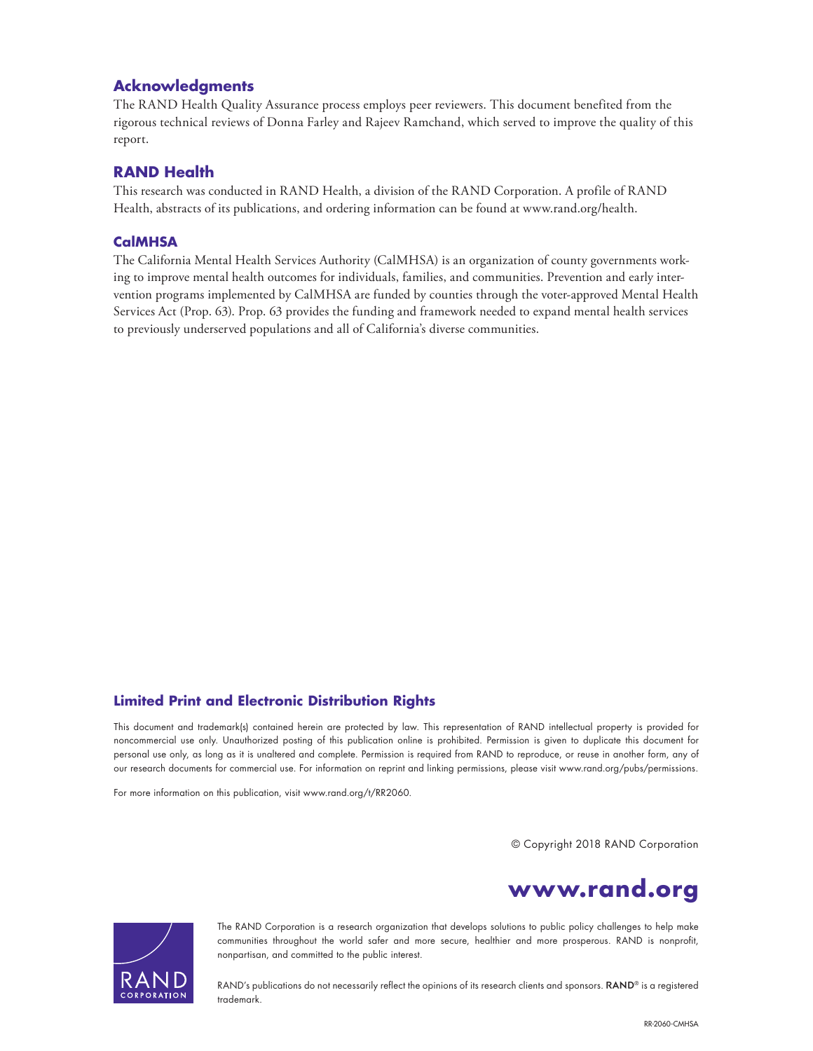## Acknowledgments

The RAND Health Quality Assurance process employs peer reviewers. This document benefited from the rigorous technical reviews of Donna Farley and Rajeev Ramchand, which served to improve the quality of this report.

## RAND Health

This research was conducted in RAND Health, a division of the RAND Corporation. A profile of RAND Health, abstracts of its publications, and ordering information can be found at www.rand.org/health.

## CalMHSA

The California Mental Health Services Authority (CalMHSA) is an organization of county governments working to improve mental health outcomes for individuals, families, and communities. Prevention and early intervention programs implemented by CalMHSA are funded by counties through the voter-approved Mental Health Services Act (Prop. 63). Prop. 63 provides the funding and framework needed to expand mental health services to previously underserved populations and all of California's diverse communities.

## Limited Print and Electronic Distribution Rights

This document and trademark(s) contained herein are protected by law. This representation of RAND intellectual property is provided for noncommercial use only. Unauthorized posting of this publication online is prohibited. Permission is given to duplicate this document for personal use only, as long as it is unaltered and complete. Permission is required from RAND to reproduce, or reuse in another form, any of our research documents for commercial use. For information on reprint and linking permissions, please visit www.rand.org/pubs/permissions.

For more information on this publication, visit www.rand.org/t/RR2060.

© Copyright 2018 RAND Corporation

**www.rand.org**

RAND CORPORATION

The RAND Corporation is a research organization that develops solutions to public policy challenges to help make communities throughout the world safer and more secure, healthier and more prosperous. RAND is nonprofit, nonpartisan, and committed to the public interest.

RAND's publications do not necessarily reflect the opinions of its research clients and sponsors. RAND® is a registered trademark.

RR-2060-CMHSA